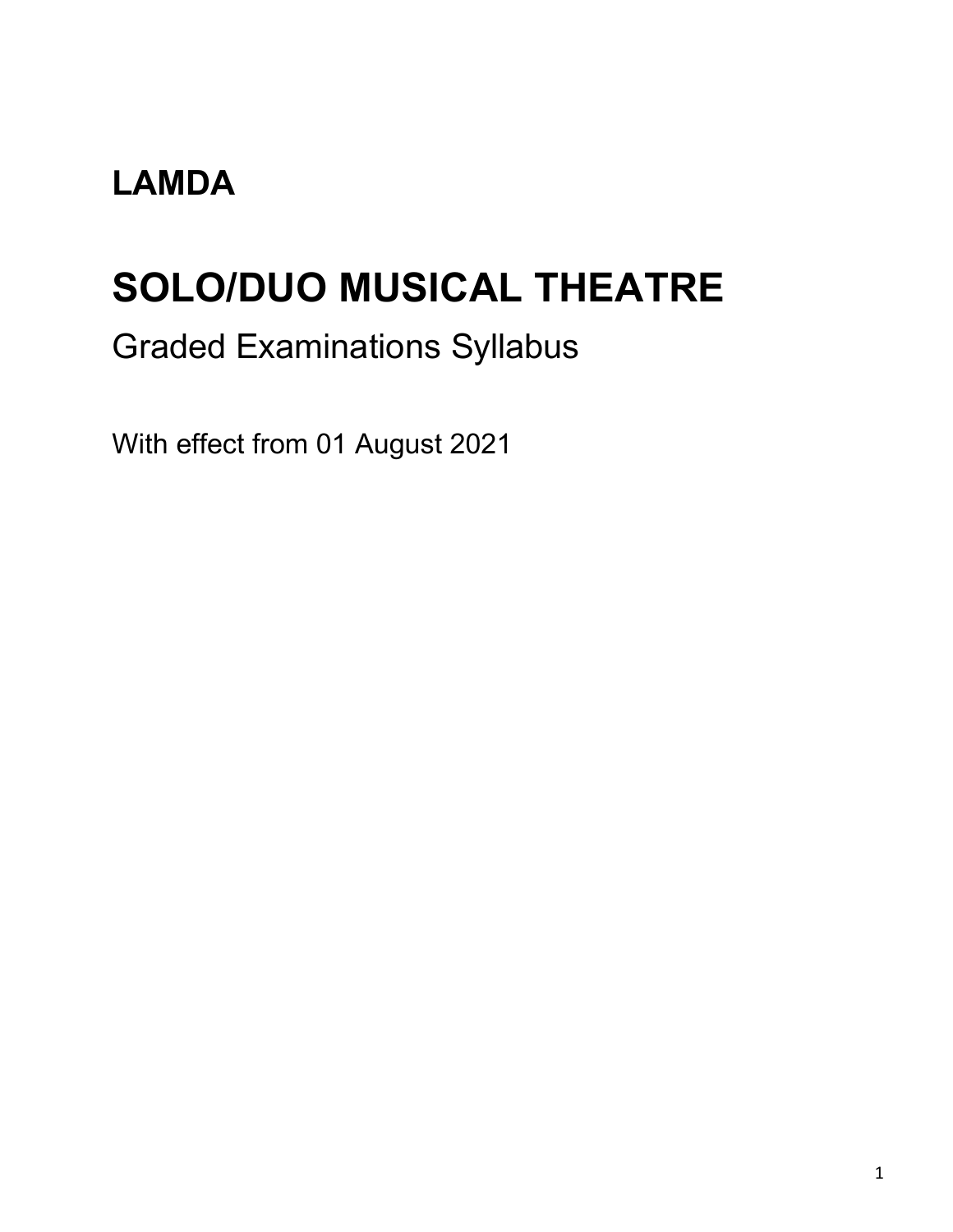**LAMDA**

# SOLO/DUO MUSICAL THEATRE

## Graded Examinations Syllabus

With effect from 01 August 2021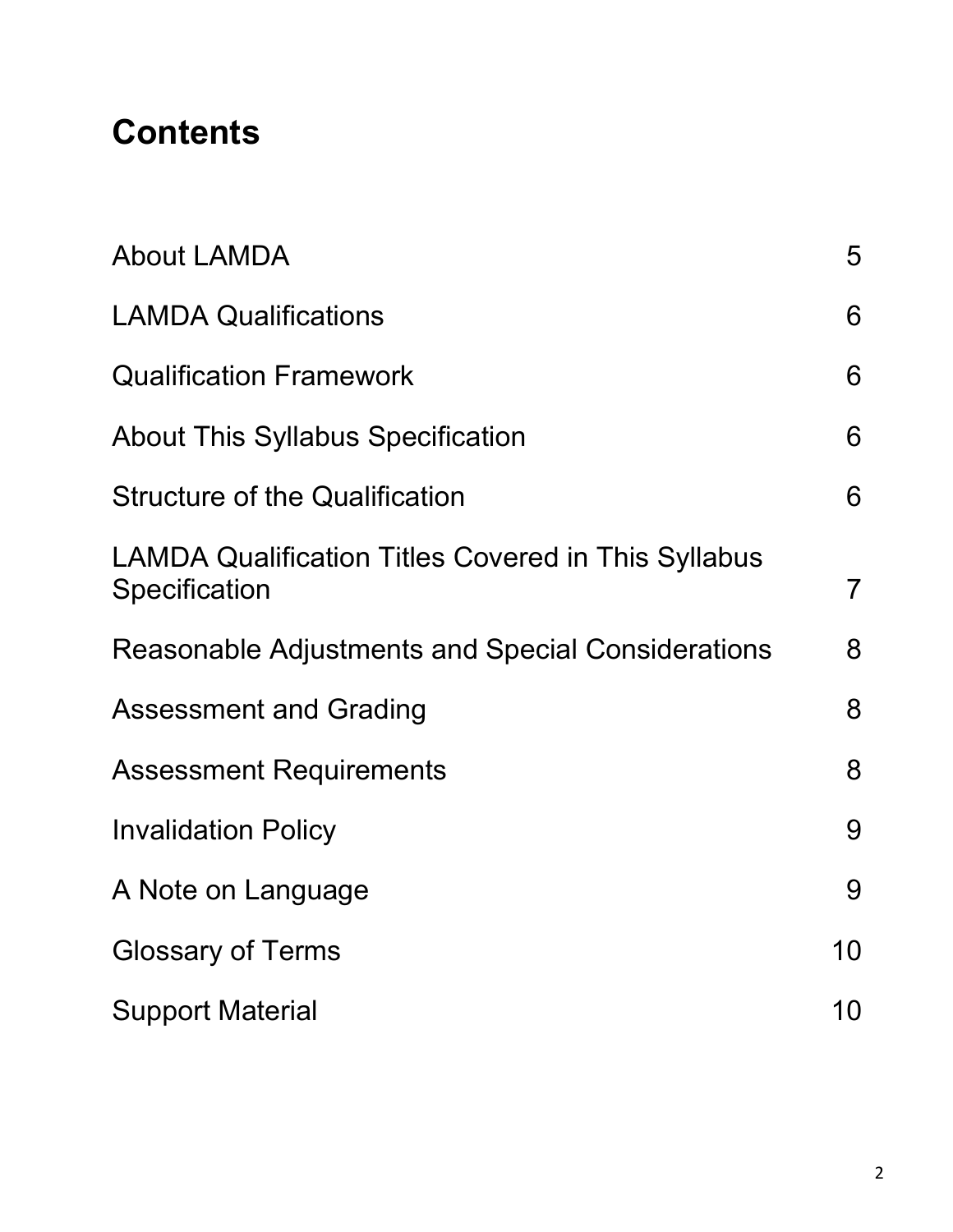# Contents

| | |
|---|---|
| About LAMDA | 5 |
| LAMDA Qualifications | 6 |
| Qualification Framework | 6 |
| About This Syllabus Specification | 6 |
| Structure of the Qualification | 6 |
| LAMDA Qualification Titles Covered in This Syllabus Specification | 7 |
| Reasonable Adjustments and Special Considerations | 8 |
| Assessment and Grading | 8 |
| Assessment Requirements | 8 |
| Invalidation Policy | 9 |
| A Note on Language | 9 |
| Glossary of Terms | 10 |
| Support Material | 10 |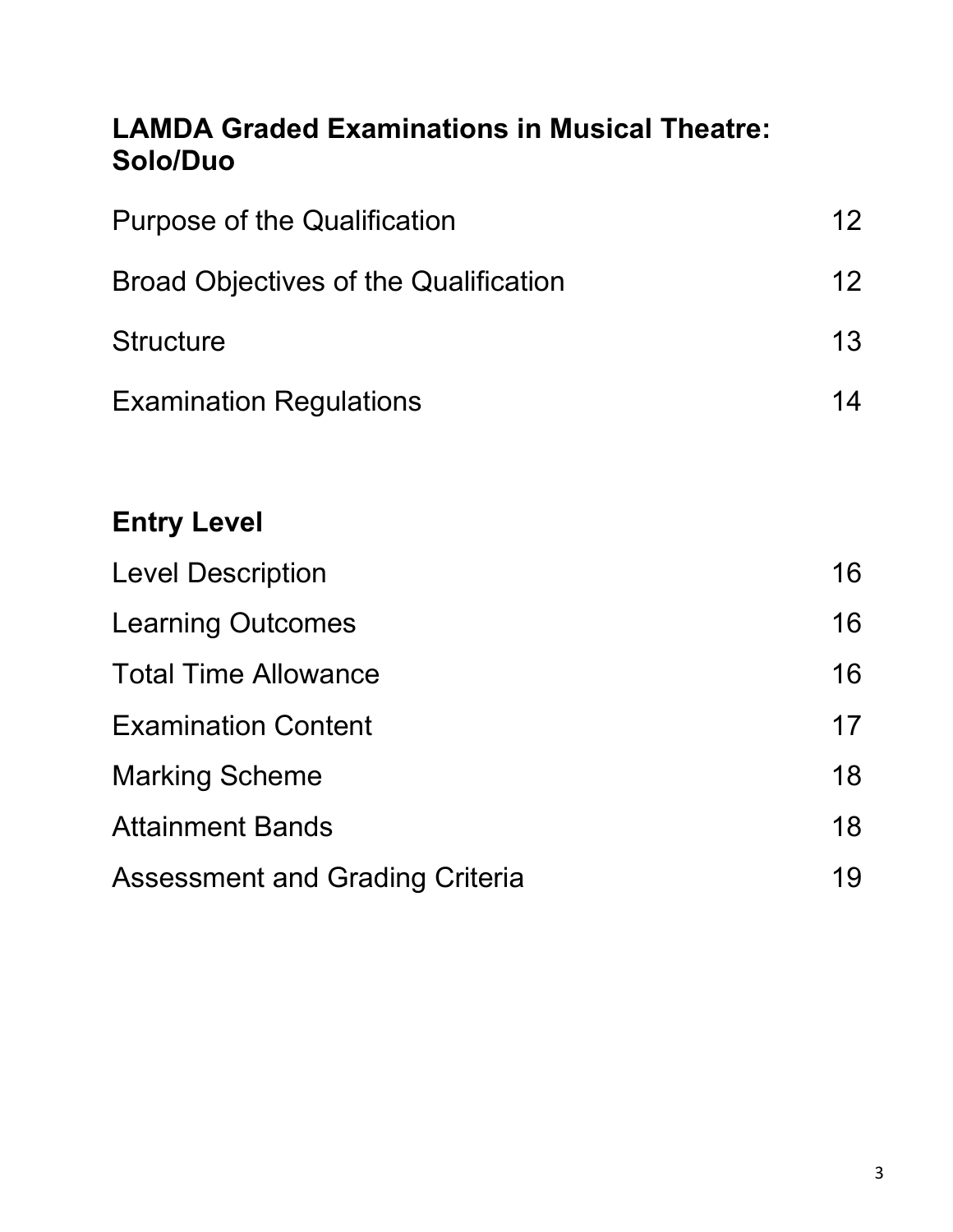## LAMDA Graded Examinations in Musical Theatre: Solo/Duo

| | |
|---|---|
| Purpose of the Qualification | 12 |
| Broad Objectives of the Qualification | 12 |
| Structure | 13 |
| Examination Regulations | 14 |

## Entry Level

| | |
|---|---|
| Level Description | 16 |
| Learning Outcomes | 16 |
| Total Time Allowance | 16 |
| Examination Content | 17 |
| Marking Scheme | 18 |
| Attainment Bands | 18 |
| Assessment and Grading Criteria | 19 |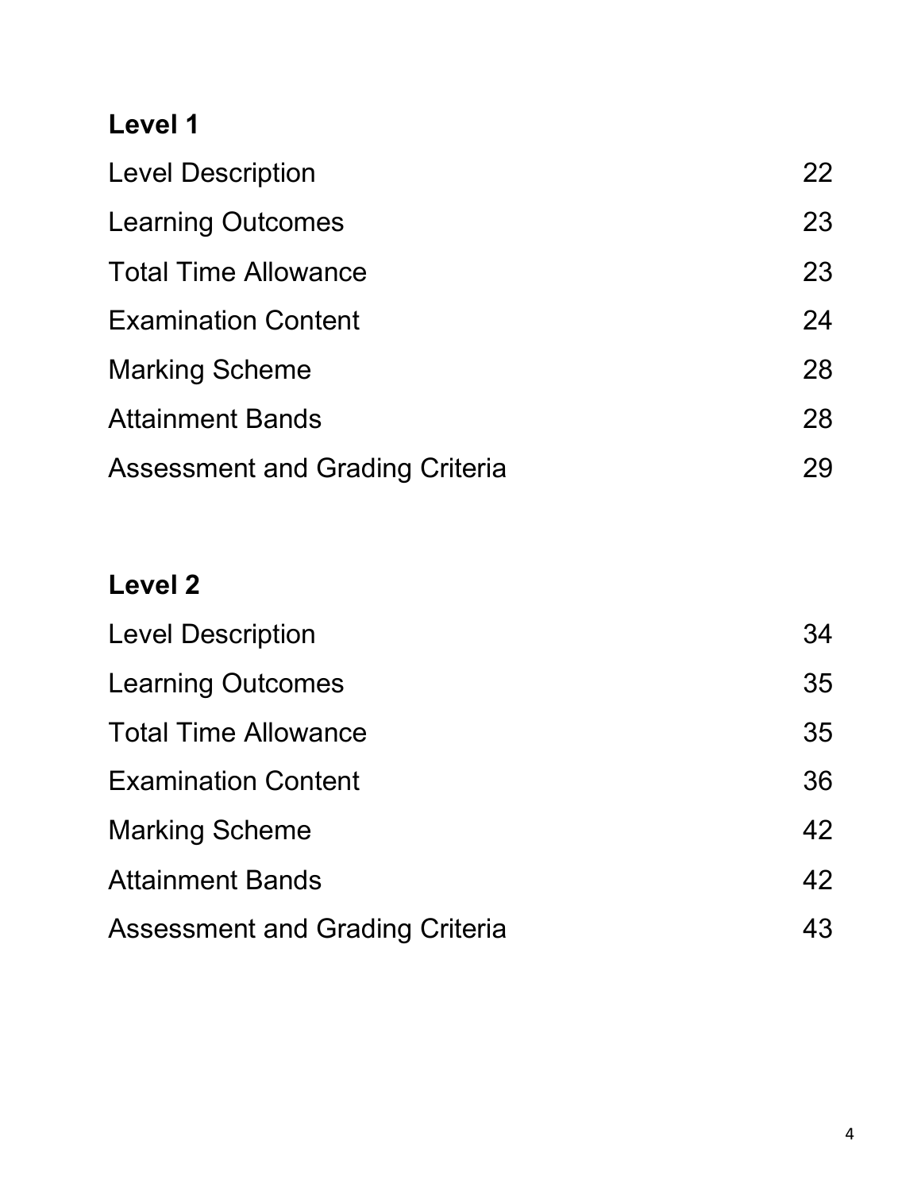**Level 1**

| | |
|---|---|
| Level Description | 22 |
| Learning Outcomes | 23 |
| Total Time Allowance | 23 |
| Examination Content | 24 |
| Marking Scheme | 28 |
| Attainment Bands | 28 |
| Assessment and Grading Criteria | 29 |

**Level 2**

| | |
|---|---|
| Level Description | 34 |
| Learning Outcomes | 35 |
| Total Time Allowance | 35 |
| Examination Content | 36 |
| Marking Scheme | 42 |
| Attainment Bands | 42 |
| Assessment and Grading Criteria | 43 |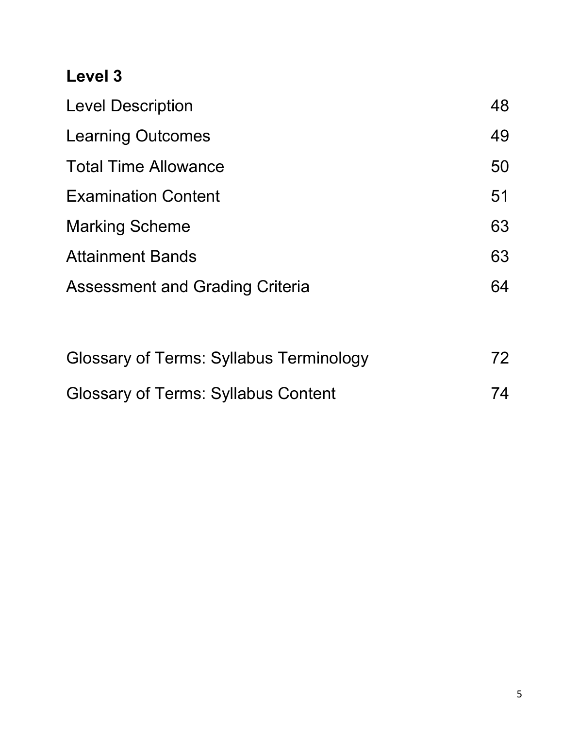**Level 3**

| | |
|---|---|
| Level Description | 48 |
| Learning Outcomes | 49 |
| Total Time Allowance | 50 |
| Examination Content | 51 |
| Marking Scheme | 63 |
| Attainment Bands | 63 |
| Assessment and Grading Criteria | 64 |
| | |
| Glossary of Terms: Syllabus Terminology | 72 |
| Glossary of Terms: Syllabus Content | 74 |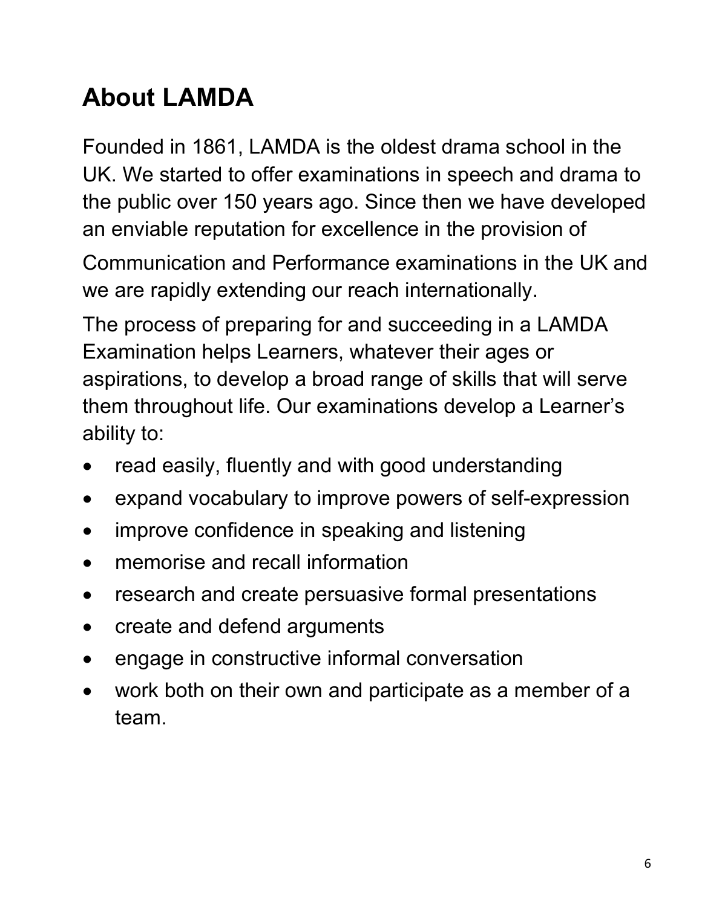# About LAMDA

Founded in 1861, LAMDA is the oldest drama school in the UK. We started to offer examinations in speech and drama to the public over 150 years ago. Since then we have developed an enviable reputation for excellence in the provision of Communication and Performance examinations in the UK and we are rapidly extending our reach internationally.

The process of preparing for and succeeding in a LAMDA Examination helps Learners, whatever their ages or aspirations, to develop a broad range of skills that will serve them throughout life. Our examinations develop a Learner's ability to:

- read easily, fluently and with good understanding
- expand vocabulary to improve powers of self-expression
- improve confidence in speaking and listening
- memorise and recall information
- research and create persuasive formal presentations
- create and defend arguments
- engage in constructive informal conversation
- work both on their own and participate as a member of a team.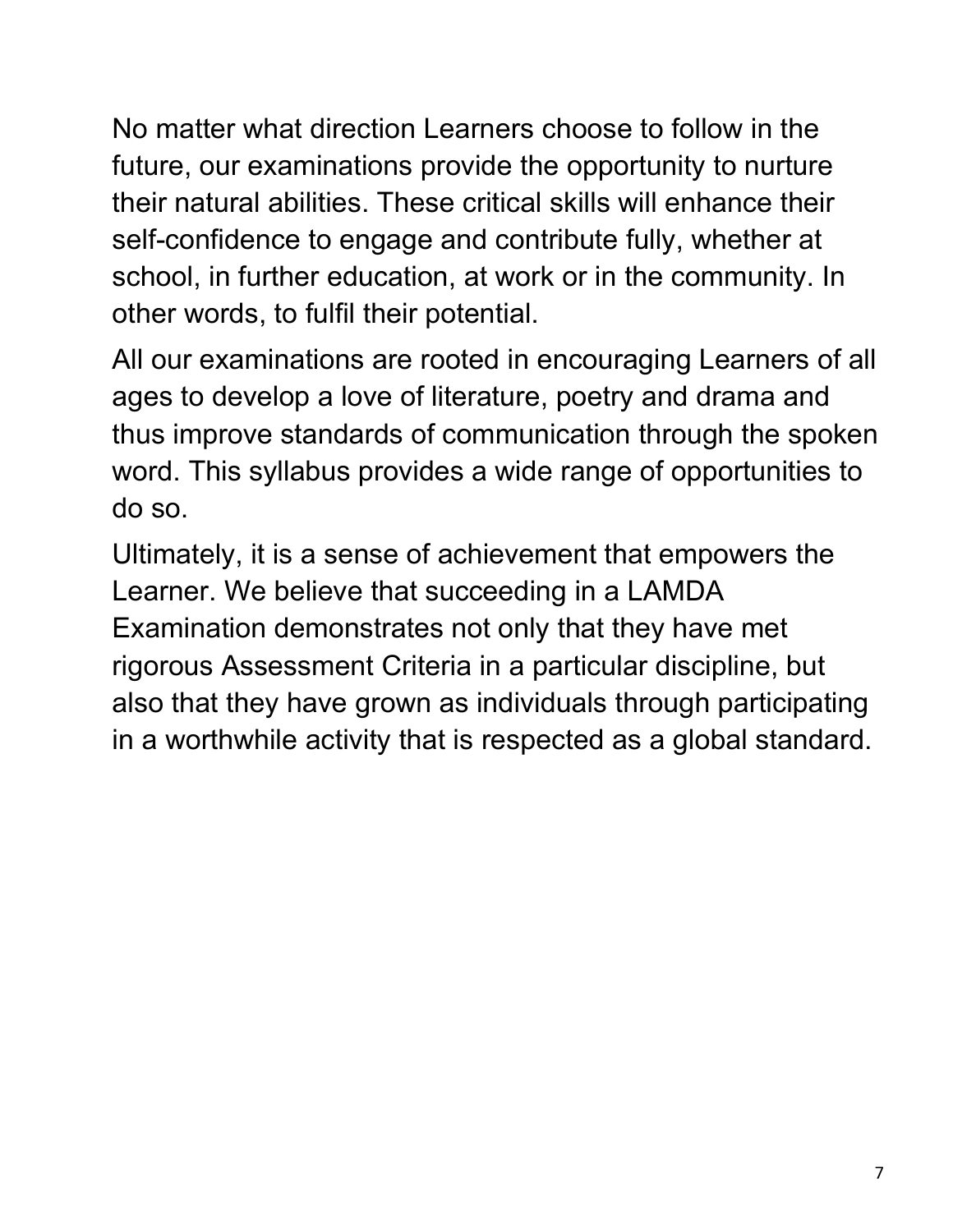No matter what direction Learners choose to follow in the future, our examinations provide the opportunity to nurture their natural abilities. These critical skills will enhance their self-confidence to engage and contribute fully, whether at school, in further education, at work or in the community. In other words, to fulfil their potential.

All our examinations are rooted in encouraging Learners of all ages to develop a love of literature, poetry and drama and thus improve standards of communication through the spoken word. This syllabus provides a wide range of opportunities to do so.

Ultimately, it is a sense of achievement that empowers the Learner. We believe that succeeding in a LAMDA Examination demonstrates not only that they have met rigorous Assessment Criteria in a particular discipline, but also that they have grown as individuals through participating in a worthwhile activity that is respected as a global standard.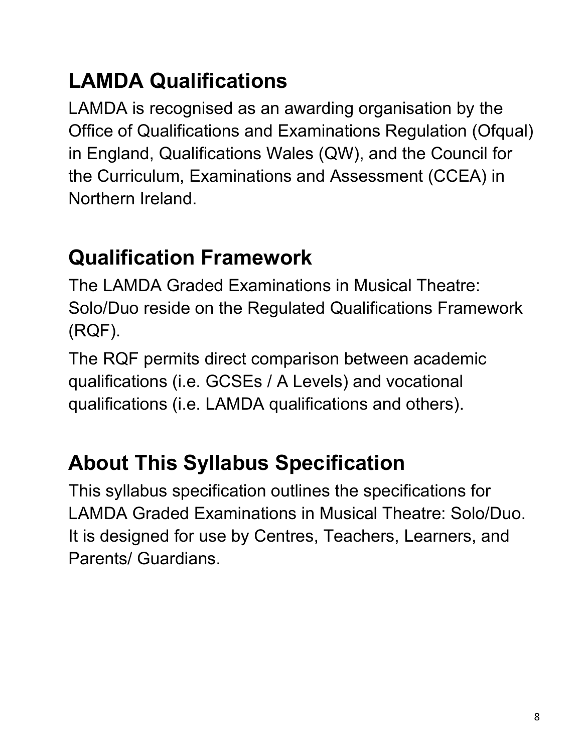## LAMDA Qualifications

LAMDA is recognised as an awarding organisation by the Office of Qualifications and Examinations Regulation (Ofqual) in England, Qualifications Wales (QW), and the Council for the Curriculum, Examinations and Assessment (CCEA) in Northern Ireland.

## Qualification Framework

The LAMDA Graded Examinations in Musical Theatre: Solo/Duo reside on the Regulated Qualifications Framework (RQF).

The RQF permits direct comparison between academic qualifications (i.e. GCSEs / A Levels) and vocational qualifications (i.e. LAMDA qualifications and others).

## About This Syllabus Specification

This syllabus specification outlines the specifications for LAMDA Graded Examinations in Musical Theatre: Solo/Duo. It is designed for use by Centres, Teachers, Learners, and Parents/ Guardians.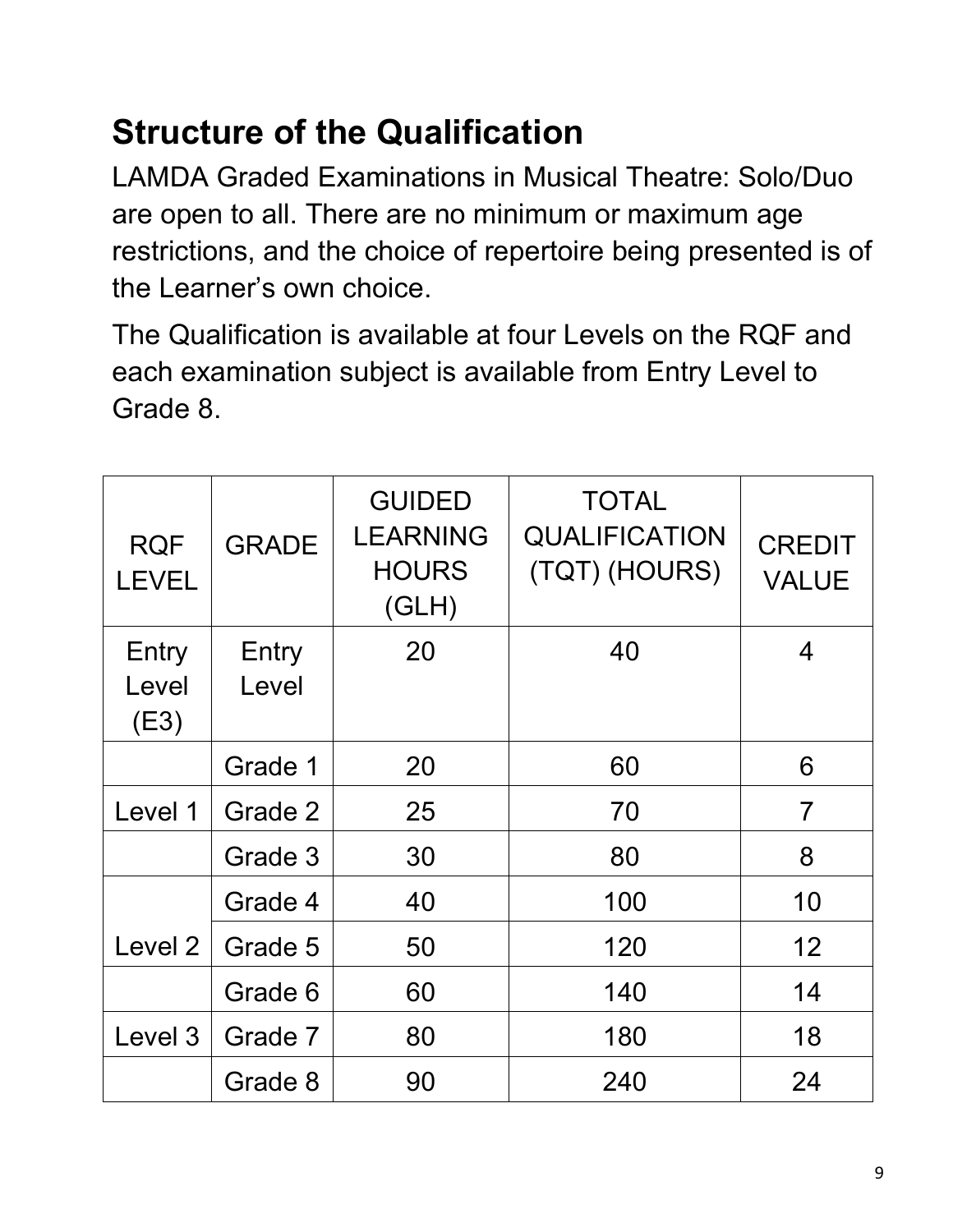## Structure of the Qualification

LAMDA Graded Examinations in Musical Theatre: Solo/Duo are open to all. There are no minimum or maximum age restrictions, and the choice of repertoire being presented is of the Learner's own choice.

The Qualification is available at four Levels on the RQF and each examination subject is available from Entry Level to Grade 8.

| RQF LEVEL | GRADE | GUIDED LEARNING HOURS (GLH) | TOTAL QUALIFICATION (TQT) (HOURS) | CREDIT VALUE |
|---|---|---|---|---|
| Entry Level (E3) | Entry Level | 20 | 40 | 4 |
| | Grade 1 | 20 | 60 | 6 |
| Level 1 | Grade 2 | 25 | 70 | 7 |
| | Grade 3 | 30 | 80 | 8 |
| | Grade 4 | 40 | 100 | 10 |
| Level 2 | Grade 5 | 50 | 120 | 12 |
| | Grade 6 | 60 | 140 | 14 |
| Level 3 | Grade 7 | 80 | 180 | 18 |
| | Grade 8 | 90 | 240 | 24 |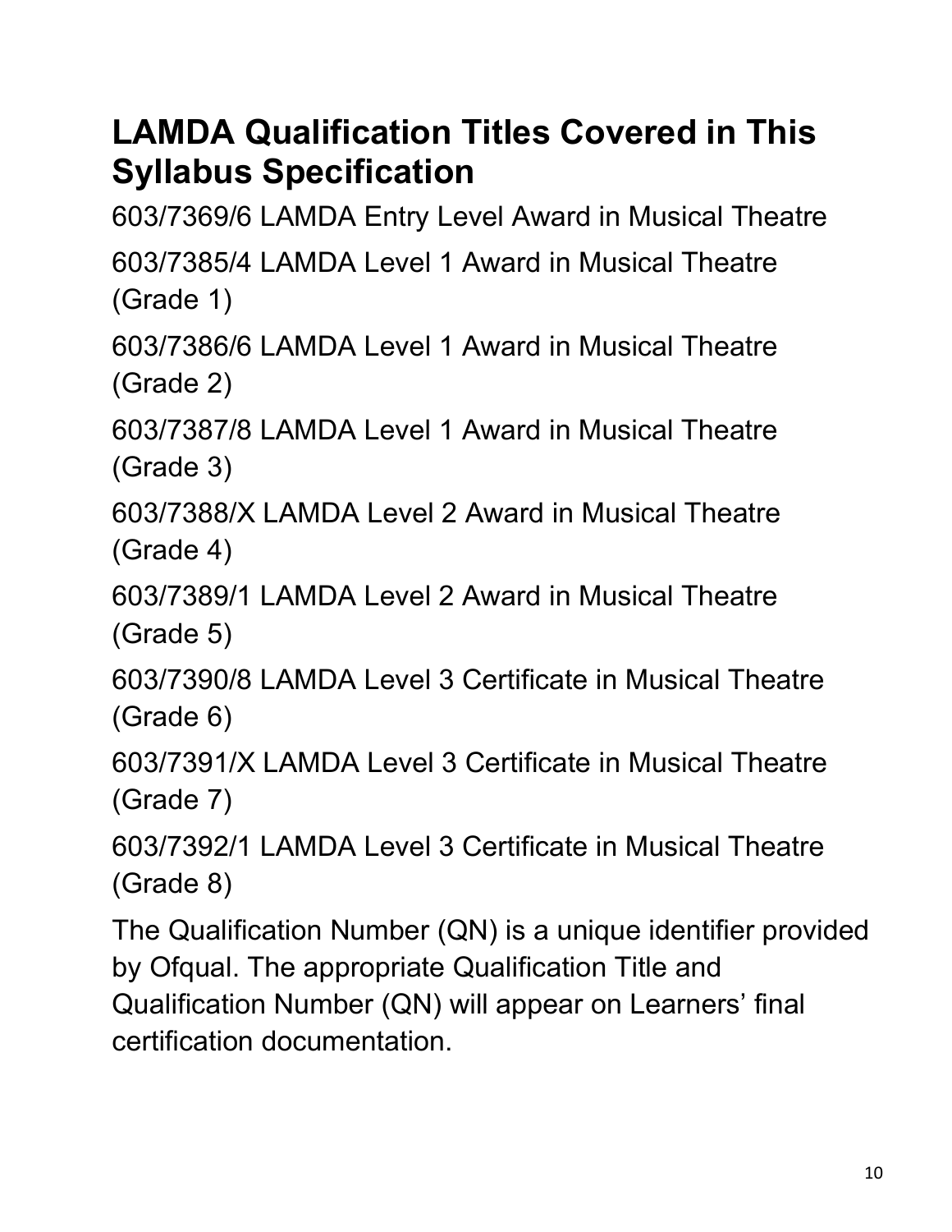## LAMDA Qualification Titles Covered in This Syllabus Specification

603/7369/6 LAMDA Entry Level Award in Musical Theatre

603/7385/4 LAMDA Level 1 Award in Musical Theatre (Grade 1)

603/7386/6 LAMDA Level 1 Award in Musical Theatre (Grade 2)

603/7387/8 LAMDA Level 1 Award in Musical Theatre (Grade 3)

603/7388/X LAMDA Level 2 Award in Musical Theatre (Grade 4)

603/7389/1 LAMDA Level 2 Award in Musical Theatre (Grade 5)

603/7390/8 LAMDA Level 3 Certificate in Musical Theatre (Grade 6)

603/7391/X LAMDA Level 3 Certificate in Musical Theatre (Grade 7)

603/7392/1 LAMDA Level 3 Certificate in Musical Theatre (Grade 8)

The Qualification Number (QN) is a unique identifier provided by Ofqual. The appropriate Qualification Title and Qualification Number (QN) will appear on Learners' final certification documentation.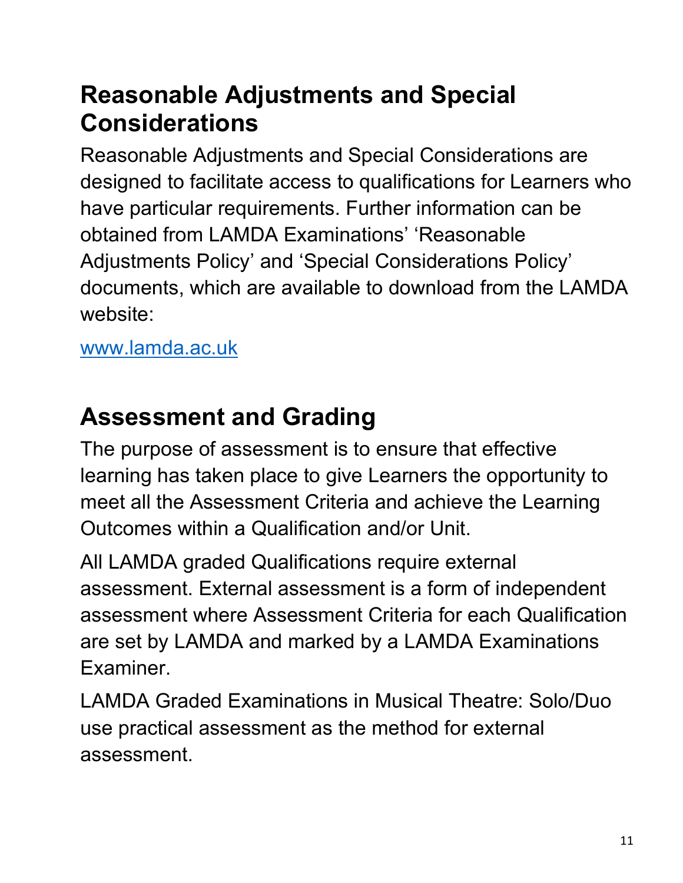## Reasonable Adjustments and Special Considerations

Reasonable Adjustments and Special Considerations are designed to facilitate access to qualifications for Learners who have particular requirements. Further information can be obtained from LAMDA Examinations' 'Reasonable Adjustments Policy' and 'Special Considerations Policy' documents, which are available to download from the LAMDA website:

[www.lamda.ac.uk](http://www.lamda.ac.uk)

## Assessment and Grading

The purpose of assessment is to ensure that effective learning has taken place to give Learners the opportunity to meet all the Assessment Criteria and achieve the Learning Outcomes within a Qualification and/or Unit.

All LAMDA graded Qualifications require external assessment. External assessment is a form of independent assessment where Assessment Criteria for each Qualification are set by LAMDA and marked by a LAMDA Examinations Examiner.

LAMDA Graded Examinations in Musical Theatre: Solo/Duo use practical assessment as the method for external assessment.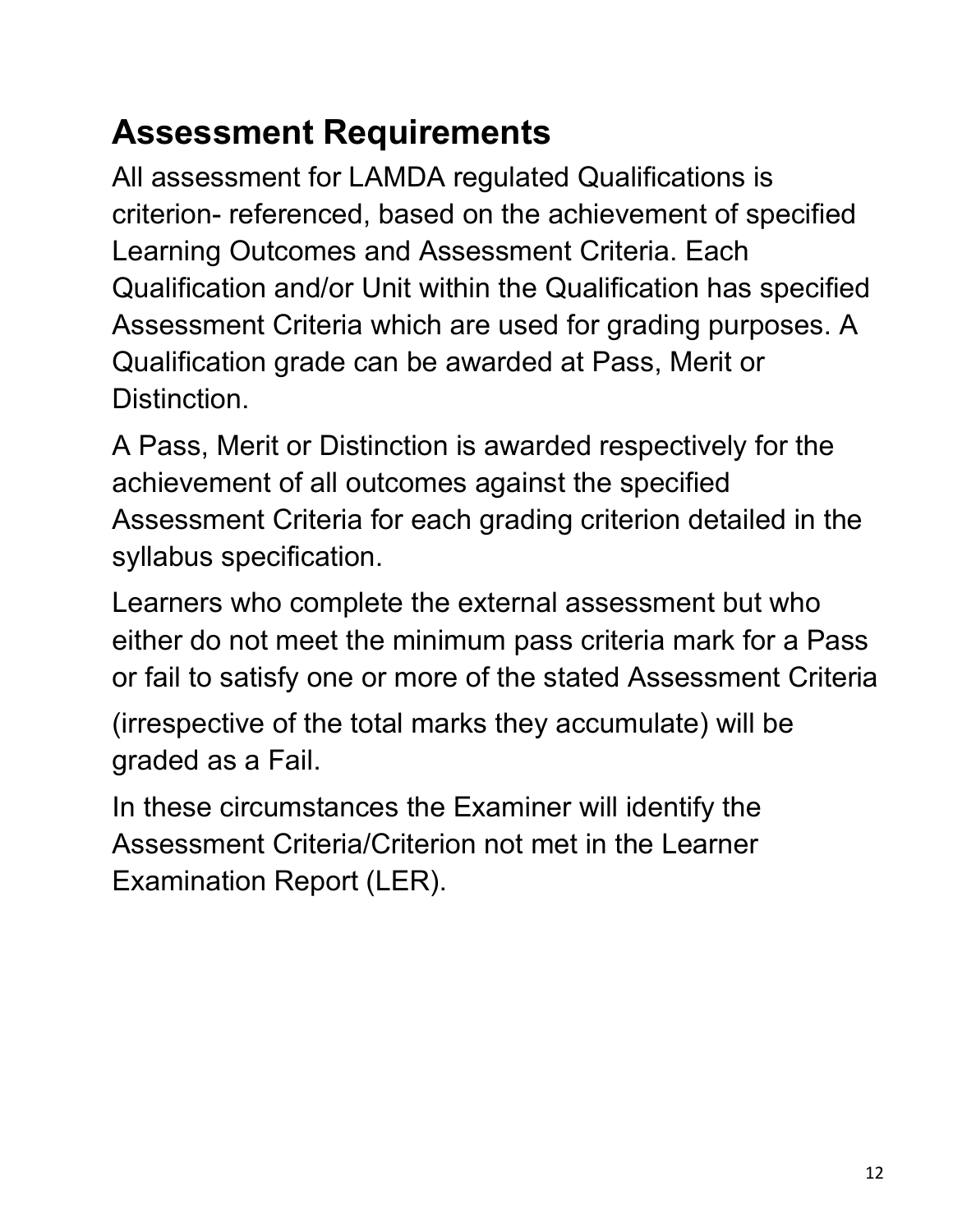## Assessment Requirements

All assessment for LAMDA regulated Qualifications is criterion- referenced, based on the achievement of specified Learning Outcomes and Assessment Criteria. Each Qualification and/or Unit within the Qualification has specified Assessment Criteria which are used for grading purposes. A Qualification grade can be awarded at Pass, Merit or Distinction.

A Pass, Merit or Distinction is awarded respectively for the achievement of all outcomes against the specified Assessment Criteria for each grading criterion detailed in the syllabus specification.

Learners who complete the external assessment but who either do not meet the minimum pass criteria mark for a Pass or fail to satisfy one or more of the stated Assessment Criteria (irrespective of the total marks they accumulate) will be graded as a Fail.

In these circumstances the Examiner will identify the Assessment Criteria/Criterion not met in the Learner Examination Report (LER).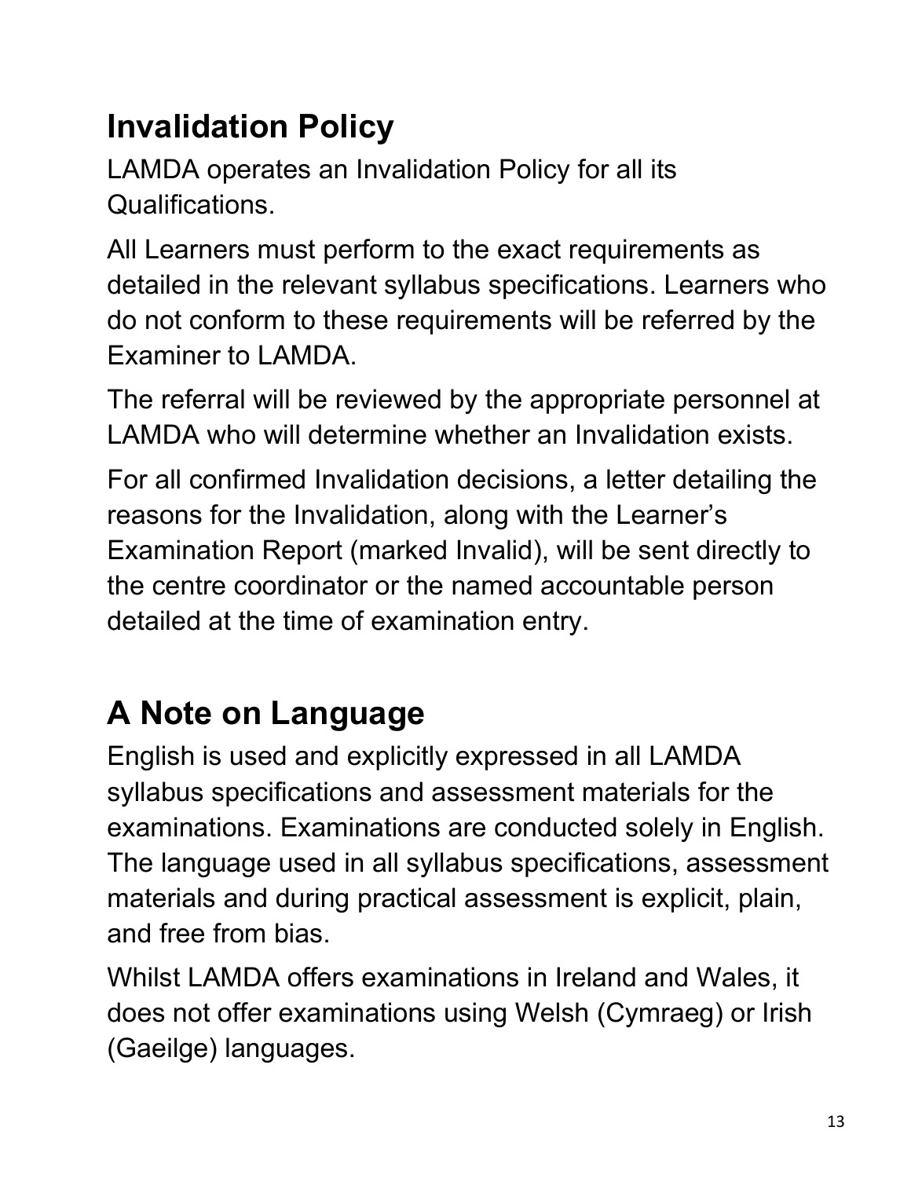## Invalidation Policy

LAMDA operates an Invalidation Policy for all its Qualifications.

All Learners must perform to the exact requirements as detailed in the relevant syllabus specifications. Learners who do not conform to these requirements will be referred by the Examiner to LAMDA.

The referral will be reviewed by the appropriate personnel at LAMDA who will determine whether an Invalidation exists.

For all confirmed Invalidation decisions, a letter detailing the reasons for the Invalidation, along with the Learner's Examination Report (marked Invalid), will be sent directly to the centre coordinator or the named accountable person detailed at the time of examination entry.

## A Note on Language

English is used and explicitly expressed in all LAMDA syllabus specifications and assessment materials for the examinations. Examinations are conducted solely in English. The language used in all syllabus specifications, assessment materials and during practical assessment is explicit, plain, and free from bias.

Whilst LAMDA offers examinations in Ireland and Wales, it does not offer examinations using Welsh (Cymraeg) or Irish (Gaeilge) languages.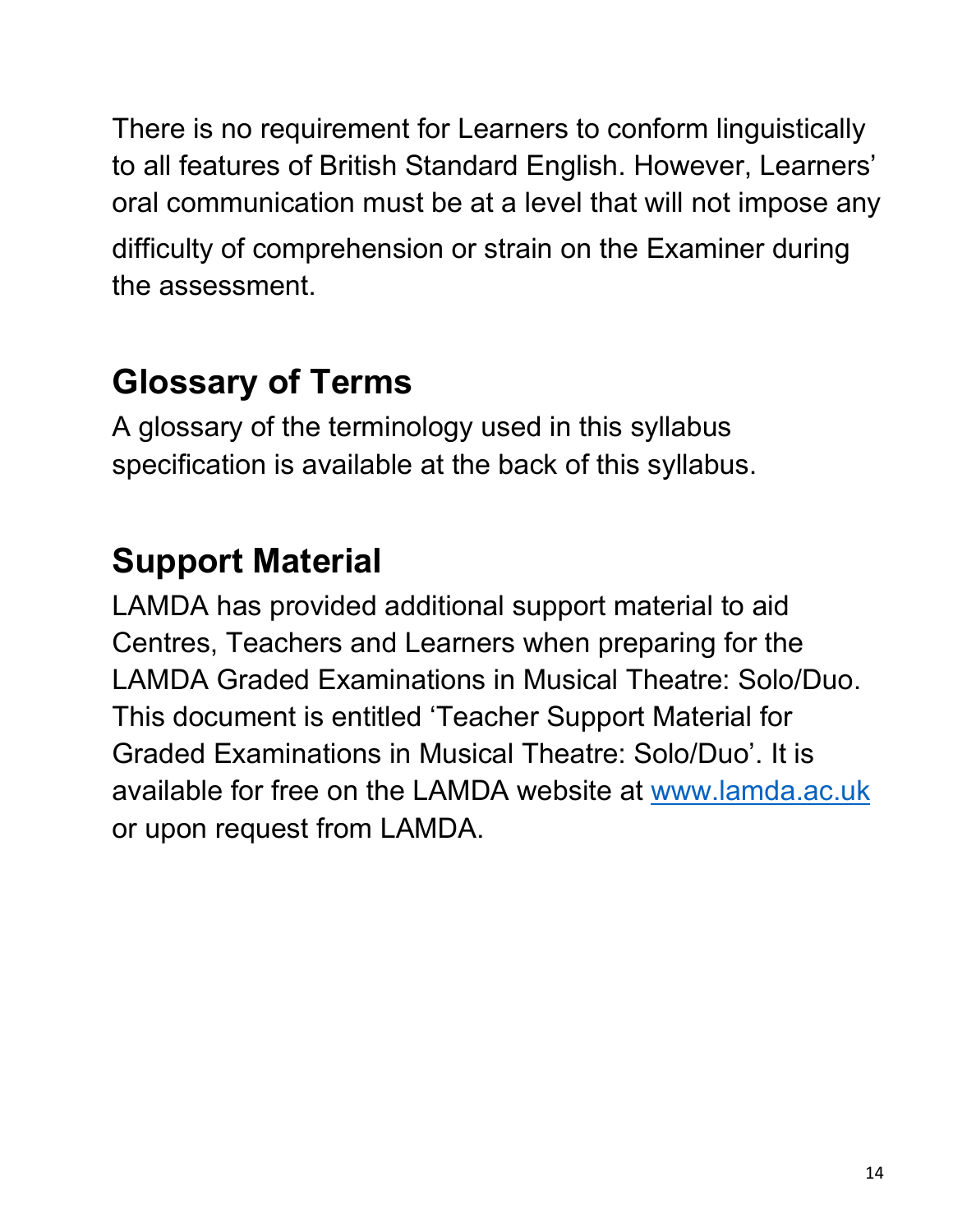There is no requirement for Learners to conform linguistically to all features of British Standard English. However, Learners' oral communication must be at a level that will not impose any difficulty of comprehension or strain on the Examiner during the assessment.

## Glossary of Terms

A glossary of the terminology used in this syllabus specification is available at the back of this syllabus.

## Support Material

LAMDA has provided additional support material to aid Centres, Teachers and Learners when preparing for the LAMDA Graded Examinations in Musical Theatre: Solo/Duo. This document is entitled 'Teacher Support Material for Graded Examinations in Musical Theatre: Solo/Duo'. It is available for free on the LAMDA website at [www.lamda.ac.uk](http://www.lamda.ac.uk) or upon request from LAMDA.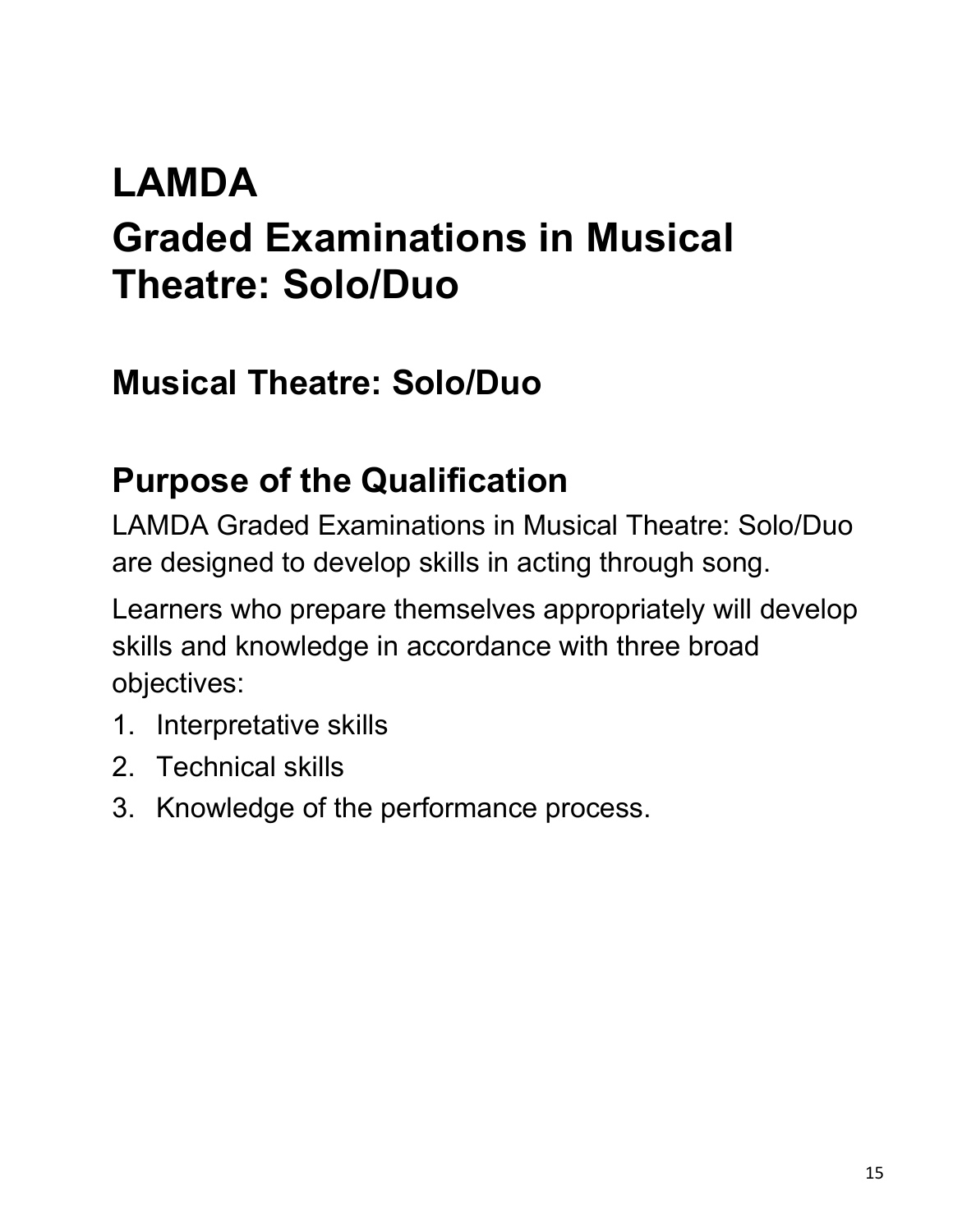# LAMDA
# Graded Examinations in Musical Theatre: Solo/Duo

## Musical Theatre: Solo/Duo

## Purpose of the Qualification

LAMDA Graded Examinations in Musical Theatre: Solo/Duo are designed to develop skills in acting through song.

Learners who prepare themselves appropriately will develop skills and knowledge in accordance with three broad objectives:

1. Interpretative skills
2. Technical skills
3. Knowledge of the performance process.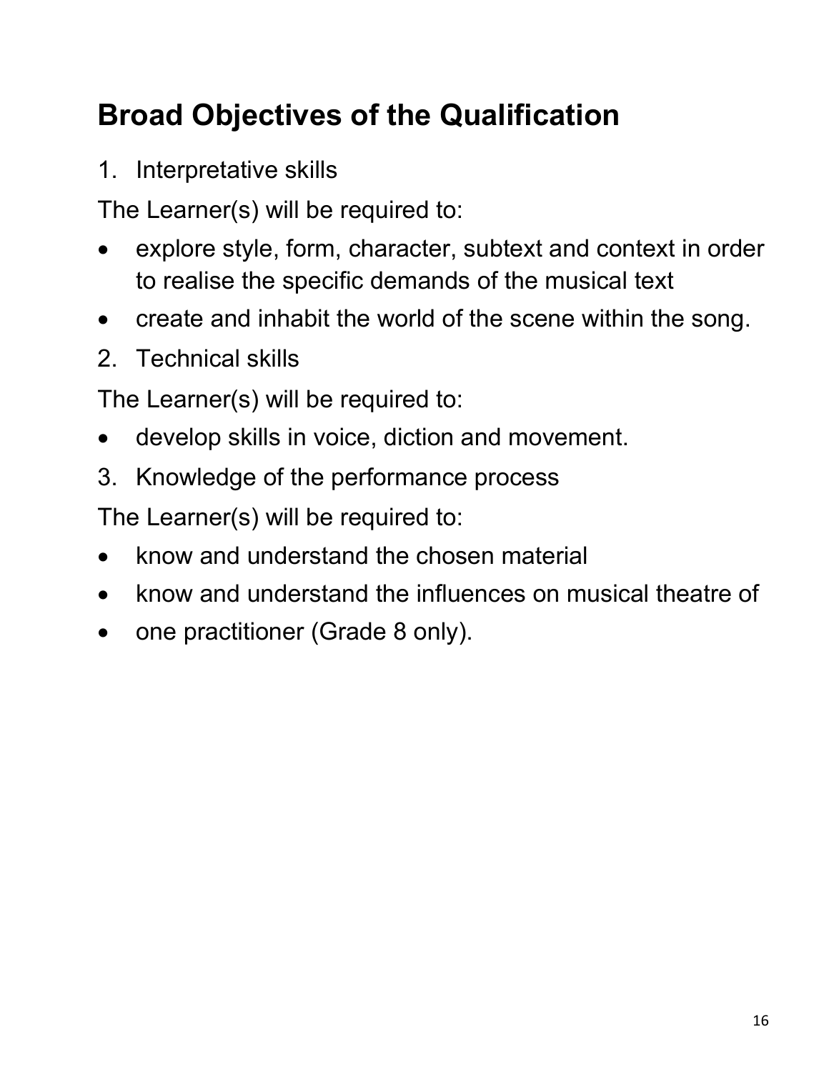## Broad Objectives of the Qualification

1. Interpretative skills

The Learner(s) will be required to:

- explore style, form, character, subtext and context in order to realise the specific demands of the musical text
- create and inhabit the world of the scene within the song.

2. Technical skills

The Learner(s) will be required to:

- develop skills in voice, diction and movement.

3. Knowledge of the performance process

The Learner(s) will be required to:

- know and understand the chosen material
- know and understand the influences on musical theatre of
- one practitioner (Grade 8 only).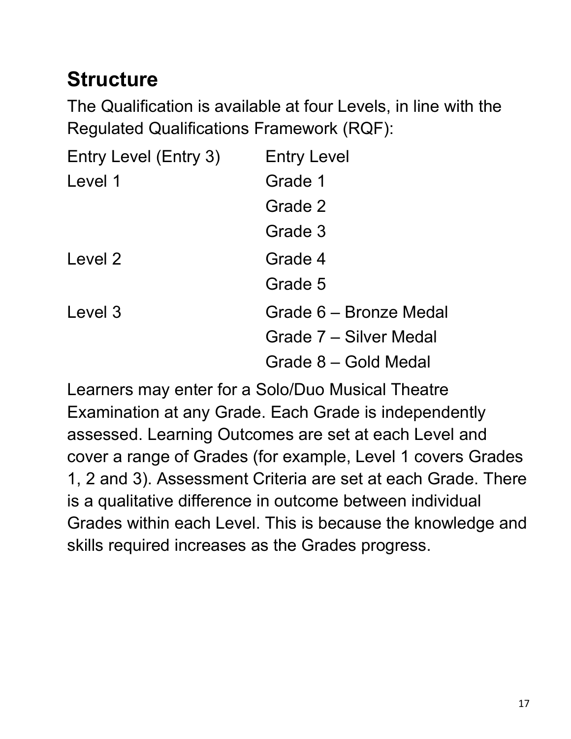## Structure

The Qualification is available at four Levels, in line with the Regulated Qualifications Framework (RQF):

| | |
|---|---|
| Entry Level (Entry 3) | Entry Level |
| Level 1 | Grade 1 |
| | Grade 2 |
| | Grade 3 |
| Level 2 | Grade 4 |
| | Grade 5 |
| Level 3 | Grade 6 – Bronze Medal |
| | Grade 7 – Silver Medal |
| | Grade 8 – Gold Medal |

Learners may enter for a Solo/Duo Musical Theatre Examination at any Grade. Each Grade is independently assessed. Learning Outcomes are set at each Level and cover a range of Grades (for example, Level 1 covers Grades 1, 2 and 3). Assessment Criteria are set at each Grade. There is a qualitative difference in outcome between individual Grades within each Level. This is because the knowledge and skills required increases as the Grades progress.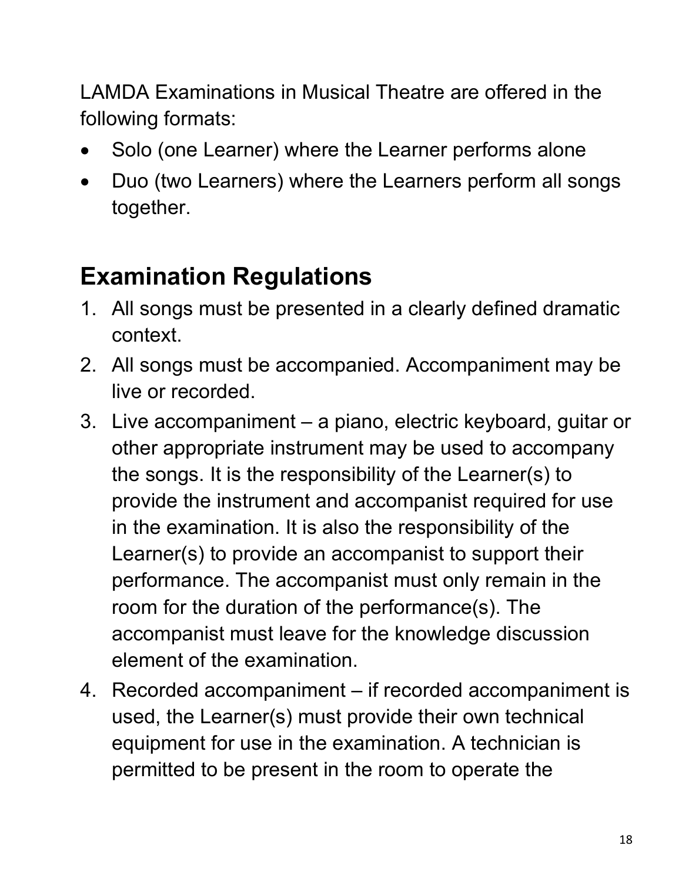LAMDA Examinations in Musical Theatre are offered in the following formats:

- Solo (one Learner) where the Learner performs alone
- Duo (two Learners) where the Learners perform all songs together.

## Examination Regulations

1. All songs must be presented in a clearly defined dramatic context.
2. All songs must be accompanied. Accompaniment may be live or recorded.
3. Live accompaniment – a piano, electric keyboard, guitar or other appropriate instrument may be used to accompany the songs. It is the responsibility of the Learner(s) to provide the instrument and accompanist required for use in the examination. It is also the responsibility of the Learner(s) to provide an accompanist to support their performance. The accompanist must only remain in the room for the duration of the performance(s). The accompanist must leave for the knowledge discussion element of the examination.
4. Recorded accompaniment – if recorded accompaniment is used, the Learner(s) must provide their own technical equipment for use in the examination. A technician is permitted to be present in the room to operate the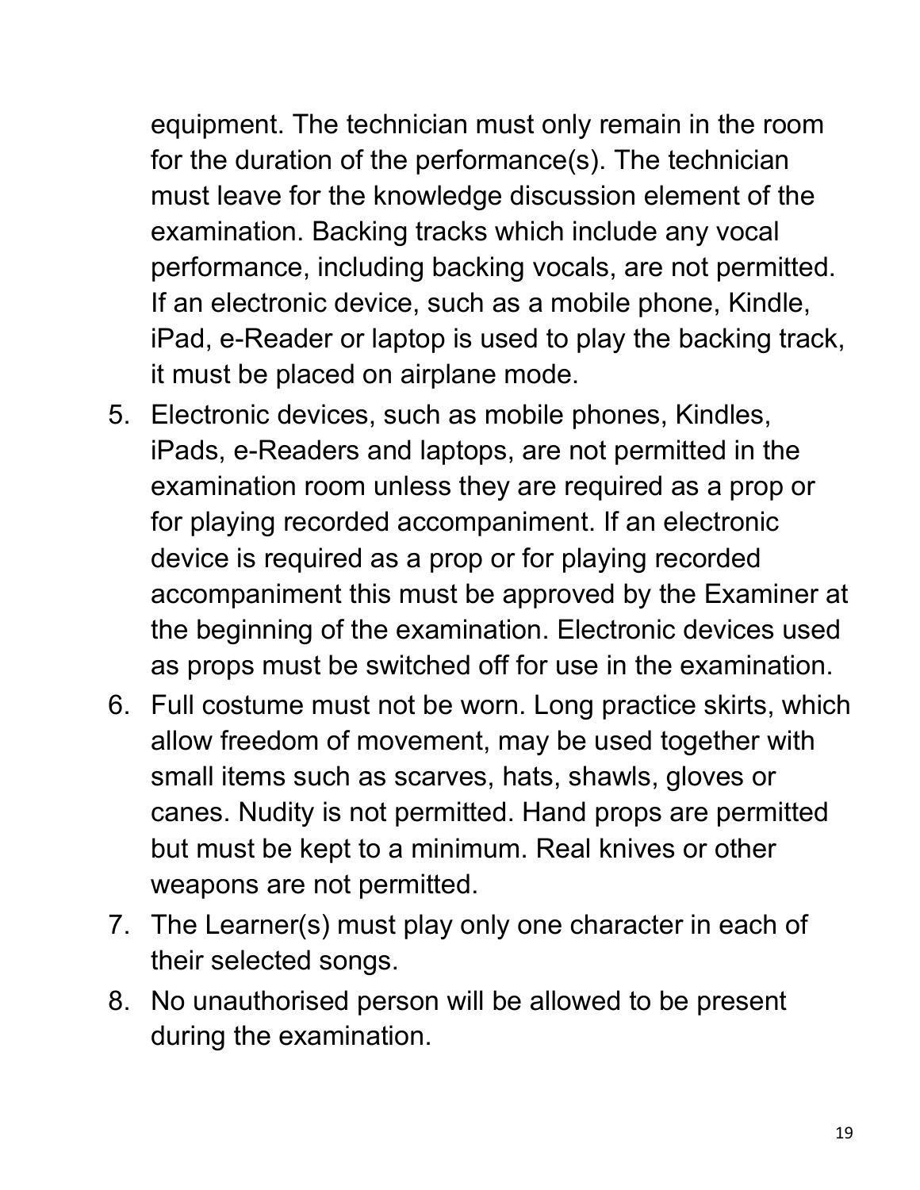equipment. The technician must only remain in the room for the duration of the performance(s). The technician must leave for the knowledge discussion element of the examination. Backing tracks which include any vocal performance, including backing vocals, are not permitted. If an electronic device, such as a mobile phone, Kindle, iPad, e-Reader or laptop is used to play the backing track, it must be placed on airplane mode.

5. Electronic devices, such as mobile phones, Kindles, iPads, e-Readers and laptops, are not permitted in the examination room unless they are required as a prop or for playing recorded accompaniment. If an electronic device is required as a prop or for playing recorded accompaniment this must be approved by the Examiner at the beginning of the examination. Electronic devices used as props must be switched off for use in the examination.
6. Full costume must not be worn. Long practice skirts, which allow freedom of movement, may be used together with small items such as scarves, hats, shawls, gloves or canes. Nudity is not permitted. Hand props are permitted but must be kept to a minimum. Real knives or other weapons are not permitted.
7. The Learner(s) must play only one character in each of their selected songs.
8. No unauthorised person will be allowed to be present during the examination.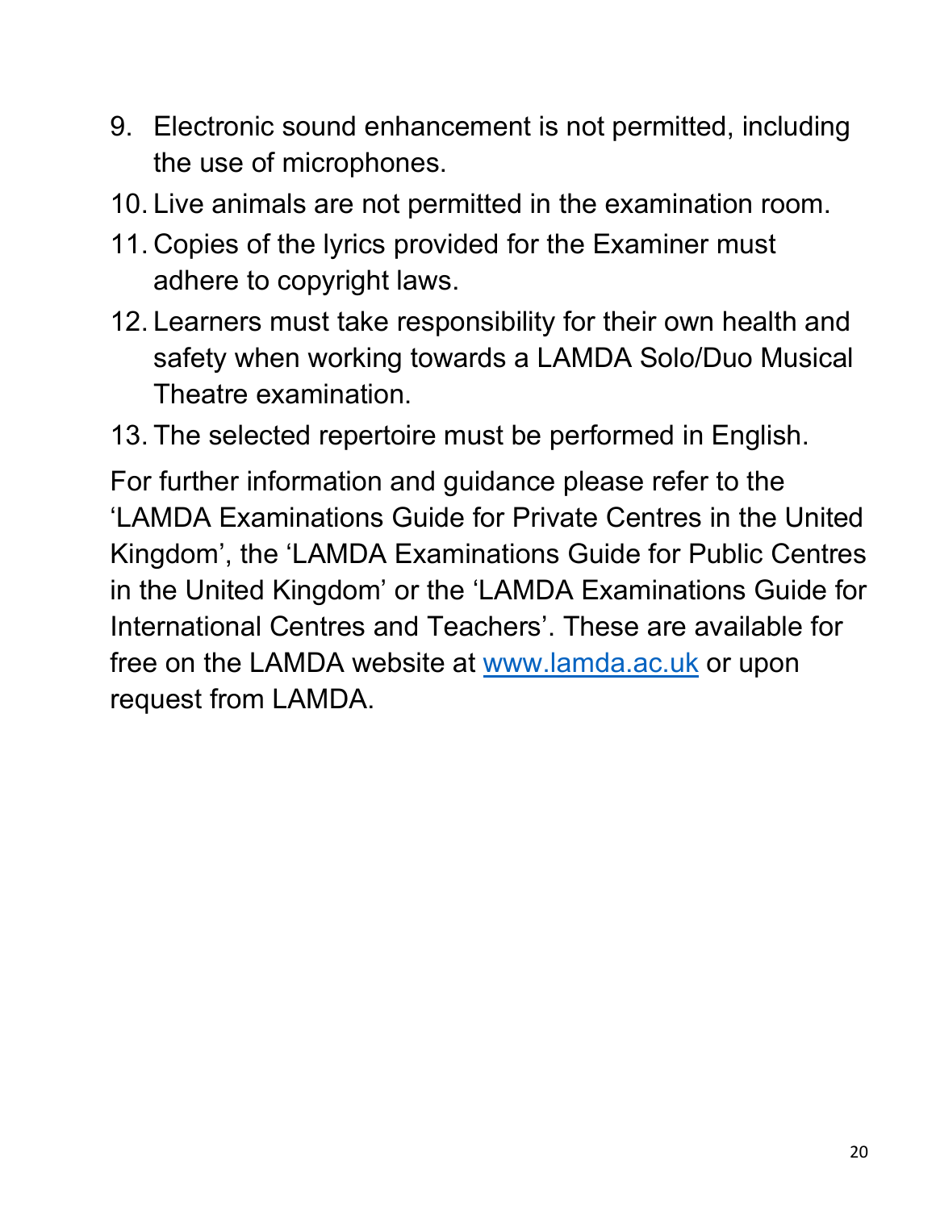9. Electronic sound enhancement is not permitted, including the use of microphones.
10. Live animals are not permitted in the examination room.
11. Copies of the lyrics provided for the Examiner must adhere to copyright laws.
12. Learners must take responsibility for their own health and safety when working towards a LAMDA Solo/Duo Musical Theatre examination.
13. The selected repertoire must be performed in English.

For further information and guidance please refer to the 'LAMDA Examinations Guide for Private Centres in the United Kingdom', the 'LAMDA Examinations Guide for Public Centres in the United Kingdom' or the 'LAMDA Examinations Guide for International Centres and Teachers'. These are available for free on the LAMDA website at [www.lamda.ac.uk](http://www.lamda.ac.uk) or upon request from LAMDA.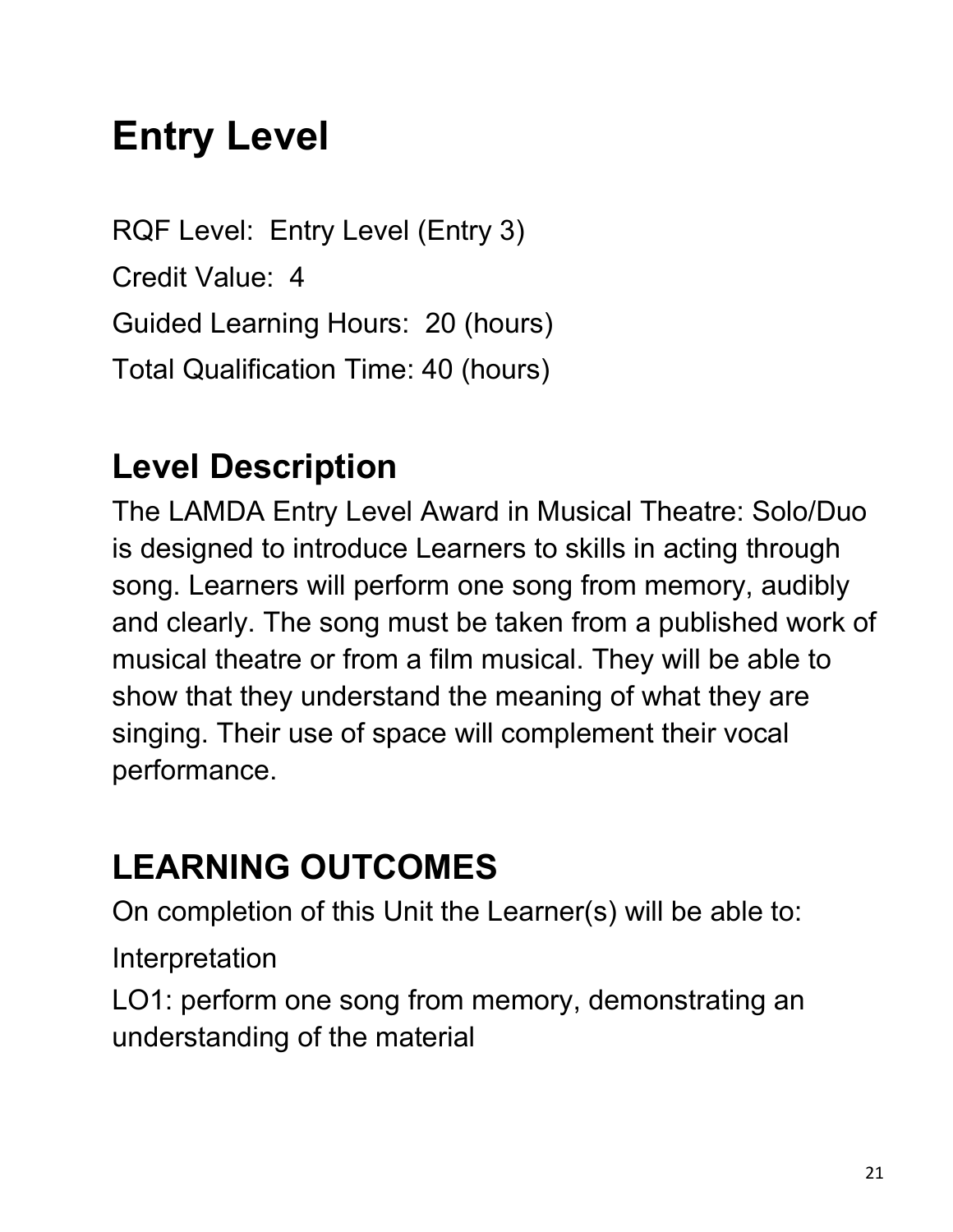# Entry Level

RQF Level: Entry Level (Entry 3)

Credit Value: 4

Guided Learning Hours: 20 (hours)

Total Qualification Time: 40 (hours)

## Level Description

The LAMDA Entry Level Award in Musical Theatre: Solo/Duo is designed to introduce Learners to skills in acting through song. Learners will perform one song from memory, audibly and clearly. The song must be taken from a published work of musical theatre or from a film musical. They will be able to show that they understand the meaning of what they are singing. Their use of space will complement their vocal performance.

## LEARNING OUTCOMES

On completion of this Unit the Learner(s) will be able to:

Interpretation

LO1: perform one song from memory, demonstrating an understanding of the material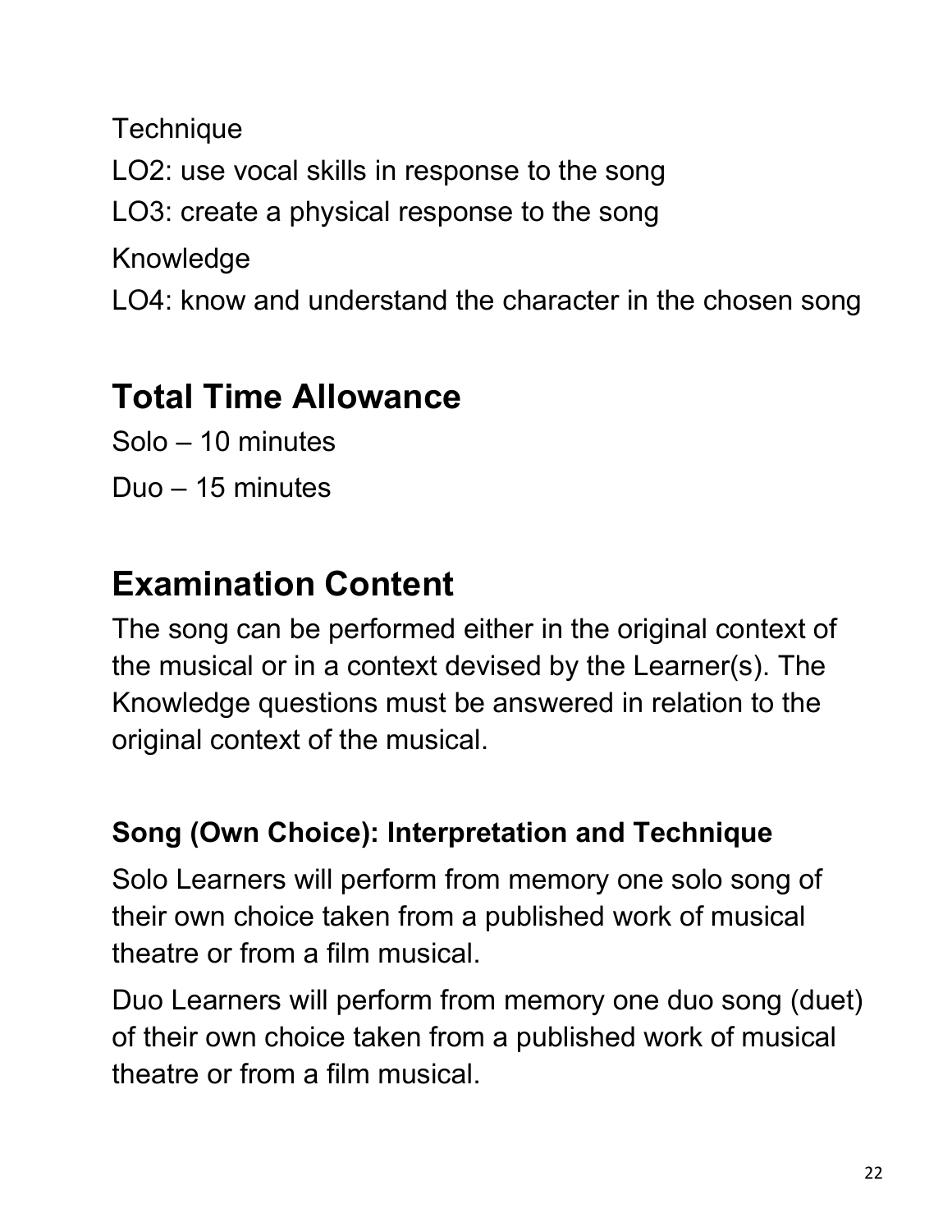Technique

LO2: use vocal skills in response to the song

LO3: create a physical response to the song

Knowledge

LO4: know and understand the character in the chosen song

## Total Time Allowance

Solo – 10 minutes

Duo – 15 minutes

## Examination Content

The song can be performed either in the original context of the musical or in a context devised by the Learner(s). The Knowledge questions must be answered in relation to the original context of the musical.

### Song (Own Choice): Interpretation and Technique

Solo Learners will perform from memory one solo song of their own choice taken from a published work of musical theatre or from a film musical.

Duo Learners will perform from memory one duo song (duet) of their own choice taken from a published work of musical theatre or from a film musical.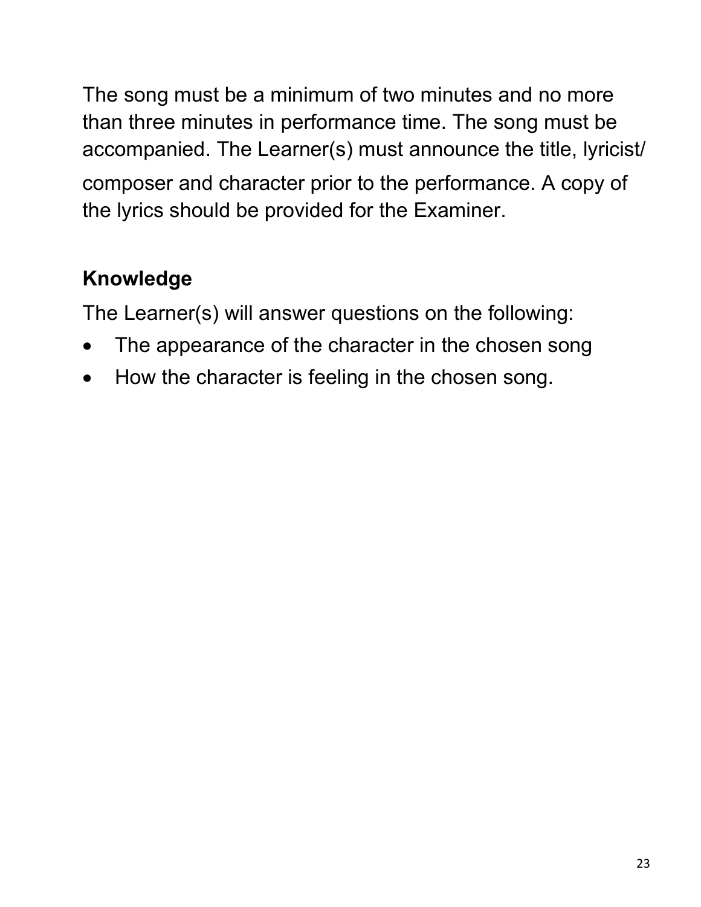The song must be a minimum of two minutes and no more than three minutes in performance time. The song must be accompanied. The Learner(s) must announce the title, lyricist/composer and character prior to the performance. A copy of the lyrics should be provided for the Examiner.

**Knowledge**

The Learner(s) will answer questions on the following:

- The appearance of the character in the chosen song
- How the character is feeling in the chosen song.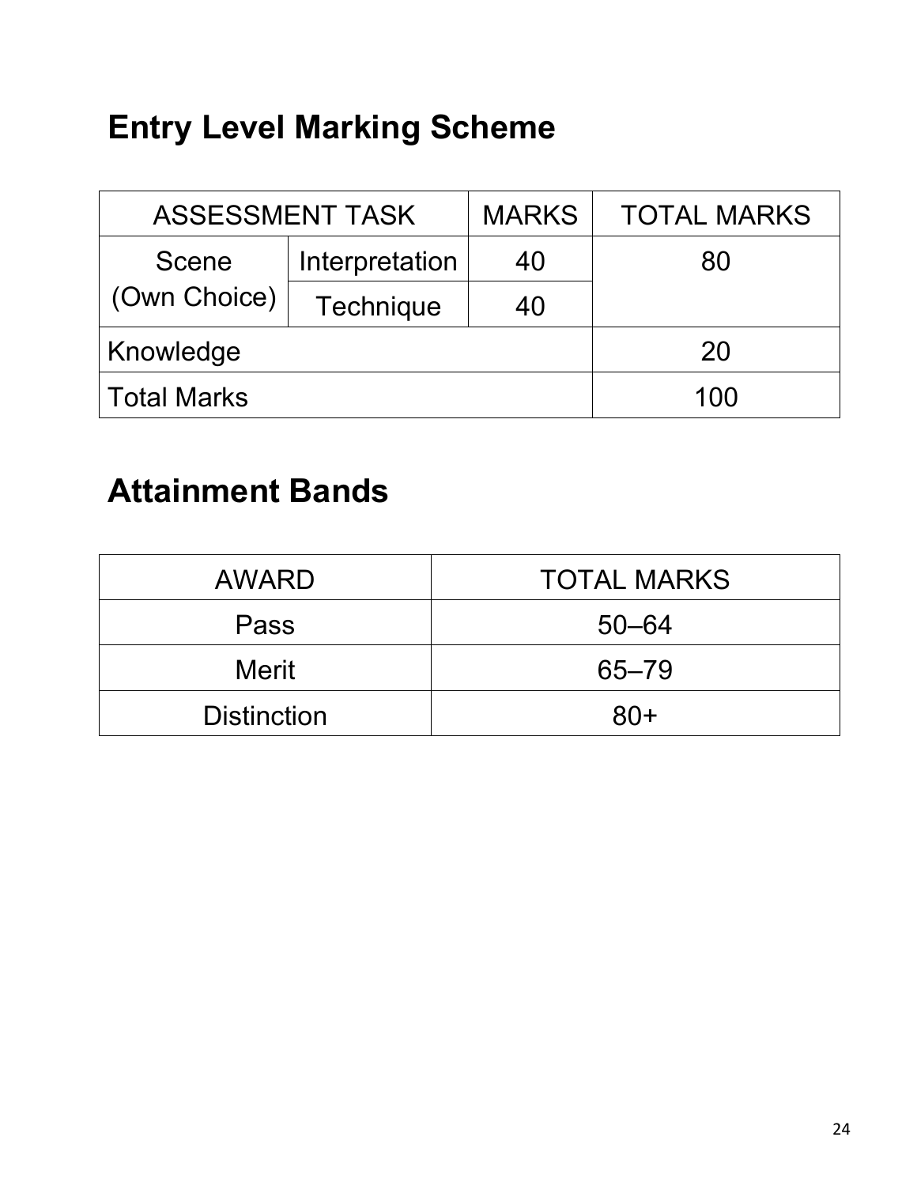## Entry Level Marking Scheme

| ASSESSMENT TASK | | MARKS | TOTAL MARKS |
|---|---|---|---|
| Scene (Own Choice) | Interpretation | 40 | 80 |
| | Technique | 40 | |
| Knowledge | | | 20 |
| Total Marks | | | 100 |

## Attainment Bands

| AWARD | TOTAL MARKS |
|---|---|
| Pass | 50–64 |
| Merit | 65–79 |
| Distinction | 80+ |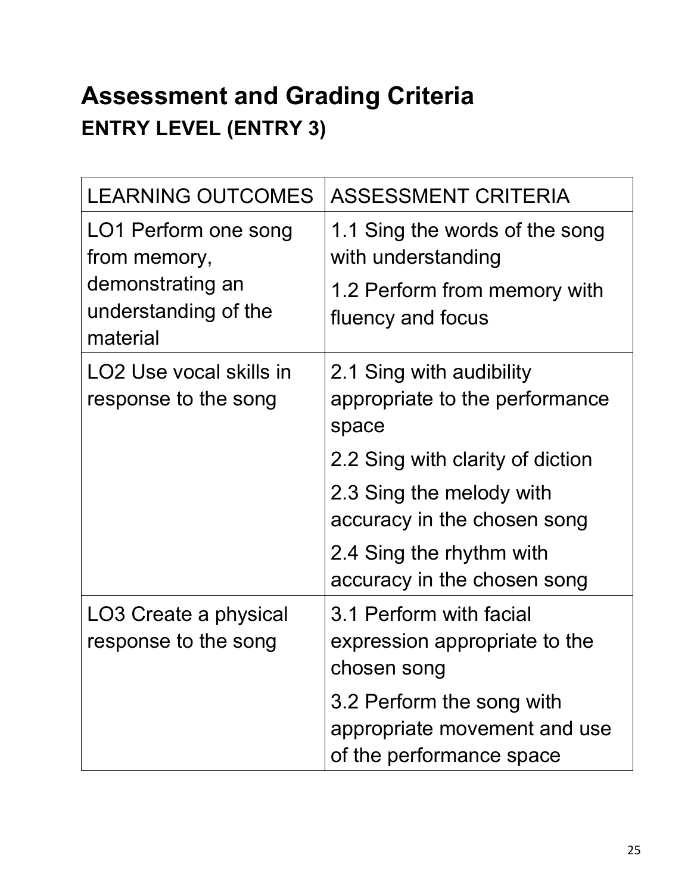# Assessment and Grading Criteria

## ENTRY LEVEL (ENTRY 3)

| LEARNING OUTCOMES | ASSESSMENT CRITERIA |
| --- | --- |
| LO1 Perform one song from memory, demonstrating an understanding of the material | 1.1 Sing the words of the song with understanding<br>1.2 Perform from memory with fluency and focus |
| LO2 Use vocal skills in response to the song | 2.1 Sing with audibility appropriate to the performance space<br>2.2 Sing with clarity of diction<br>2.3 Sing the melody with accuracy in the chosen song<br>2.4 Sing the rhythm with accuracy in the chosen song |
| LO3 Create a physical response to the song | 3.1 Perform with facial expression appropriate to the chosen song<br>3.2 Perform the song with appropriate movement and use of the performance space |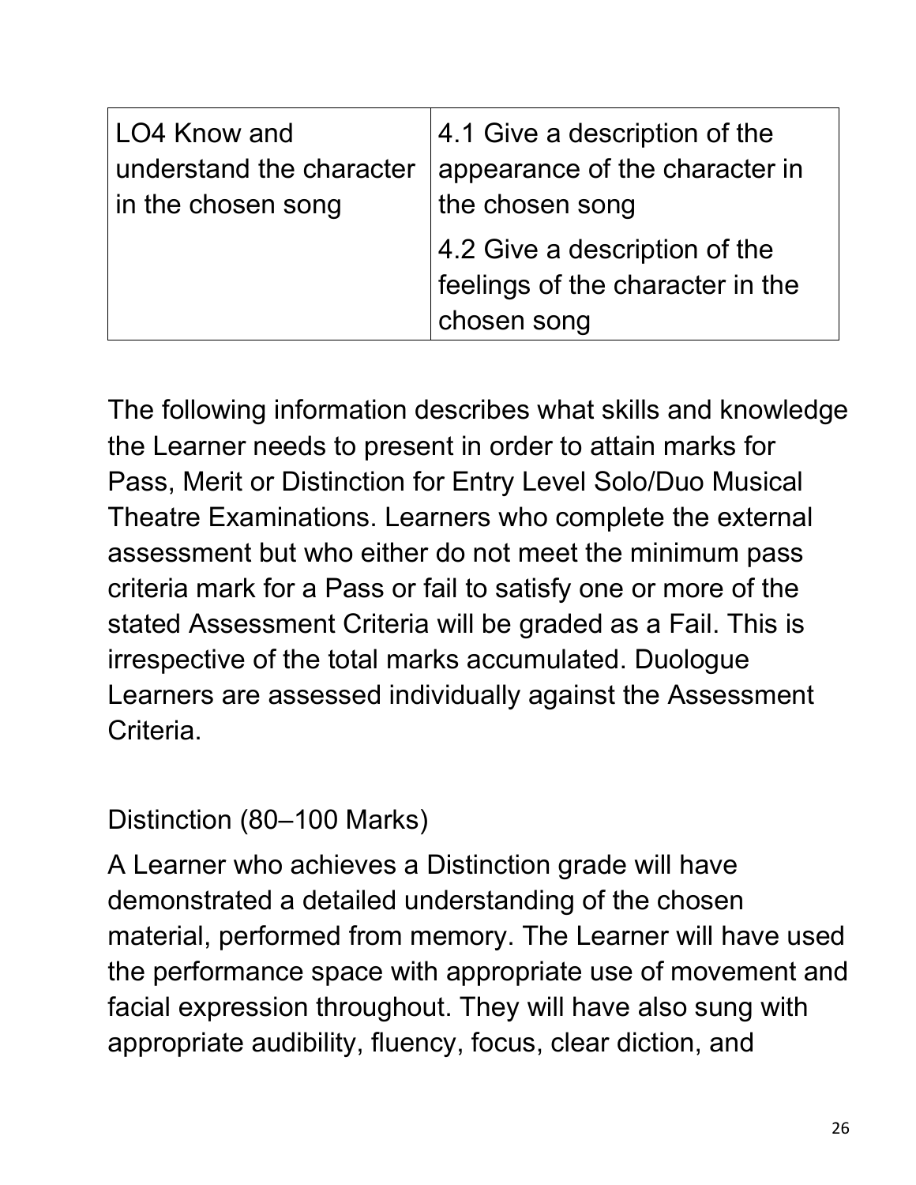| LO4 Know and understand the character in the chosen song | 4.1 Give a description of the appearance of the character in the chosen song |
| --- | --- |
| | 4.2 Give a description of the feelings of the character in the chosen song |

The following information describes what skills and knowledge the Learner needs to present in order to attain marks for Pass, Merit or Distinction for Entry Level Solo/Duo Musical Theatre Examinations. Learners who complete the external assessment but who either do not meet the minimum pass criteria mark for a Pass or fail to satisfy one or more of the stated Assessment Criteria will be graded as a Fail. This is irrespective of the total marks accumulated. Duologue Learners are assessed individually against the Assessment Criteria.

Distinction (80–100 Marks)

A Learner who achieves a Distinction grade will have demonstrated a detailed understanding of the chosen material, performed from memory. The Learner will have used the performance space with appropriate use of movement and facial expression throughout. They will have also sung with appropriate audibility, fluency, focus, clear diction, and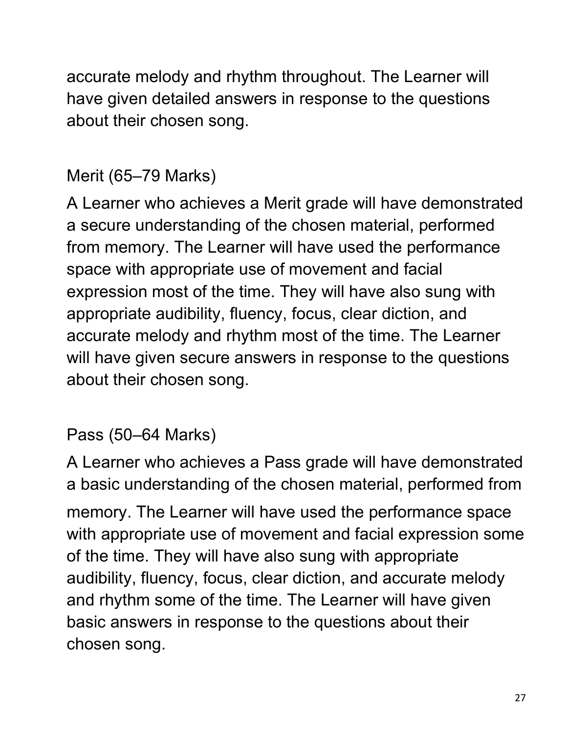accurate melody and rhythm throughout. The Learner will have given detailed answers in response to the questions about their chosen song.

### Merit (65–79 Marks)

A Learner who achieves a Merit grade will have demonstrated a secure understanding of the chosen material, performed from memory. The Learner will have used the performance space with appropriate use of movement and facial expression most of the time. They will have also sung with appropriate audibility, fluency, focus, clear diction, and accurate melody and rhythm most of the time. The Learner will have given secure answers in response to the questions about their chosen song.

### Pass (50–64 Marks)

A Learner who achieves a Pass grade will have demonstrated a basic understanding of the chosen material, performed from memory. The Learner will have used the performance space with appropriate use of movement and facial expression some of the time. They will have also sung with appropriate audibility, fluency, focus, clear diction, and accurate melody and rhythm some of the time. The Learner will have given basic answers in response to the questions about their chosen song.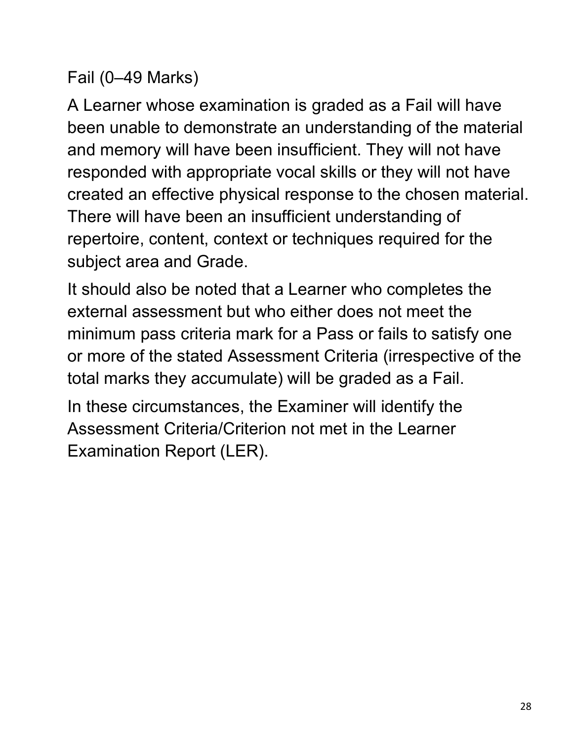### Fail (0–49 Marks)

A Learner whose examination is graded as a Fail will have been unable to demonstrate an understanding of the material and memory will have been insufficient. They will not have responded with appropriate vocal skills or they will not have created an effective physical response to the chosen material. There will have been an insufficient understanding of repertoire, content, context or techniques required for the subject area and Grade.

It should also be noted that a Learner who completes the external assessment but who either does not meet the minimum pass criteria mark for a Pass or fails to satisfy one or more of the stated Assessment Criteria (irrespective of the total marks they accumulate) will be graded as a Fail.

In these circumstances, the Examiner will identify the Assessment Criteria/Criterion not met in the Learner Examination Report (LER).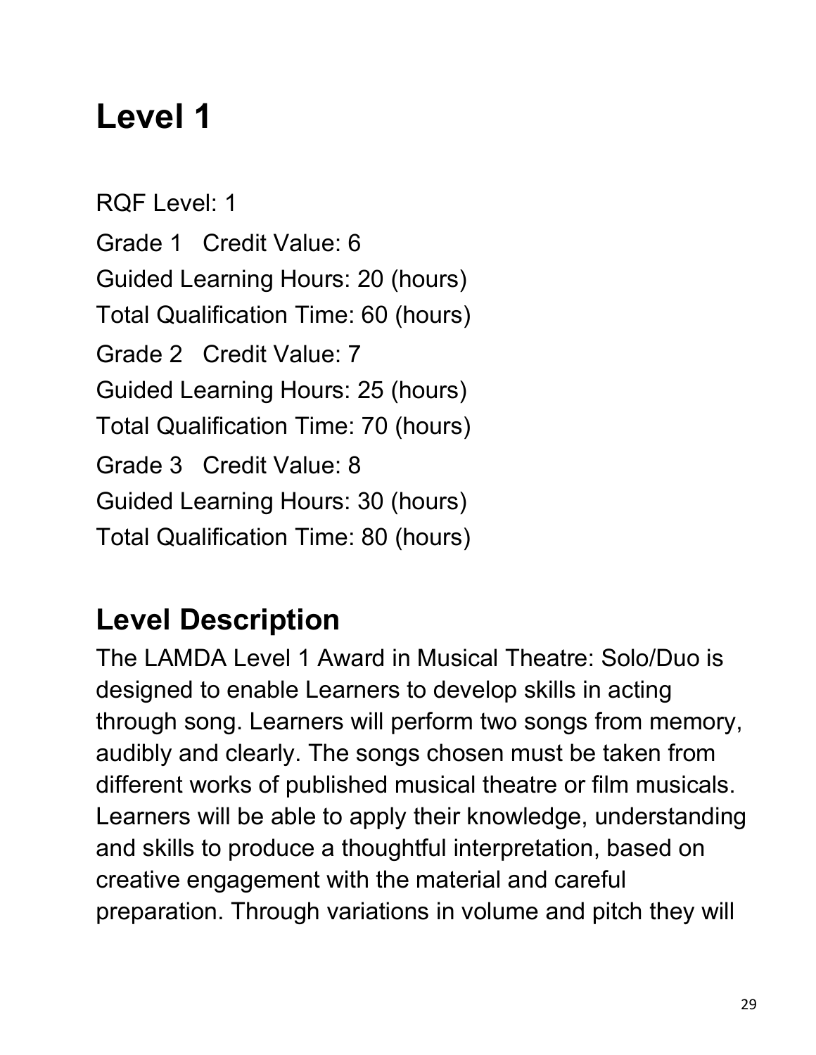# Level 1

RQF Level: 1

Grade 1 Credit Value: 6

Guided Learning Hours: 20 (hours)

Total Qualification Time: 60 (hours)

Grade 2 Credit Value: 7

Guided Learning Hours: 25 (hours)

Total Qualification Time: 70 (hours)

Grade 3 Credit Value: 8

Guided Learning Hours: 30 (hours)

Total Qualification Time: 80 (hours)

## Level Description

The LAMDA Level 1 Award in Musical Theatre: Solo/Duo is designed to enable Learners to develop skills in acting through song. Learners will perform two songs from memory, audibly and clearly. The songs chosen must be taken from different works of published musical theatre or film musicals. Learners will be able to apply their knowledge, understanding and skills to produce a thoughtful interpretation, based on creative engagement with the material and careful preparation. Through variations in volume and pitch they will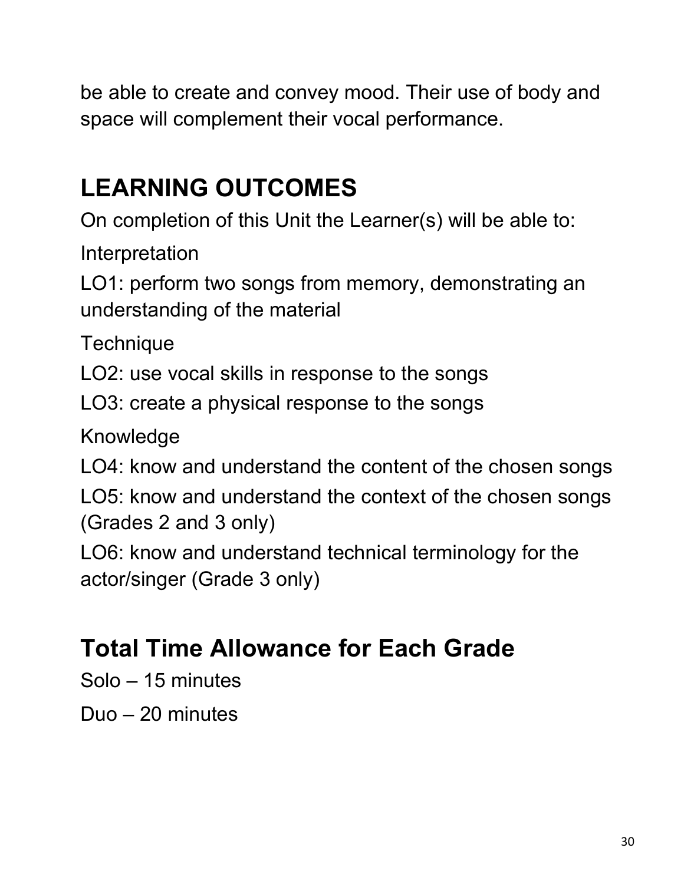be able to create and convey mood. Their use of body and space will complement their vocal performance.

## LEARNING OUTCOMES

On completion of this Unit the Learner(s) will be able to:

Interpretation

LO1: perform two songs from memory, demonstrating an understanding of the material

Technique

LO2: use vocal skills in response to the songs

LO3: create a physical response to the songs

Knowledge

LO4: know and understand the content of the chosen songs

LO5: know and understand the context of the chosen songs (Grades 2 and 3 only)

LO6: know and understand technical terminology for the actor/singer (Grade 3 only)

## Total Time Allowance for Each Grade

Solo – 15 minutes

Duo – 20 minutes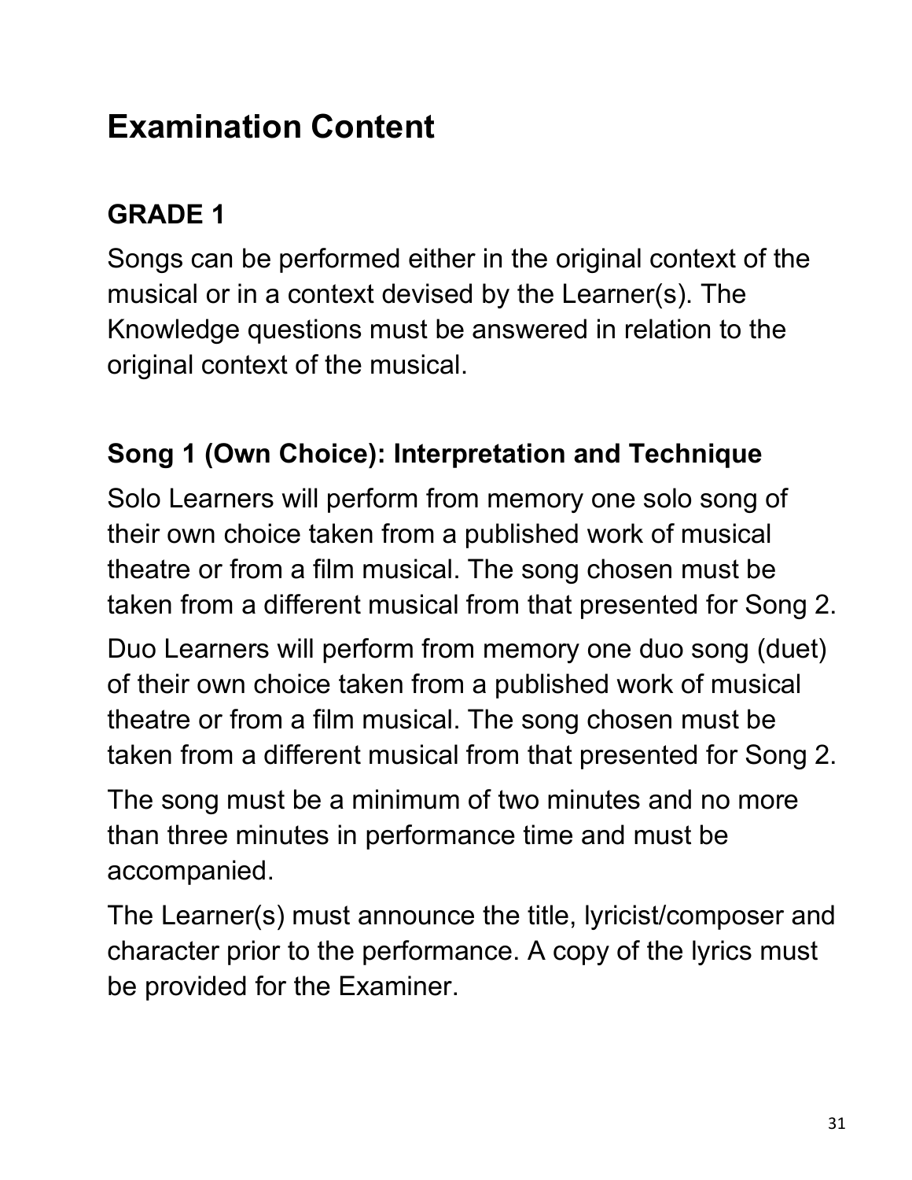# Examination Content

## GRADE 1

Songs can be performed either in the original context of the musical or in a context devised by the Learner(s). The Knowledge questions must be answered in relation to the original context of the musical.

### Song 1 (Own Choice): Interpretation and Technique

Solo Learners will perform from memory one solo song of their own choice taken from a published work of musical theatre or from a film musical. The song chosen must be taken from a different musical from that presented for Song 2.

Duo Learners will perform from memory one duo song (duet) of their own choice taken from a published work of musical theatre or from a film musical. The song chosen must be taken from a different musical from that presented for Song 2.

The song must be a minimum of two minutes and no more than three minutes in performance time and must be accompanied.

The Learner(s) must announce the title, lyricist/composer and character prior to the performance. A copy of the lyrics must be provided for the Examiner.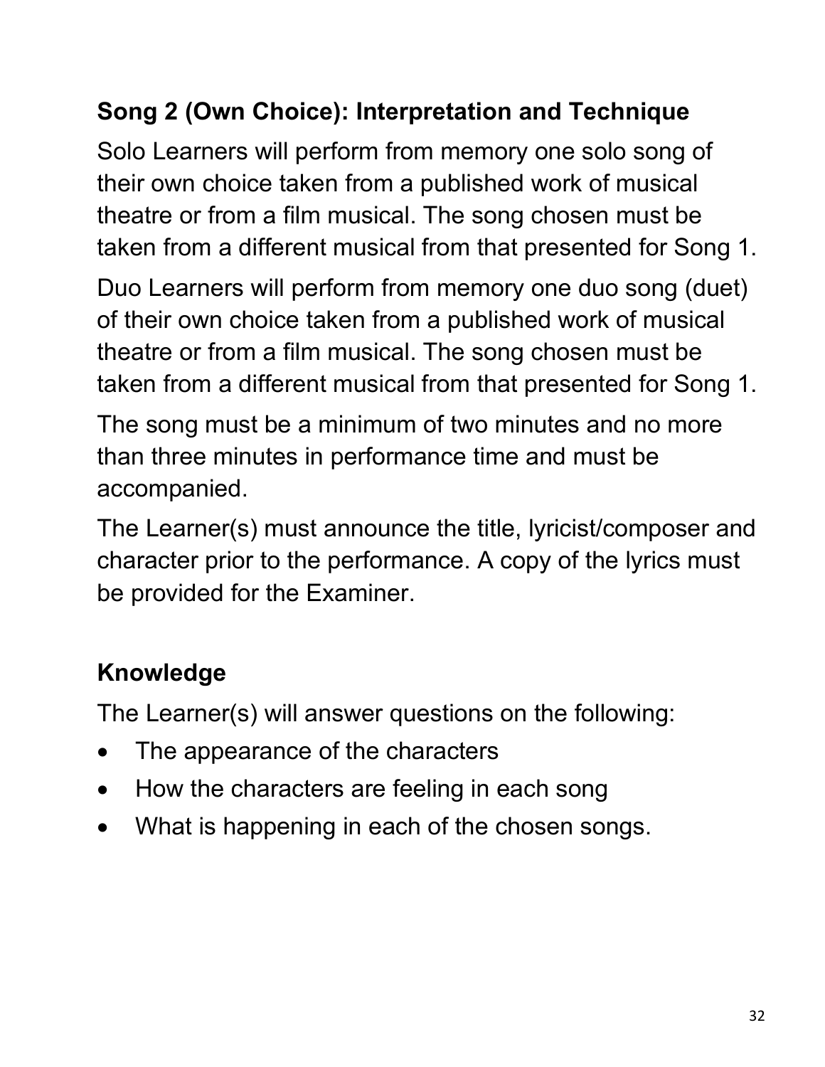### Song 2 (Own Choice): Interpretation and Technique

Solo Learners will perform from memory one solo song of their own choice taken from a published work of musical theatre or from a film musical. The song chosen must be taken from a different musical from that presented for Song 1.

Duo Learners will perform from memory one duo song (duet) of their own choice taken from a published work of musical theatre or from a film musical. The song chosen must be taken from a different musical from that presented for Song 1.

The song must be a minimum of two minutes and no more than three minutes in performance time and must be accompanied.

The Learner(s) must announce the title, lyricist/composer and character prior to the performance. A copy of the lyrics must be provided for the Examiner.

### Knowledge

The Learner(s) will answer questions on the following:

- The appearance of the characters
- How the characters are feeling in each song
- What is happening in each of the chosen songs.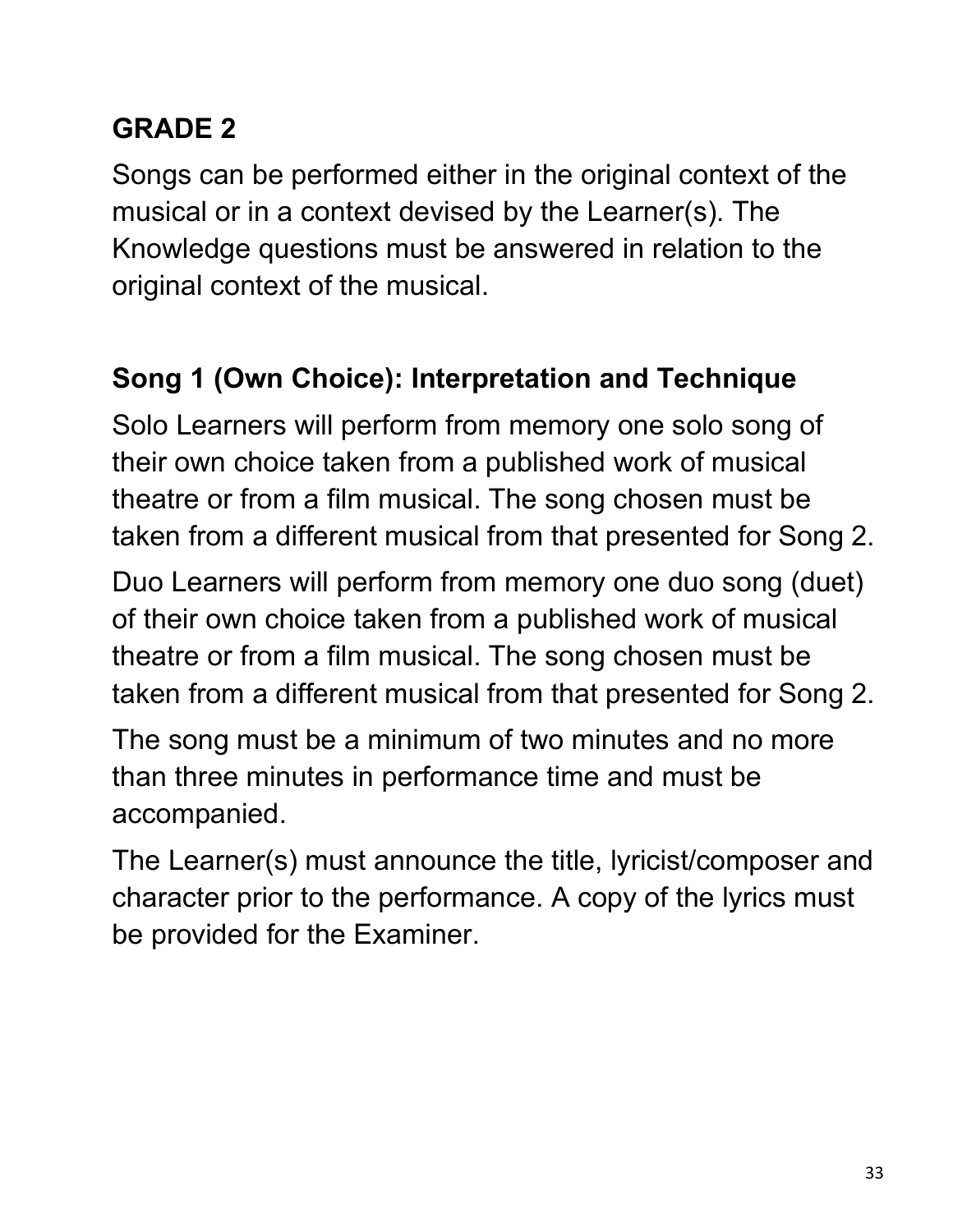## GRADE 2

Songs can be performed either in the original context of the musical or in a context devised by the Learner(s). The Knowledge questions must be answered in relation to the original context of the musical.

### Song 1 (Own Choice): Interpretation and Technique

Solo Learners will perform from memory one solo song of their own choice taken from a published work of musical theatre or from a film musical. The song chosen must be taken from a different musical from that presented for Song 2.

Duo Learners will perform from memory one duo song (duet) of their own choice taken from a published work of musical theatre or from a film musical. The song chosen must be taken from a different musical from that presented for Song 2.

The song must be a minimum of two minutes and no more than three minutes in performance time and must be accompanied.

The Learner(s) must announce the title, lyricist/composer and character prior to the performance. A copy of the lyrics must be provided for the Examiner.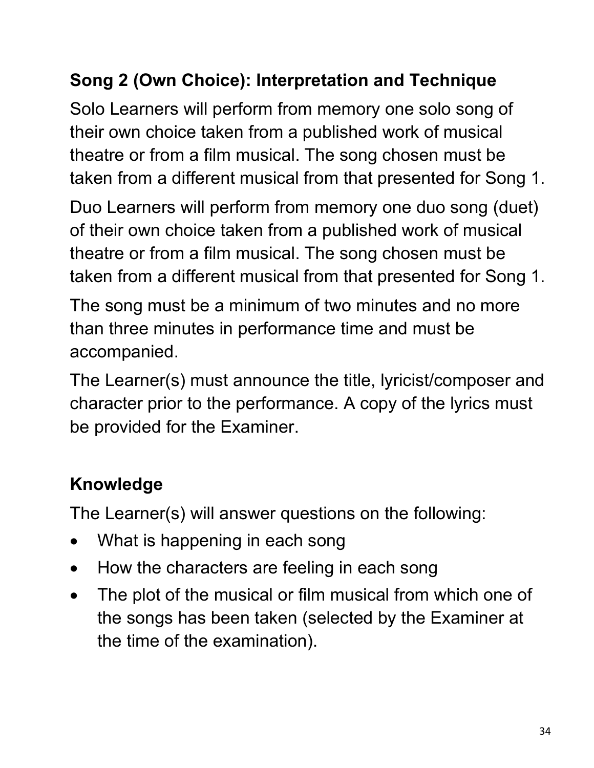### Song 2 (Own Choice): Interpretation and Technique

Solo Learners will perform from memory one solo song of their own choice taken from a published work of musical theatre or from a film musical. The song chosen must be taken from a different musical from that presented for Song 1.

Duo Learners will perform from memory one duo song (duet) of their own choice taken from a published work of musical theatre or from a film musical. The song chosen must be taken from a different musical from that presented for Song 1.

The song must be a minimum of two minutes and no more than three minutes in performance time and must be accompanied.

The Learner(s) must announce the title, lyricist/composer and character prior to the performance. A copy of the lyrics must be provided for the Examiner.

### Knowledge

The Learner(s) will answer questions on the following:

- What is happening in each song
- How the characters are feeling in each song
- The plot of the musical or film musical from which one of the songs has been taken (selected by the Examiner at the time of the examination).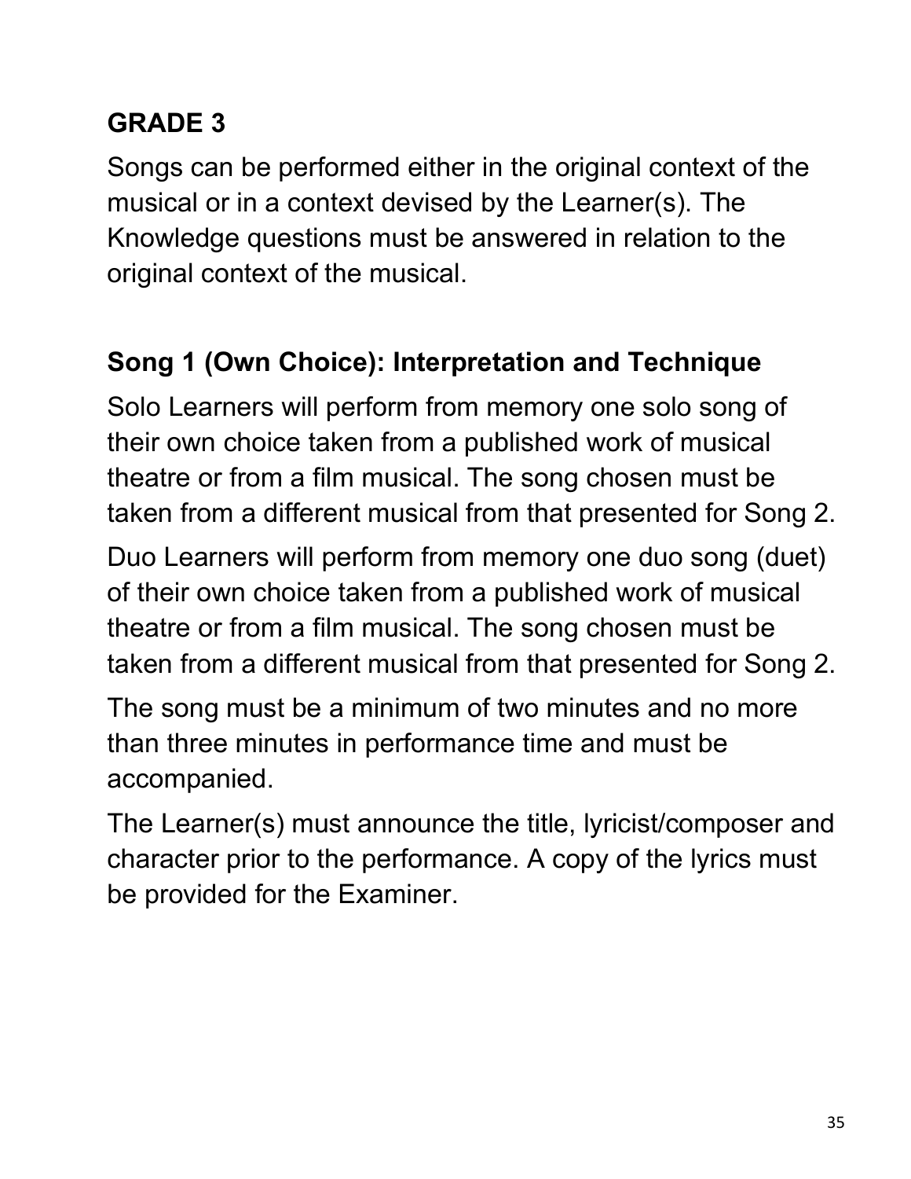## GRADE 3

Songs can be performed either in the original context of the musical or in a context devised by the Learner(s). The Knowledge questions must be answered in relation to the original context of the musical.

### Song 1 (Own Choice): Interpretation and Technique

Solo Learners will perform from memory one solo song of their own choice taken from a published work of musical theatre or from a film musical. The song chosen must be taken from a different musical from that presented for Song 2.

Duo Learners will perform from memory one duo song (duet) of their own choice taken from a published work of musical theatre or from a film musical. The song chosen must be taken from a different musical from that presented for Song 2.

The song must be a minimum of two minutes and no more than three minutes in performance time and must be accompanied.

The Learner(s) must announce the title, lyricist/composer and character prior to the performance. A copy of the lyrics must be provided for the Examiner.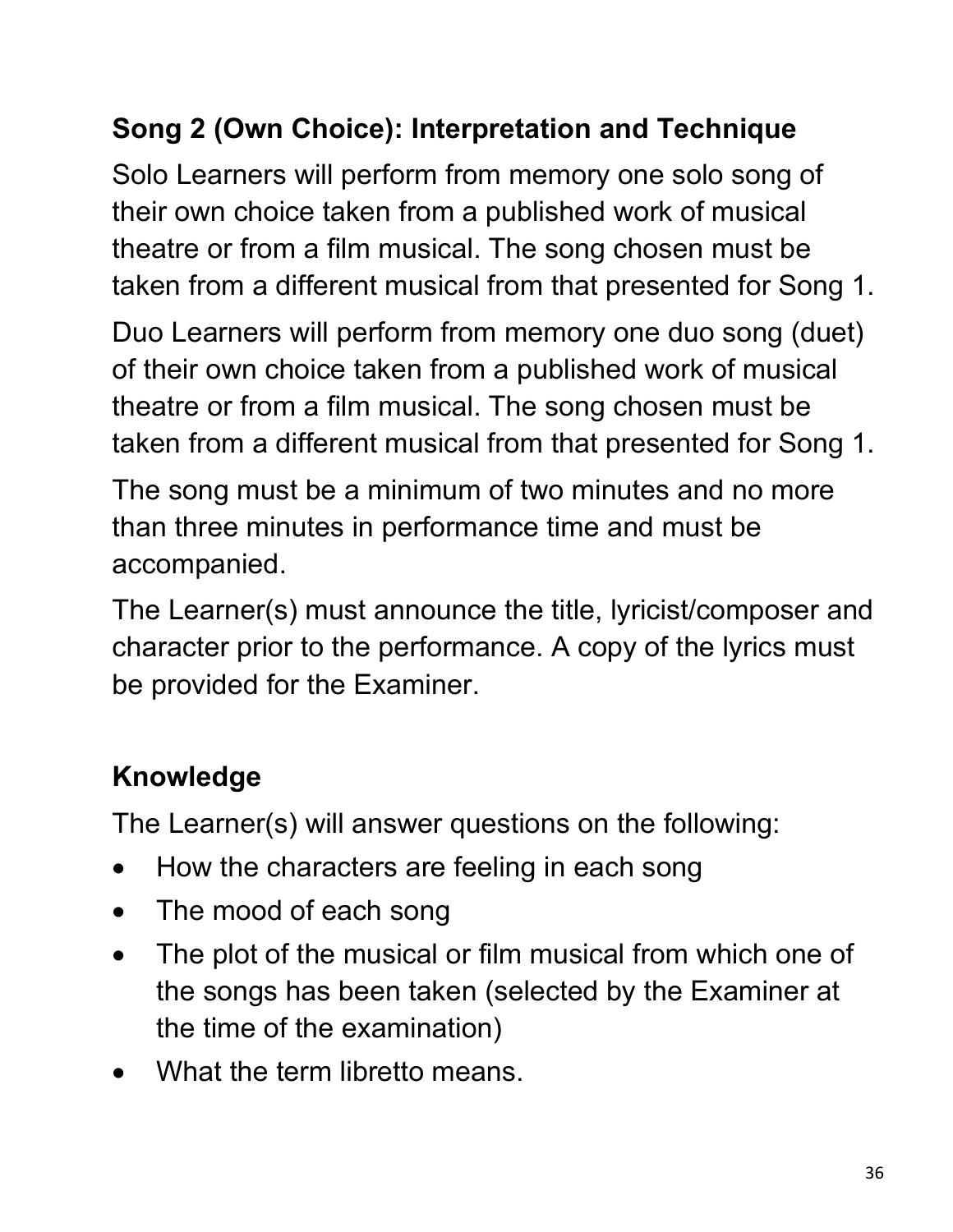## Song 2 (Own Choice): Interpretation and Technique

Solo Learners will perform from memory one solo song of their own choice taken from a published work of musical theatre or from a film musical. The song chosen must be taken from a different musical from that presented for Song 1.

Duo Learners will perform from memory one duo song (duet) of their own choice taken from a published work of musical theatre or from a film musical. The song chosen must be taken from a different musical from that presented for Song 1.

The song must be a minimum of two minutes and no more than three minutes in performance time and must be accompanied.

The Learner(s) must announce the title, lyricist/composer and character prior to the performance. A copy of the lyrics must be provided for the Examiner.

## Knowledge

The Learner(s) will answer questions on the following:

- How the characters are feeling in each song
- The mood of each song
- The plot of the musical or film musical from which one of the songs has been taken (selected by the Examiner at the time of the examination)
- What the term libretto means.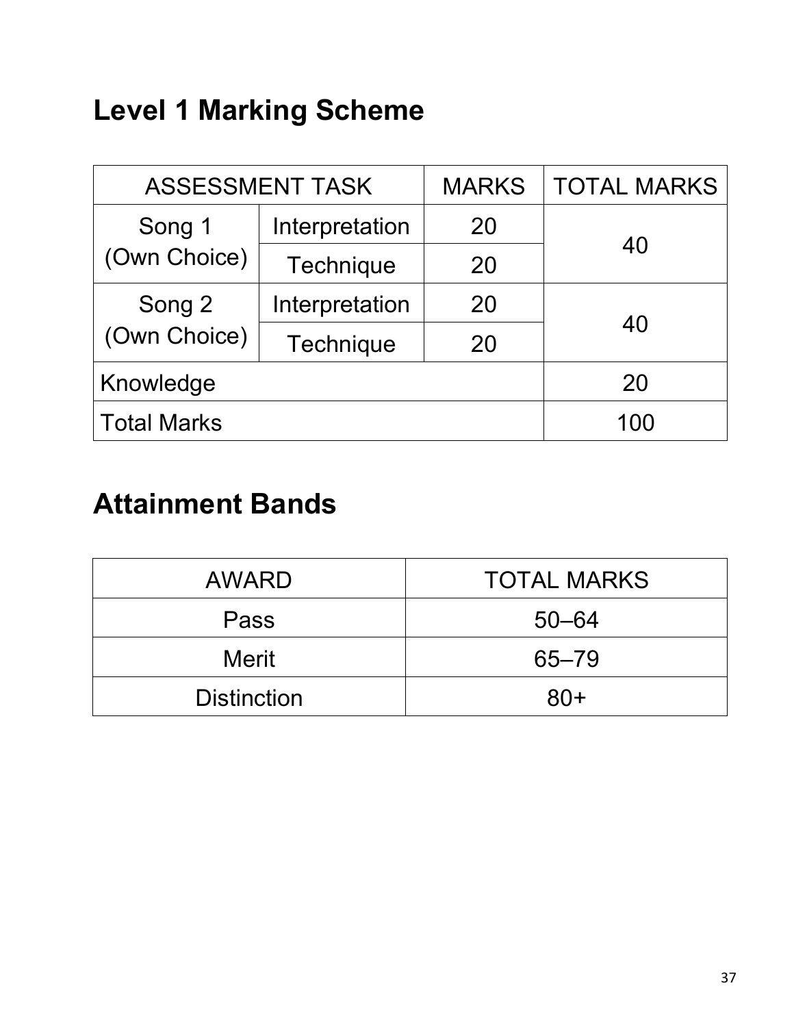## Level 1 Marking Scheme

| ASSESSMENT TASK | | MARKS | TOTAL MARKS |
|---|---|---|---|
| Song 1 (Own Choice) | Interpretation | 20 | 40 |
| | Technique | 20 | |
| Song 2 (Own Choice) | Interpretation | 20 | 40 |
| | Technique | 20 | |
| Knowledge | | | 20 |
| Total Marks | | | 100 |

## Attainment Bands

| AWARD | TOTAL MARKS |
|---|---|
| Pass | 50–64 |
| Merit | 65–79 |
| Distinction | 80+ |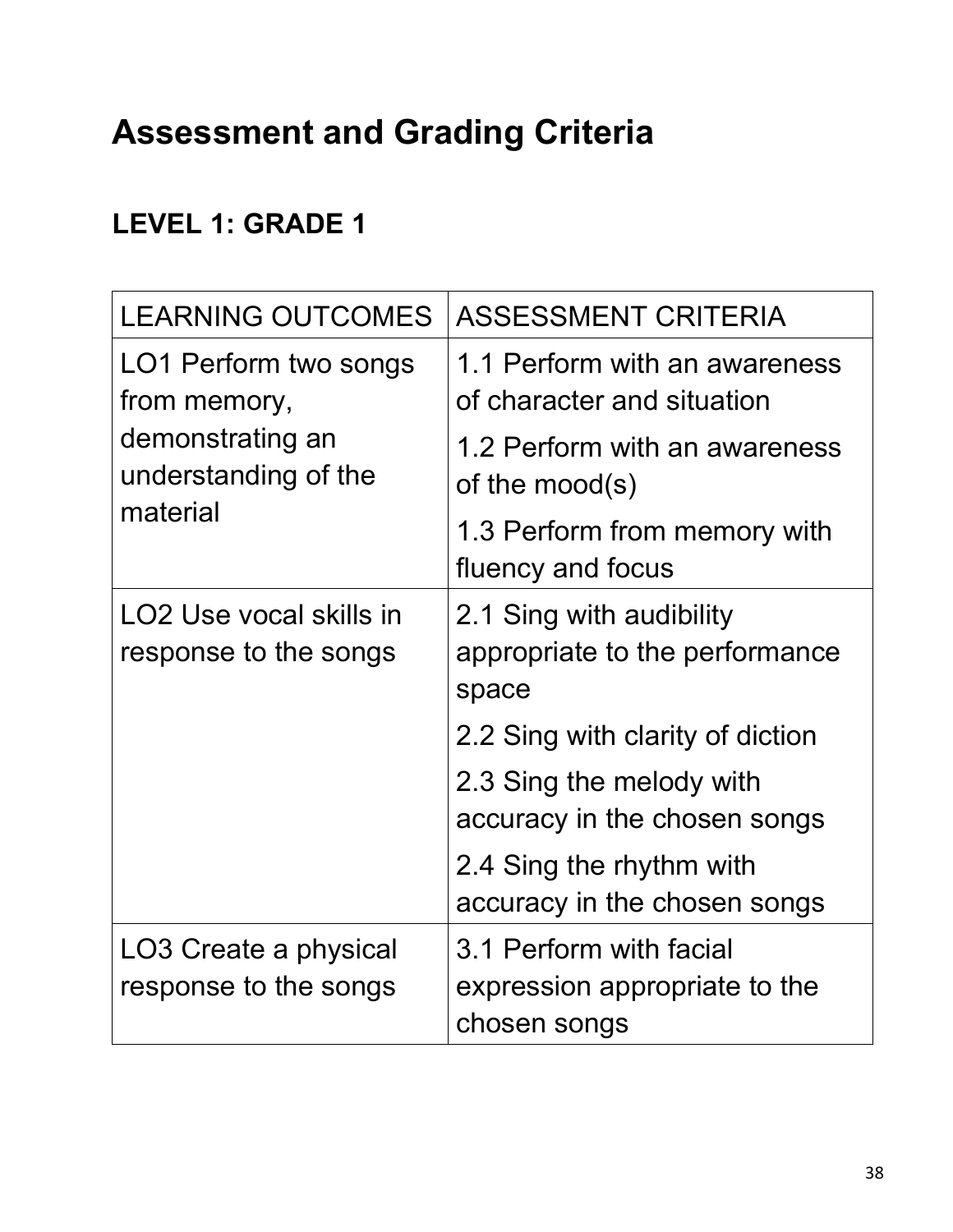# Assessment and Grading Criteria

## LEVEL 1: GRADE 1

| LEARNING OUTCOMES | ASSESSMENT CRITERIA |
|---|---|
| LO1 Perform two songs from memory, demonstrating an understanding of the material | 1.1 Perform with an awareness of character and situation |
| | 1.2 Perform with an awareness of the mood(s) |
| | 1.3 Perform from memory with fluency and focus |
| LO2 Use vocal skills in response to the songs | 2.1 Sing with audibility appropriate to the performance space |
| | 2.2 Sing with clarity of diction |
| | 2.3 Sing the melody with accuracy in the chosen songs |
| | 2.4 Sing the rhythm with accuracy in the chosen songs |
| LO3 Create a physical response to the songs | 3.1 Perform with facial expression appropriate to the chosen songs |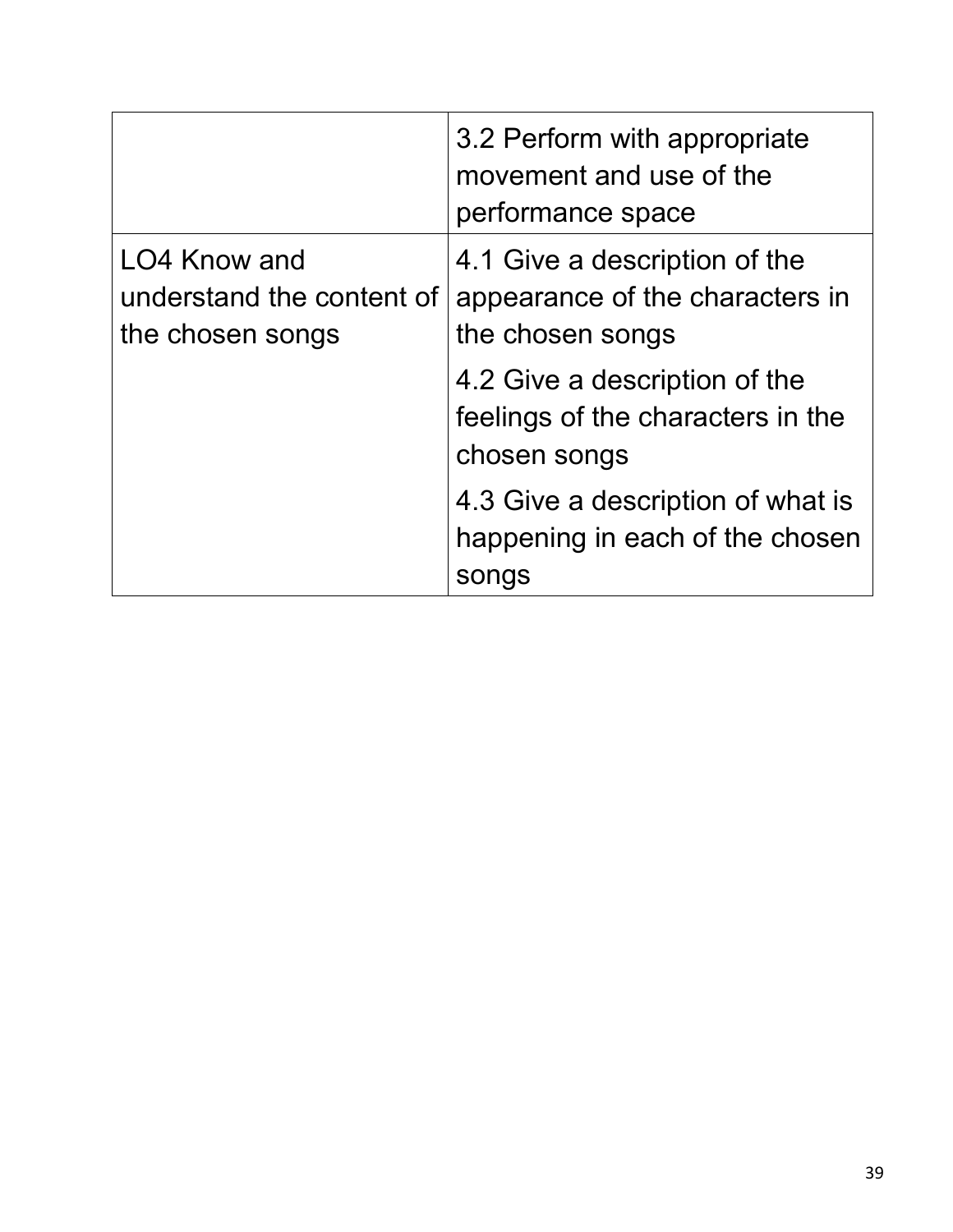| | |
|---|---|
| | 3.2 Perform with appropriate movement and use of the performance space |
| LO4 Know and understand the content of the chosen songs | 4.1 Give a description of the appearance of the characters in the chosen songs |
| | 4.2 Give a description of the feelings of the characters in the chosen songs |
| | 4.3 Give a description of what is happening in each of the chosen songs |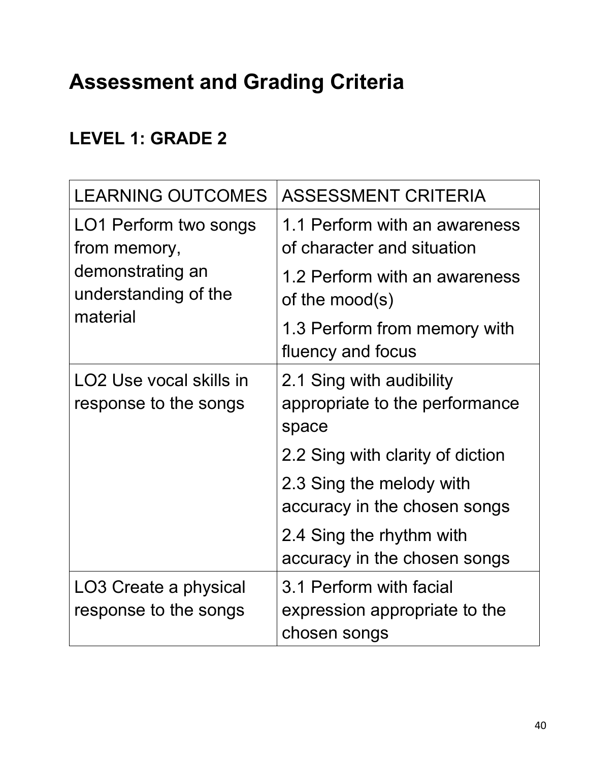# Assessment and Grading Criteria

## LEVEL 1: GRADE 2

| LEARNING OUTCOMES | ASSESSMENT CRITERIA |
|---|---|
| LO1 Perform two songs from memory, demonstrating an understanding of the material | 1.1 Perform with an awareness of character and situation |
| | 1.2 Perform with an awareness of the mood(s) |
| | 1.3 Perform from memory with fluency and focus |
| LO2 Use vocal skills in response to the songs | 2.1 Sing with audibility appropriate to the performance space |
| | 2.2 Sing with clarity of diction |
| | 2.3 Sing the melody with accuracy in the chosen songs |
| | 2.4 Sing the rhythm with accuracy in the chosen songs |
| LO3 Create a physical response to the songs | 3.1 Perform with facial expression appropriate to the chosen songs |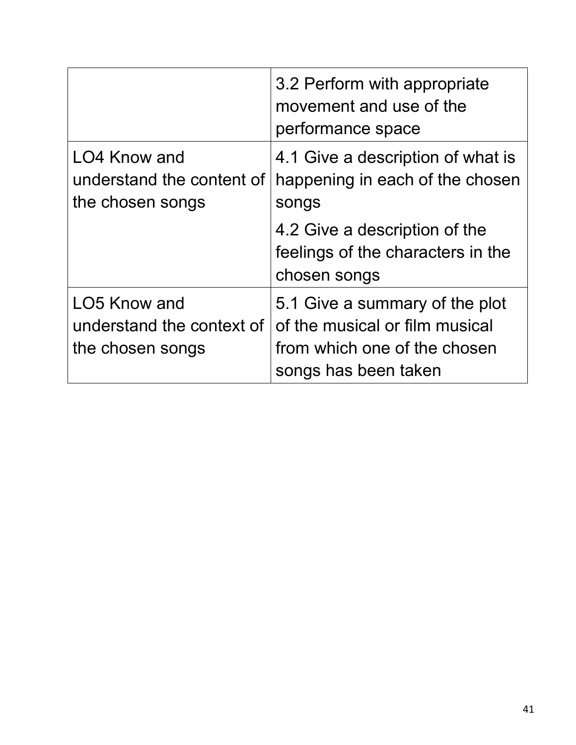| | |
|---|---|
| | 3.2 Perform with appropriate movement and use of the performance space |
| LO4 Know and understand the content of the chosen songs | 4.1 Give a description of what is happening in each of the chosen songs<br><br>4.2 Give a description of the feelings of the characters in the chosen songs |
| LO5 Know and understand the context of the chosen songs | 5.1 Give a summary of the plot of the musical or film musical from which one of the chosen songs has been taken |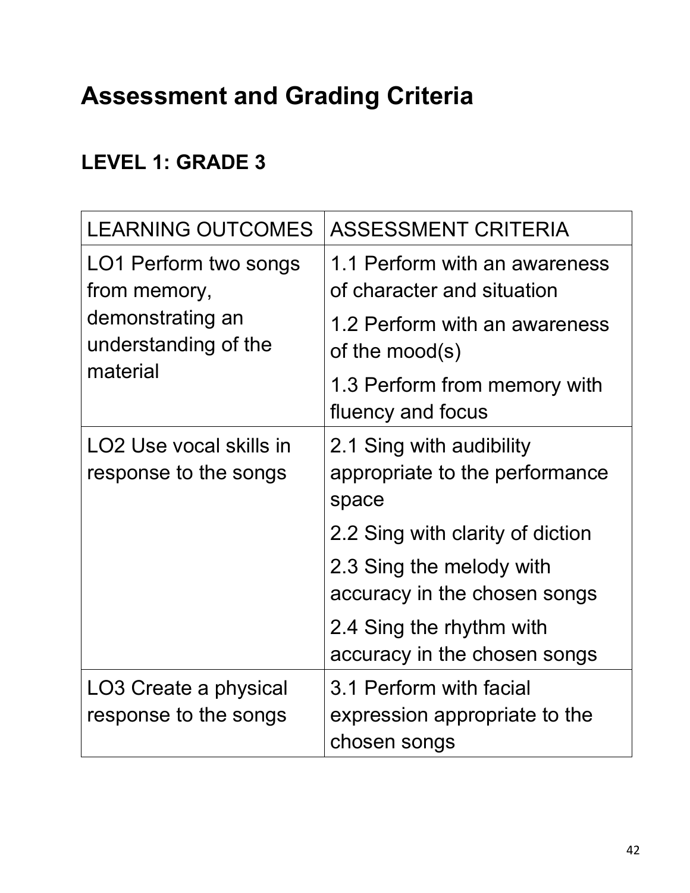# Assessment and Grading Criteria

## LEVEL 1: GRADE 3

| LEARNING OUTCOMES | ASSESSMENT CRITERIA |
| --- | --- |
| LO1 Perform two songs from memory, demonstrating an understanding of the material | 1.1 Perform with an awareness of character and situation |
| | 1.2 Perform with an awareness of the mood(s) |
| | 1.3 Perform from memory with fluency and focus |
| LO2 Use vocal skills in response to the songs | 2.1 Sing with audibility appropriate to the performance space |
| | 2.2 Sing with clarity of diction |
| | 2.3 Sing the melody with accuracy in the chosen songs |
| | 2.4 Sing the rhythm with accuracy in the chosen songs |
| LO3 Create a physical response to the songs | 3.1 Perform with facial expression appropriate to the chosen songs |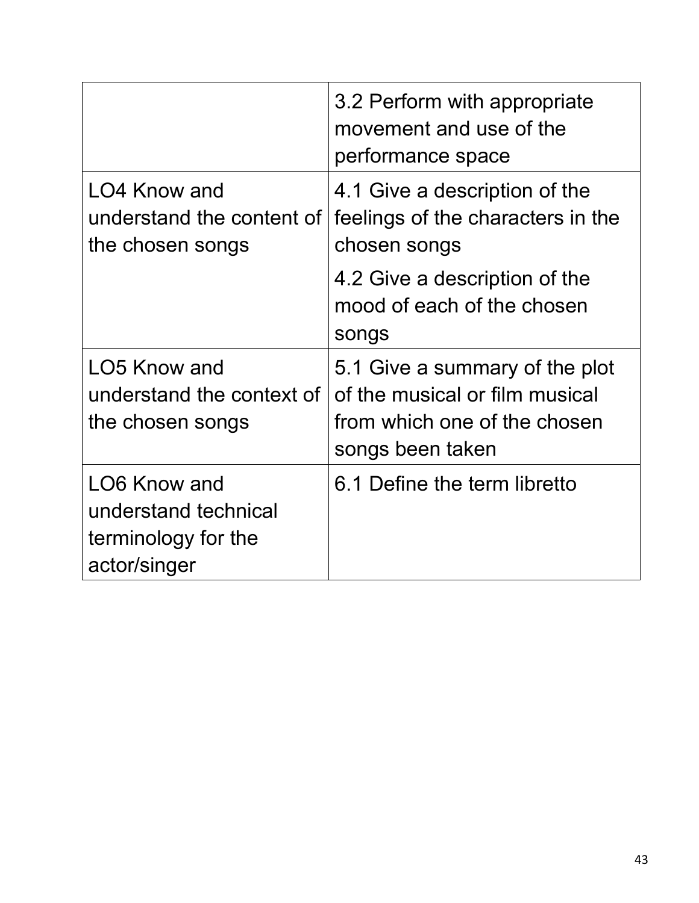| | |
|---|---|
| | 3.2 Perform with appropriate movement and use of the performance space |
| LO4 Know and understand the content of the chosen songs | 4.1 Give a description of the feelings of the characters in the chosen songs<br>4.2 Give a description of the mood of each of the chosen songs |
| LO5 Know and understand the context of the chosen songs | 5.1 Give a summary of the plot of the musical or film musical from which one of the chosen songs been taken |
| LO6 Know and understand technical terminology for the actor/singer | 6.1 Define the term libretto |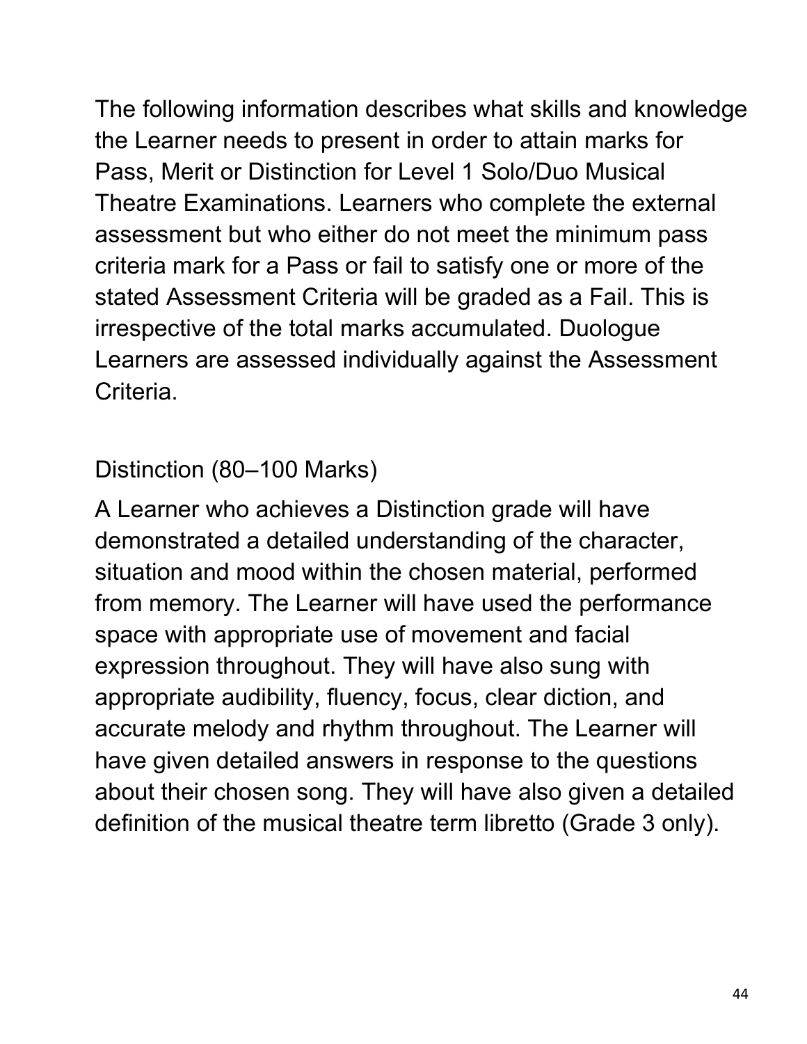The following information describes what skills and knowledge the Learner needs to present in order to attain marks for Pass, Merit or Distinction for Level 1 Solo/Duo Musical Theatre Examinations. Learners who complete the external assessment but who either do not meet the minimum pass criteria mark for a Pass or fail to satisfy one or more of the stated Assessment Criteria will be graded as a Fail. This is irrespective of the total marks accumulated. Duologue Learners are assessed individually against the Assessment Criteria.

## Distinction (80–100 Marks)

A Learner who achieves a Distinction grade will have demonstrated a detailed understanding of the character, situation and mood within the chosen material, performed from memory. The Learner will have used the performance space with appropriate use of movement and facial expression throughout. They will have also sung with appropriate audibility, fluency, focus, clear diction, and accurate melody and rhythm throughout. The Learner will have given detailed answers in response to the questions about their chosen song. They will have also given a detailed definition of the musical theatre term libretto (Grade 3 only).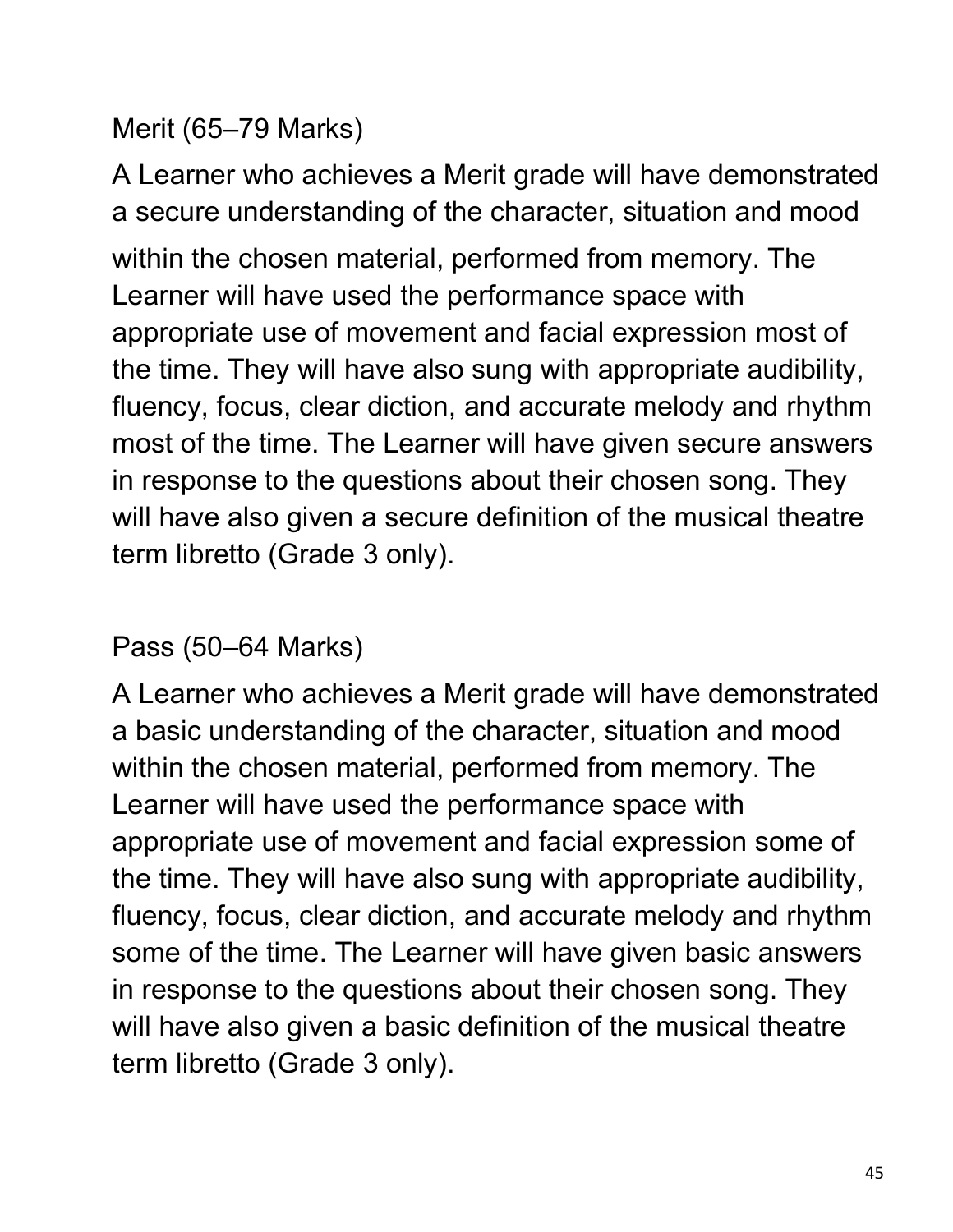## Merit (65–79 Marks)

A Learner who achieves a Merit grade will have demonstrated a secure understanding of the character, situation and mood within the chosen material, performed from memory. The Learner will have used the performance space with appropriate use of movement and facial expression most of the time. They will have also sung with appropriate audibility, fluency, focus, clear diction, and accurate melody and rhythm most of the time. The Learner will have given secure answers in response to the questions about their chosen song. They will have also given a secure definition of the musical theatre term libretto (Grade 3 only).

## Pass (50–64 Marks)

A Learner who achieves a Merit grade will have demonstrated a basic understanding of the character, situation and mood within the chosen material, performed from memory. The Learner will have used the performance space with appropriate use of movement and facial expression some of the time. They will have also sung with appropriate audibility, fluency, focus, clear diction, and accurate melody and rhythm some of the time. The Learner will have given basic answers in response to the questions about their chosen song. They will have also given a basic definition of the musical theatre term libretto (Grade 3 only).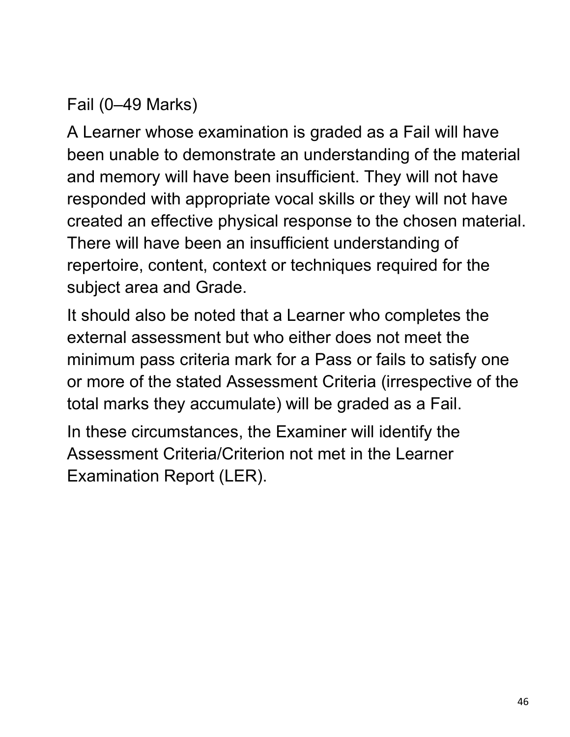Fail (0–49 Marks)

A Learner whose examination is graded as a Fail will have been unable to demonstrate an understanding of the material and memory will have been insufficient. They will not have responded with appropriate vocal skills or they will not have created an effective physical response to the chosen material. There will have been an insufficient understanding of repertoire, content, context or techniques required for the subject area and Grade.

It should also be noted that a Learner who completes the external assessment but who either does not meet the minimum pass criteria mark for a Pass or fails to satisfy one or more of the stated Assessment Criteria (irrespective of the total marks they accumulate) will be graded as a Fail.

In these circumstances, the Examiner will identify the Assessment Criteria/Criterion not met in the Learner Examination Report (LER).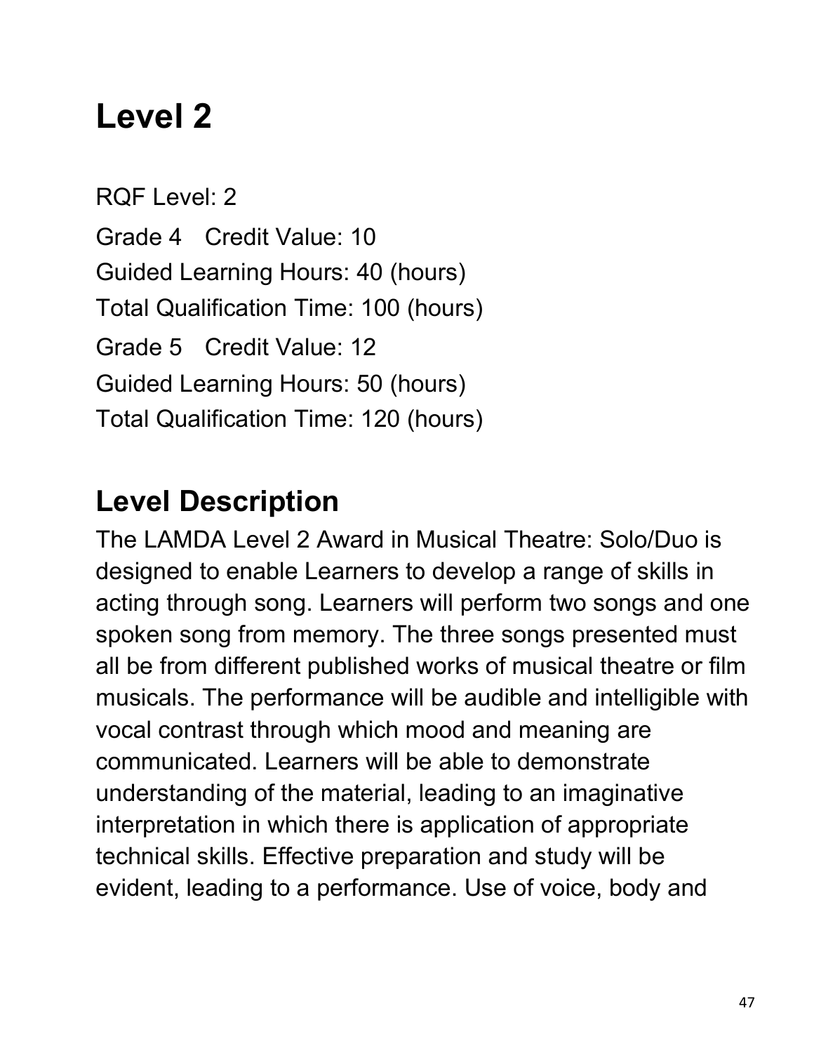# Level 2

RQF Level: 2

Grade 4 Credit Value: 10

Guided Learning Hours: 40 (hours)

Total Qualification Time: 100 (hours)

Grade 5 Credit Value: 12

Guided Learning Hours: 50 (hours)

Total Qualification Time: 120 (hours)

## Level Description

The LAMDA Level 2 Award in Musical Theatre: Solo/Duo is designed to enable Learners to develop a range of skills in acting through song. Learners will perform two songs and one spoken song from memory. The three songs presented must all be from different published works of musical theatre or film musicals. The performance will be audible and intelligible with vocal contrast through which mood and meaning are communicated. Learners will be able to demonstrate understanding of the material, leading to an imaginative interpretation in which there is application of appropriate technical skills. Effective preparation and study will be evident, leading to a performance. Use of voice, body and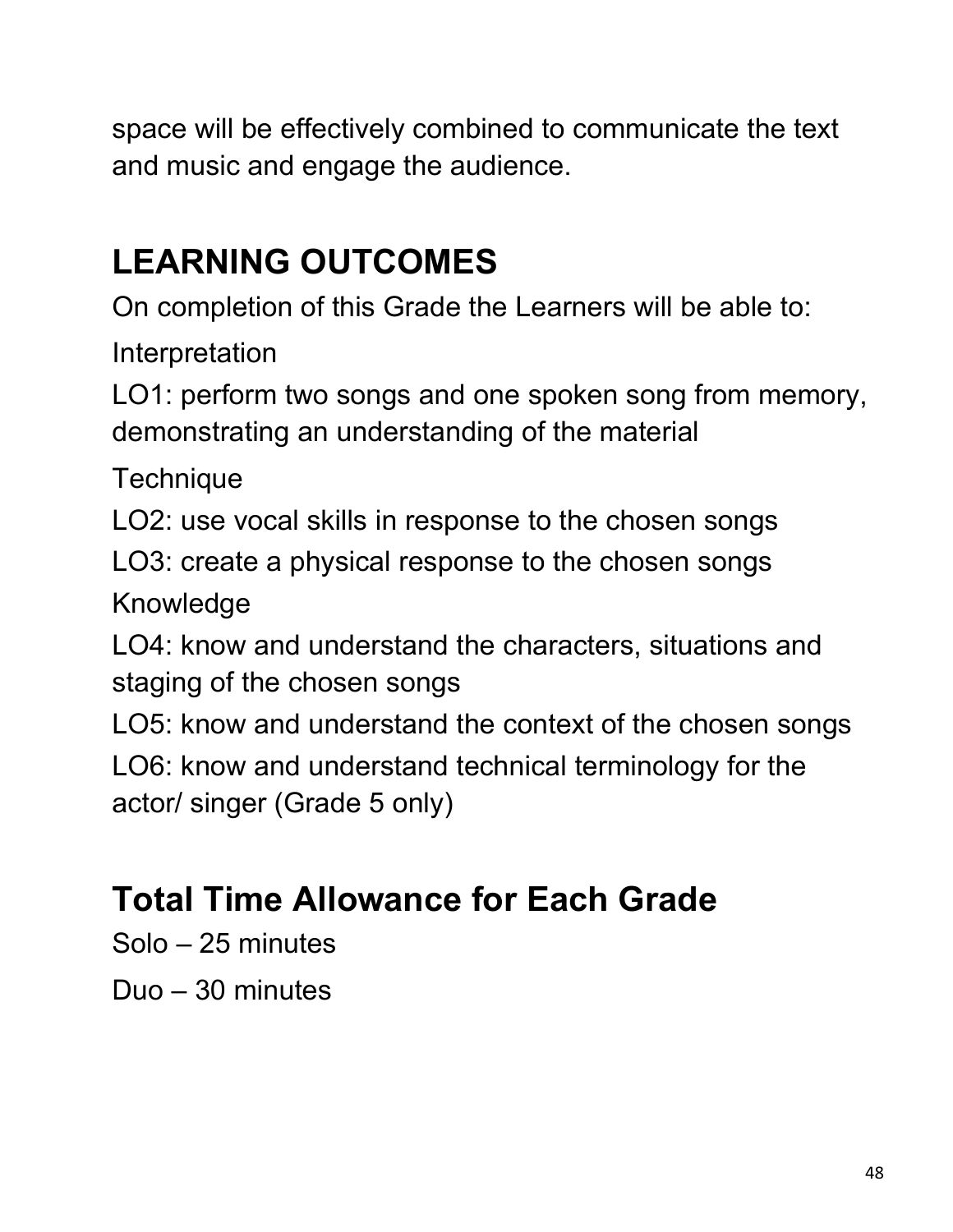space will be effectively combined to communicate the text and music and engage the audience.

## LEARNING OUTCOMES

On completion of this Grade the Learners will be able to:

Interpretation

LO1: perform two songs and one spoken song from memory, demonstrating an understanding of the material

Technique

LO2: use vocal skills in response to the chosen songs

LO3: create a physical response to the chosen songs

Knowledge

LO4: know and understand the characters, situations and staging of the chosen songs

LO5: know and understand the context of the chosen songs

LO6: know and understand technical terminology for the actor/ singer (Grade 5 only)

## Total Time Allowance for Each Grade

Solo – 25 minutes

Duo – 30 minutes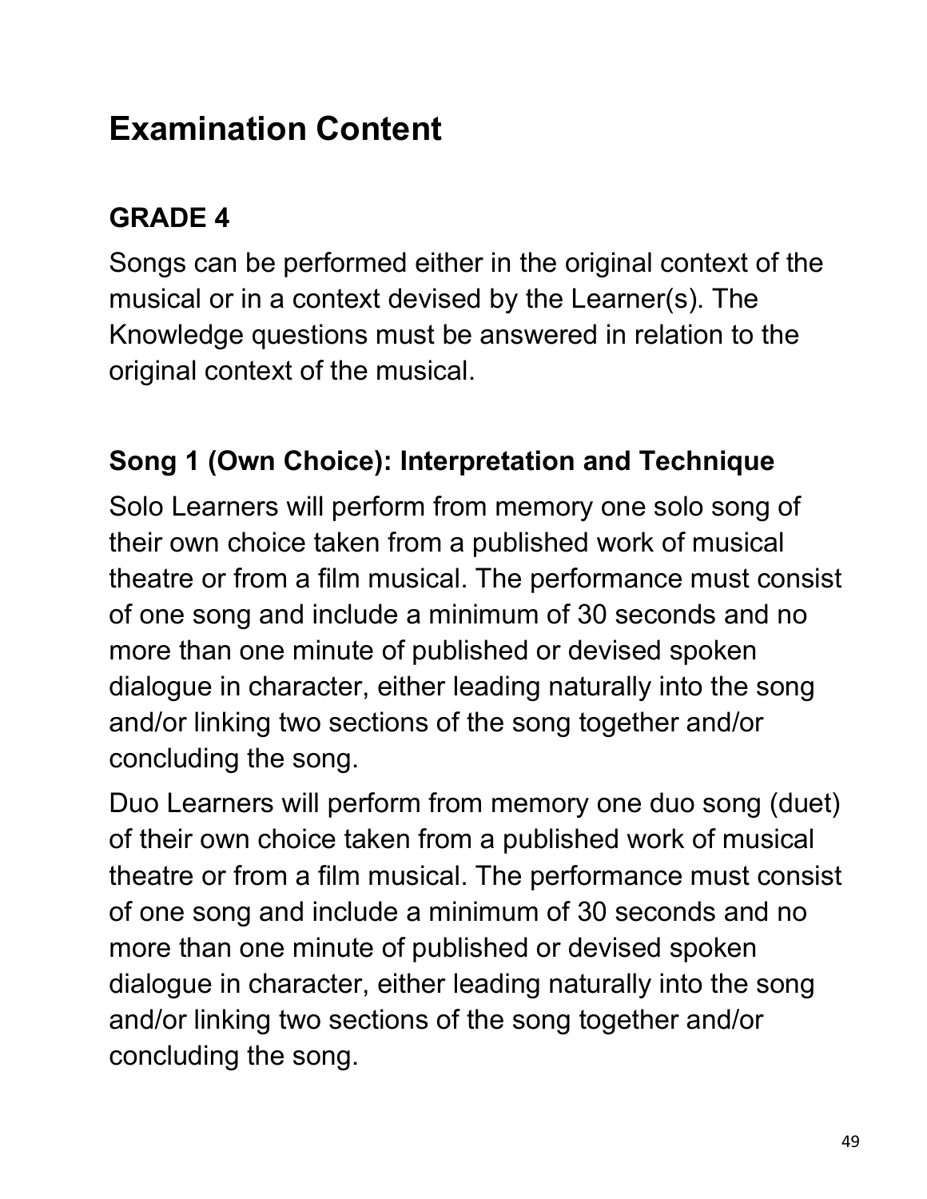# Examination Content

## GRADE 4

Songs can be performed either in the original context of the musical or in a context devised by the Learner(s). The Knowledge questions must be answered in relation to the original context of the musical.

### Song 1 (Own Choice): Interpretation and Technique

Solo Learners will perform from memory one solo song of their own choice taken from a published work of musical theatre or from a film musical. The performance must consist of one song and include a minimum of 30 seconds and no more than one minute of published or devised spoken dialogue in character, either leading naturally into the song and/or linking two sections of the song together and/or concluding the song.

Duo Learners will perform from memory one duo song (duet) of their own choice taken from a published work of musical theatre or from a film musical. The performance must consist of one song and include a minimum of 30 seconds and no more than one minute of published or devised spoken dialogue in character, either leading naturally into the song and/or linking two sections of the song together and/or concluding the song.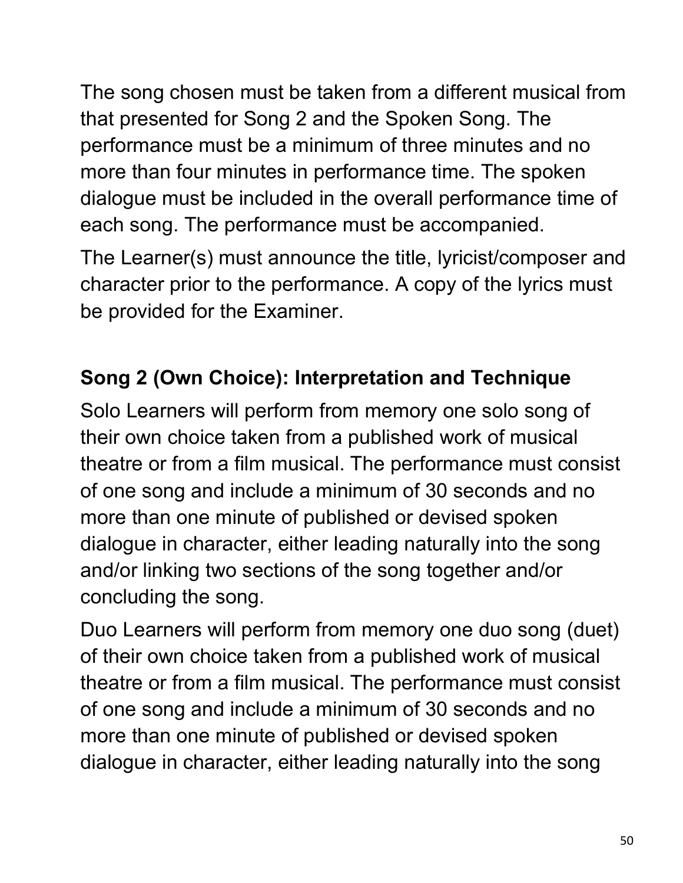The song chosen must be taken from a different musical from that presented for Song 2 and the Spoken Song. The performance must be a minimum of three minutes and no more than four minutes in performance time. The spoken dialogue must be included in the overall performance time of each song. The performance must be accompanied.

The Learner(s) must announce the title, lyricist/composer and character prior to the performance. A copy of the lyrics must be provided for the Examiner.

### Song 2 (Own Choice): Interpretation and Technique

Solo Learners will perform from memory one solo song of their own choice taken from a published work of musical theatre or from a film musical. The performance must consist of one song and include a minimum of 30 seconds and no more than one minute of published or devised spoken dialogue in character, either leading naturally into the song and/or linking two sections of the song together and/or concluding the song.

Duo Learners will perform from memory one duo song (duet) of their own choice taken from a published work of musical theatre or from a film musical. The performance must consist of one song and include a minimum of 30 seconds and no more than one minute of published or devised spoken dialogue in character, either leading naturally into the song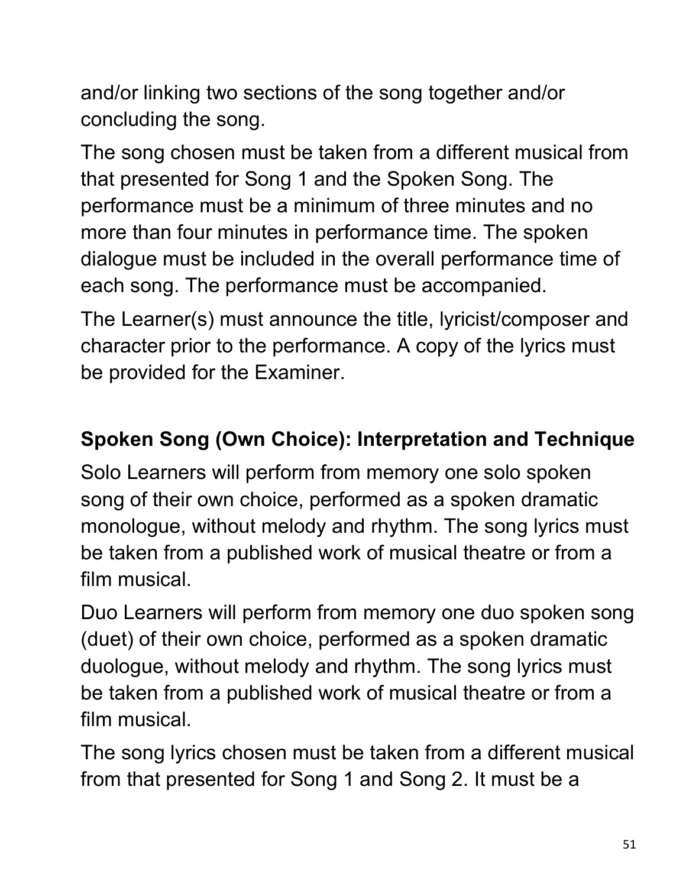and/or linking two sections of the song together and/or concluding the song.

The song chosen must be taken from a different musical from that presented for Song 1 and the Spoken Song. The performance must be a minimum of three minutes and no more than four minutes in performance time. The spoken dialogue must be included in the overall performance time of each song. The performance must be accompanied.

The Learner(s) must announce the title, lyricist/composer and character prior to the performance. A copy of the lyrics must be provided for the Examiner.

**Spoken Song (Own Choice): Interpretation and Technique**

Solo Learners will perform from memory one solo spoken song of their own choice, performed as a spoken dramatic monologue, without melody and rhythm. The song lyrics must be taken from a published work of musical theatre or from a film musical.

Duo Learners will perform from memory one duo spoken song (duet) of their own choice, performed as a spoken dramatic duologue, without melody and rhythm. The song lyrics must be taken from a published work of musical theatre or from a film musical.

The song lyrics chosen must be taken from a different musical from that presented for Song 1 and Song 2. It must be a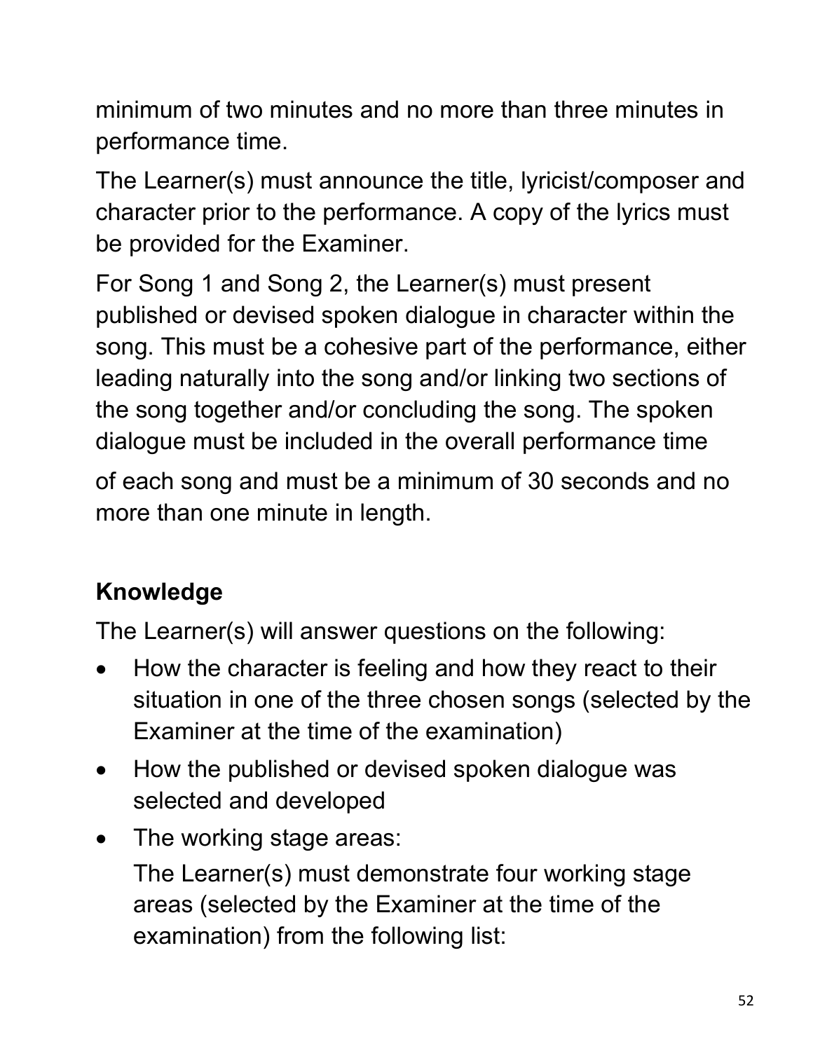minimum of two minutes and no more than three minutes in performance time.

The Learner(s) must announce the title, lyricist/composer and character prior to the performance. A copy of the lyrics must be provided for the Examiner.

For Song 1 and Song 2, the Learner(s) must present published or devised spoken dialogue in character within the song. This must be a cohesive part of the performance, either leading naturally into the song and/or linking two sections of the song together and/or concluding the song. The spoken dialogue must be included in the overall performance time of each song and must be a minimum of 30 seconds and no more than one minute in length.

## Knowledge

The Learner(s) will answer questions on the following:

- How the character is feeling and how they react to their situation in one of the three chosen songs (selected by the Examiner at the time of the examination)
- How the published or devised spoken dialogue was selected and developed
- The working stage areas:

  The Learner(s) must demonstrate four working stage areas (selected by the Examiner at the time of the examination) from the following list: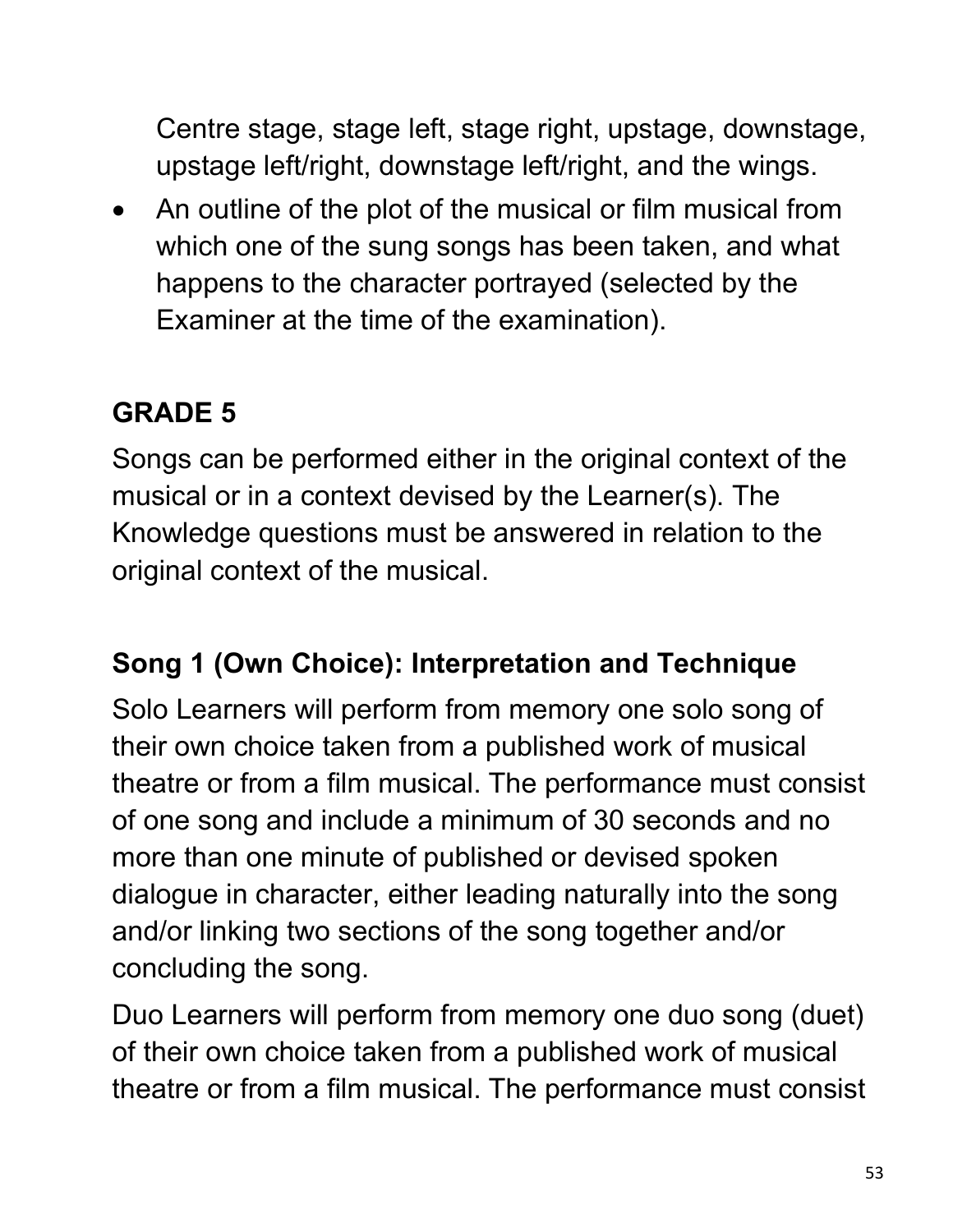Centre stage, stage left, stage right, upstage, downstage, upstage left/right, downstage left/right, and the wings.

- An outline of the plot of the musical or film musical from which one of the sung songs has been taken, and what happens to the character portrayed (selected by the Examiner at the time of the examination).

## GRADE 5

Songs can be performed either in the original context of the musical or in a context devised by the Learner(s). The Knowledge questions must be answered in relation to the original context of the musical.

### Song 1 (Own Choice): Interpretation and Technique

Solo Learners will perform from memory one solo song of their own choice taken from a published work of musical theatre or from a film musical. The performance must consist of one song and include a minimum of 30 seconds and no more than one minute of published or devised spoken dialogue in character, either leading naturally into the song and/or linking two sections of the song together and/or concluding the song.

Duo Learners will perform from memory one duo song (duet) of their own choice taken from a published work of musical theatre or from a film musical. The performance must consist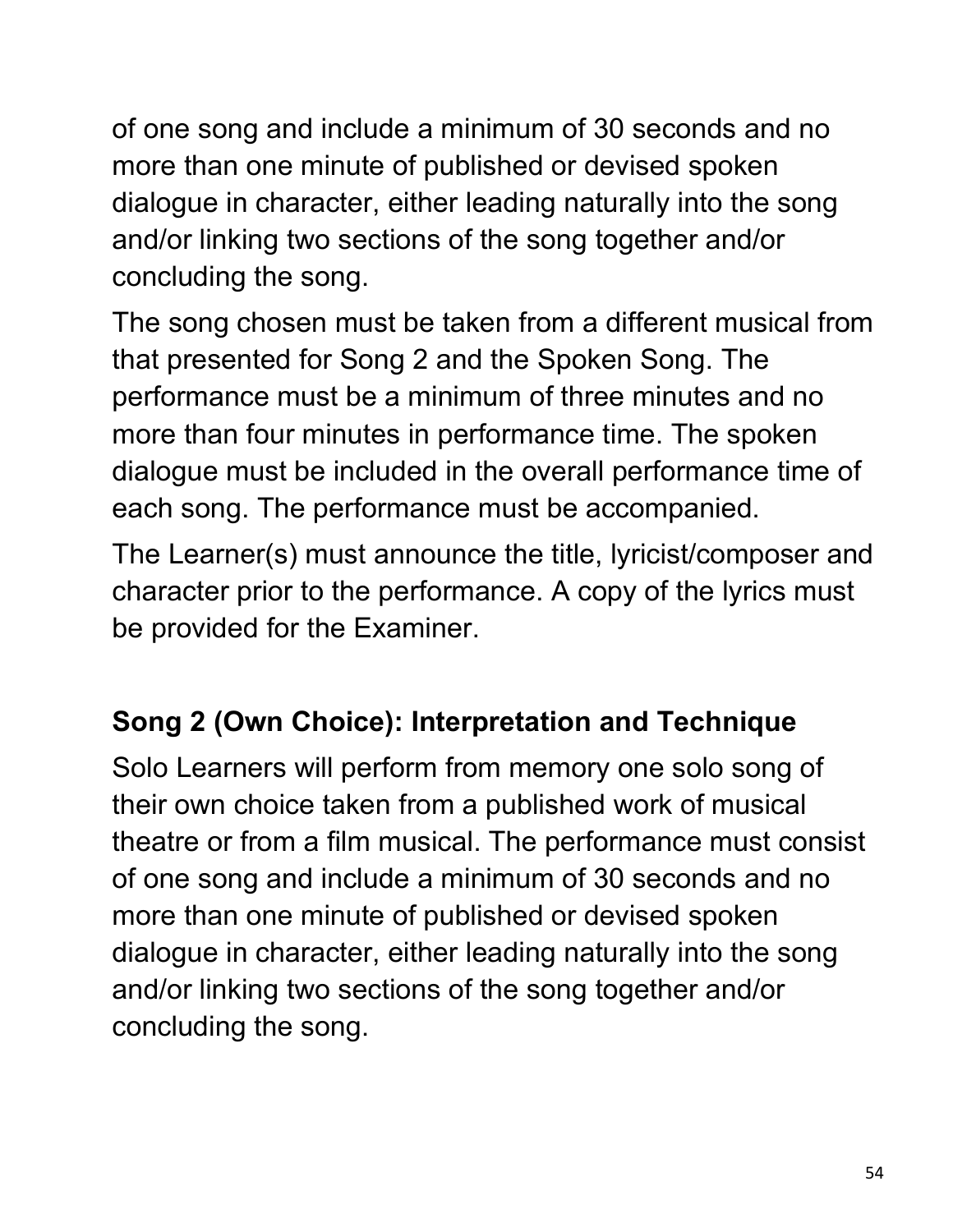of one song and include a minimum of 30 seconds and no more than one minute of published or devised spoken dialogue in character, either leading naturally into the song and/or linking two sections of the song together and/or concluding the song.

The song chosen must be taken from a different musical from that presented for Song 2 and the Spoken Song. The performance must be a minimum of three minutes and no more than four minutes in performance time. The spoken dialogue must be included in the overall performance time of each song. The performance must be accompanied.

The Learner(s) must announce the title, lyricist/composer and character prior to the performance. A copy of the lyrics must be provided for the Examiner.

### Song 2 (Own Choice): Interpretation and Technique

Solo Learners will perform from memory one solo song of their own choice taken from a published work of musical theatre or from a film musical. The performance must consist of one song and include a minimum of 30 seconds and no more than one minute of published or devised spoken dialogue in character, either leading naturally into the song and/or linking two sections of the song together and/or concluding the song.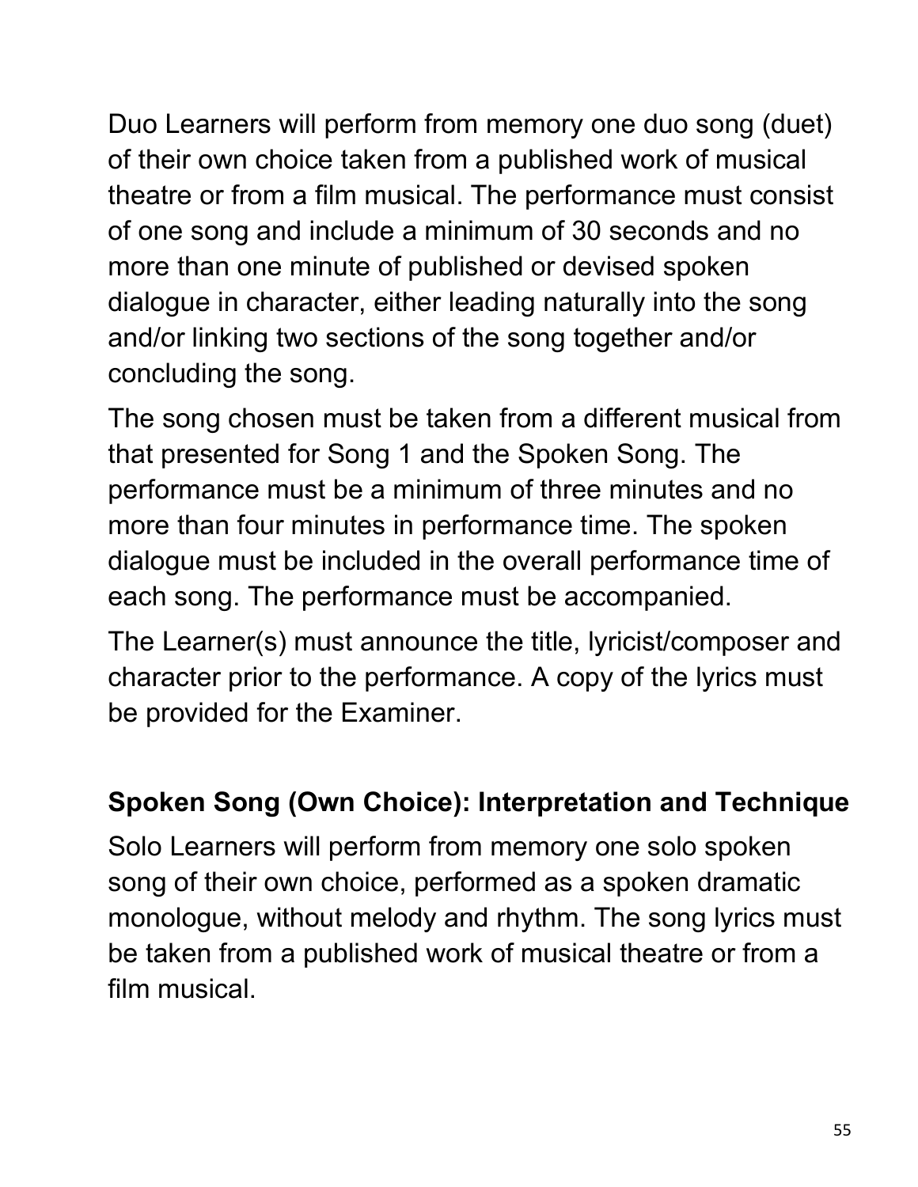Duo Learners will perform from memory one duo song (duet) of their own choice taken from a published work of musical theatre or from a film musical. The performance must consist of one song and include a minimum of 30 seconds and no more than one minute of published or devised spoken dialogue in character, either leading naturally into the song and/or linking two sections of the song together and/or concluding the song.

The song chosen must be taken from a different musical from that presented for Song 1 and the Spoken Song. The performance must be a minimum of three minutes and no more than four minutes in performance time. The spoken dialogue must be included in the overall performance time of each song. The performance must be accompanied.

The Learner(s) must announce the title, lyricist/composer and character prior to the performance. A copy of the lyrics must be provided for the Examiner.

### Spoken Song (Own Choice): Interpretation and Technique

Solo Learners will perform from memory one solo spoken song of their own choice, performed as a spoken dramatic monologue, without melody and rhythm. The song lyrics must be taken from a published work of musical theatre or from a film musical.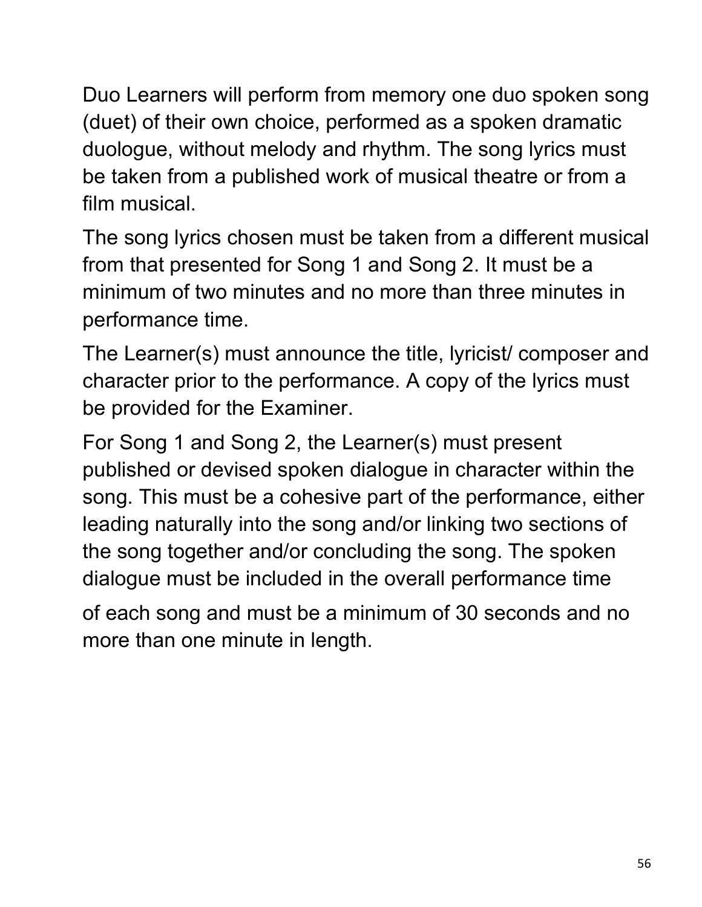Duo Learners will perform from memory one duo spoken song (duet) of their own choice, performed as a spoken dramatic duologue, without melody and rhythm. The song lyrics must be taken from a published work of musical theatre or from a film musical.

The song lyrics chosen must be taken from a different musical from that presented for Song 1 and Song 2. It must be a minimum of two minutes and no more than three minutes in performance time.

The Learner(s) must announce the title, lyricist/ composer and character prior to the performance. A copy of the lyrics must be provided for the Examiner.

For Song 1 and Song 2, the Learner(s) must present published or devised spoken dialogue in character within the song. This must be a cohesive part of the performance, either leading naturally into the song and/or linking two sections of the song together and/or concluding the song. The spoken dialogue must be included in the overall performance time of each song and must be a minimum of 30 seconds and no more than one minute in length.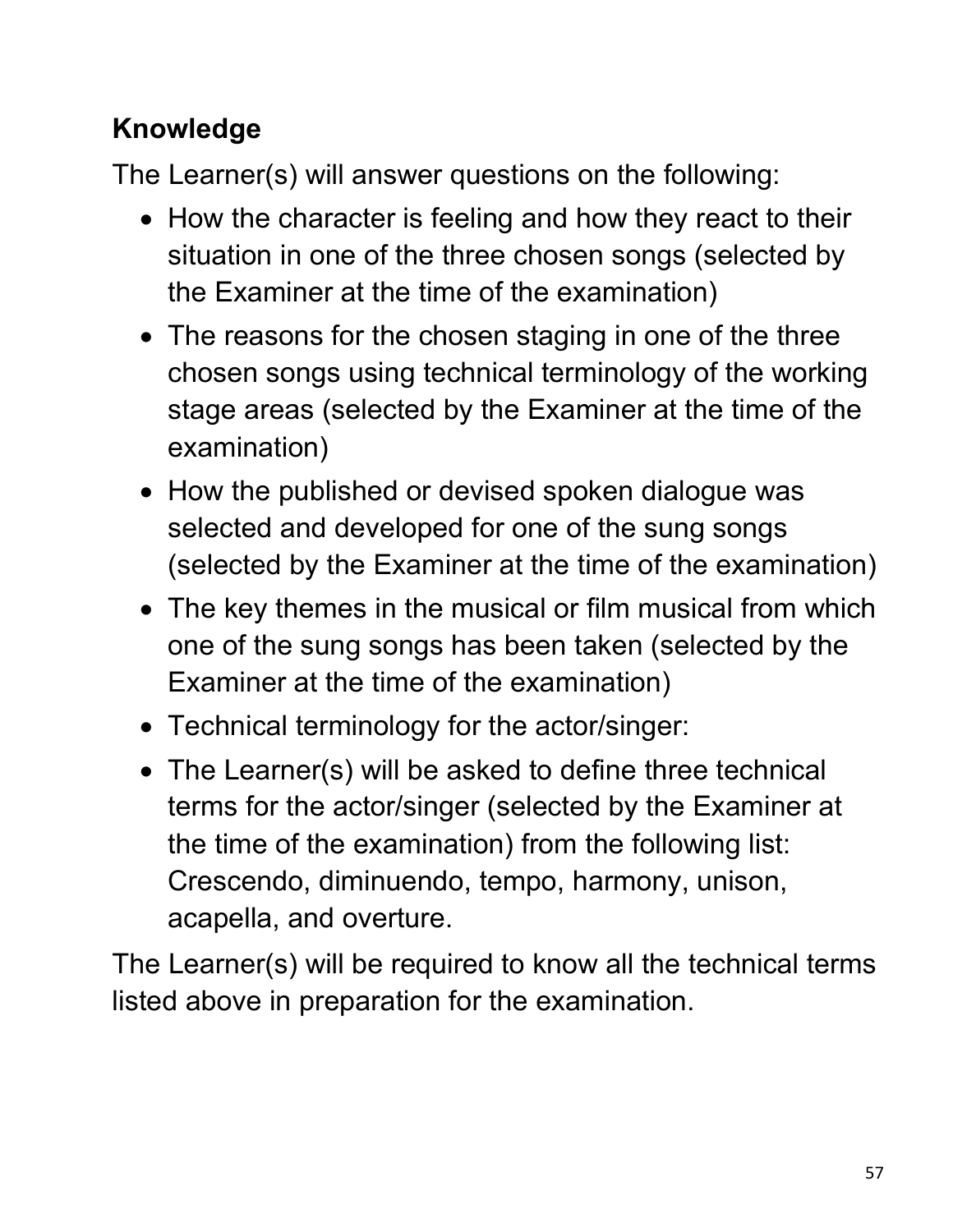**Knowledge**

The Learner(s) will answer questions on the following:

- How the character is feeling and how they react to their situation in one of the three chosen songs (selected by the Examiner at the time of the examination)
- The reasons for the chosen staging in one of the three chosen songs using technical terminology of the working stage areas (selected by the Examiner at the time of the examination)
- How the published or devised spoken dialogue was selected and developed for one of the sung songs (selected by the Examiner at the time of the examination)
- The key themes in the musical or film musical from which one of the sung songs has been taken (selected by the Examiner at the time of the examination)
- Technical terminology for the actor/singer:
- The Learner(s) will be asked to define three technical terms for the actor/singer (selected by the Examiner at the time of the examination) from the following list: Crescendo, diminuendo, tempo, harmony, unison, acapella, and overture.

The Learner(s) will be required to know all the technical terms listed above in preparation for the examination.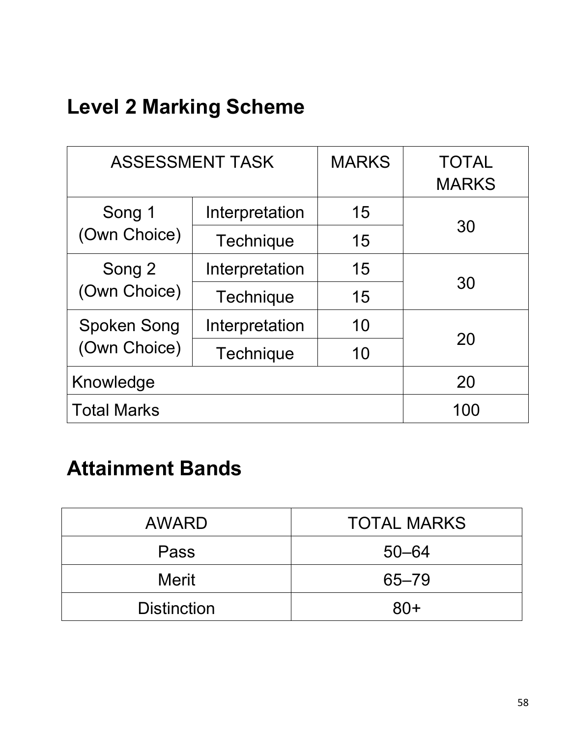## Level 2 Marking Scheme

| ASSESSMENT TASK | | MARKS | TOTAL MARKS |
|---|---|---|---|
| Song 1 (Own Choice) | Interpretation | 15 | 30 |
| | Technique | 15 | |
| Song 2 (Own Choice) | Interpretation | 15 | 30 |
| | Technique | 15 | |
| Spoken Song (Own Choice) | Interpretation | 10 | 20 |
| | Technique | 10 | |
| Knowledge | | | 20 |
| Total Marks | | | 100 |

## Attainment Bands

| AWARD | TOTAL MARKS |
|---|---|
| Pass | 50–64 |
| Merit | 65–79 |
| Distinction | 80+ |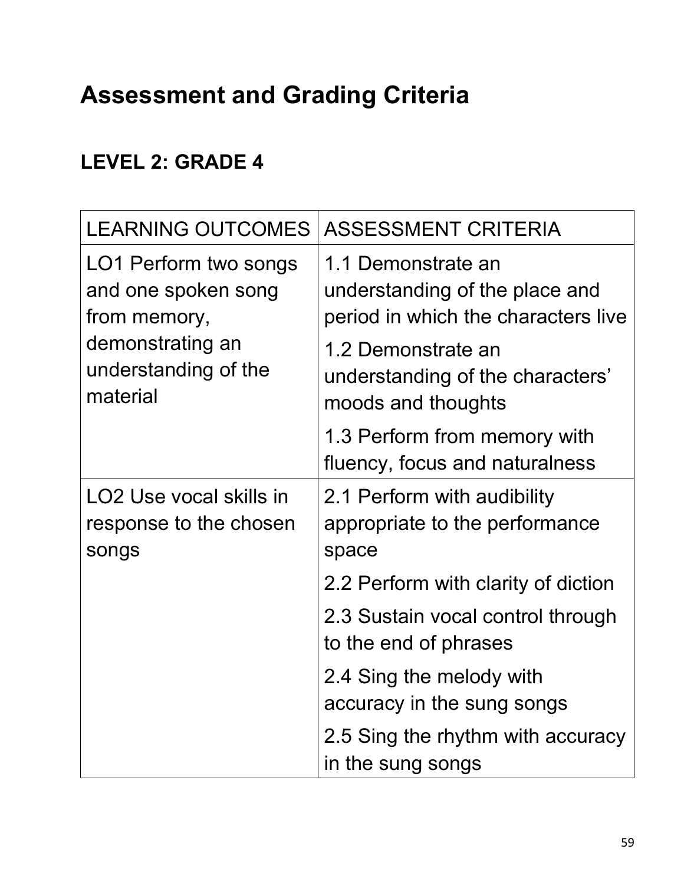# Assessment and Grading Criteria

## LEVEL 2: GRADE 4

| LEARNING OUTCOMES | ASSESSMENT CRITERIA |
| --- | --- |
| LO1 Perform two songs and one spoken song from memory, demonstrating an understanding of the material | 1.1 Demonstrate an understanding of the place and period in which the characters live |
| | 1.2 Demonstrate an understanding of the characters' moods and thoughts |
| | 1.3 Perform from memory with fluency, focus and naturalness |
| LO2 Use vocal skills in response to the chosen songs | 2.1 Perform with audibility appropriate to the performance space |
| | 2.2 Perform with clarity of diction |
| | 2.3 Sustain vocal control through to the end of phrases |
| | 2.4 Sing the melody with accuracy in the sung songs |
| | 2.5 Sing the rhythm with accuracy in the sung songs |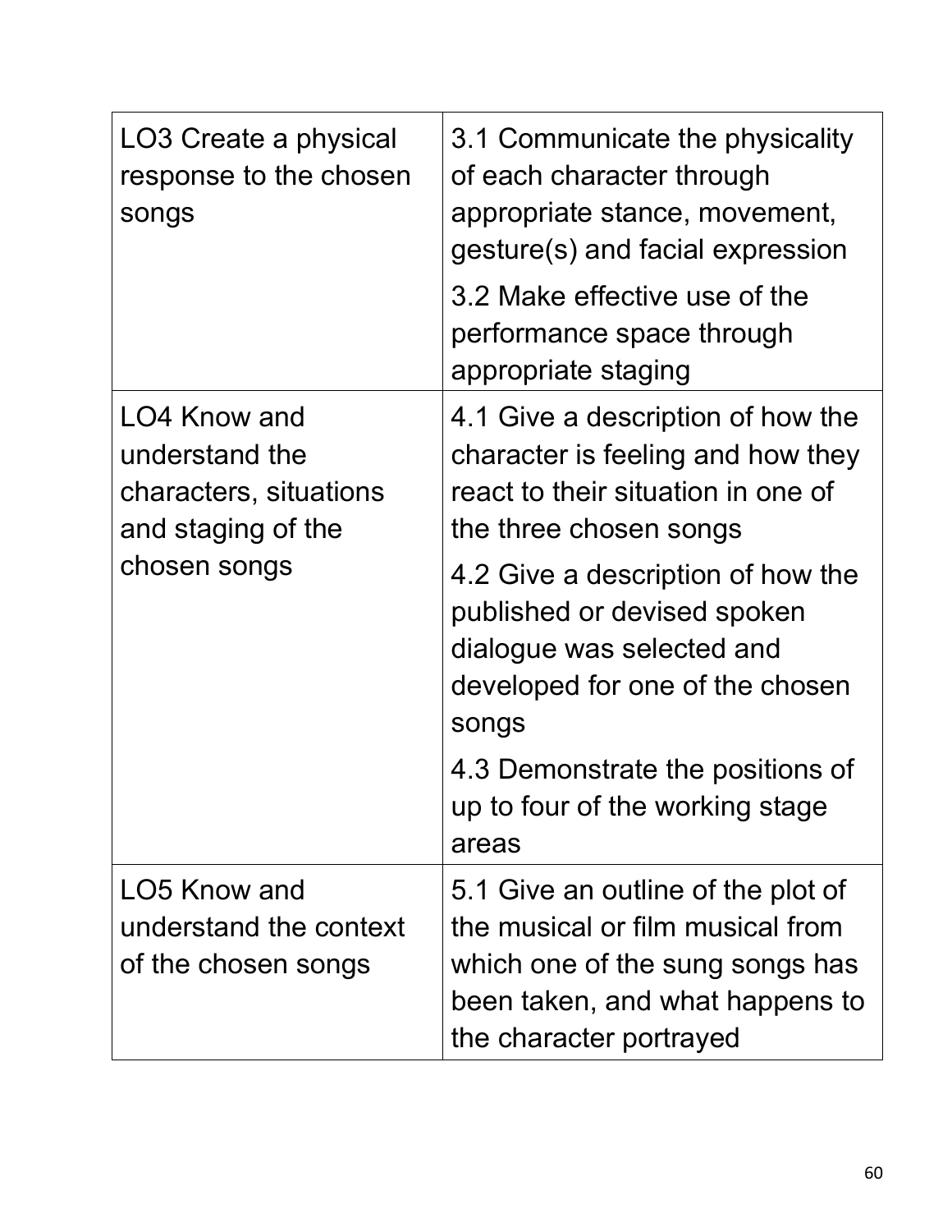| | |
|---|---|
| LO3 Create a physical response to the chosen songs | 3.1 Communicate the physicality of each character through appropriate stance, movement, gesture(s) and facial expression |
| | 3.2 Make effective use of the performance space through appropriate staging |
| LO4 Know and understand the characters, situations and staging of the chosen songs | 4.1 Give a description of how the character is feeling and how they react to their situation in one of the three chosen songs |
| | 4.2 Give a description of how the published or devised spoken dialogue was selected and developed for one of the chosen songs |
| | 4.3 Demonstrate the positions of up to four of the working stage areas |
| LO5 Know and understand the context of the chosen songs | 5.1 Give an outline of the plot of the musical or film musical from which one of the sung songs has been taken, and what happens to the character portrayed |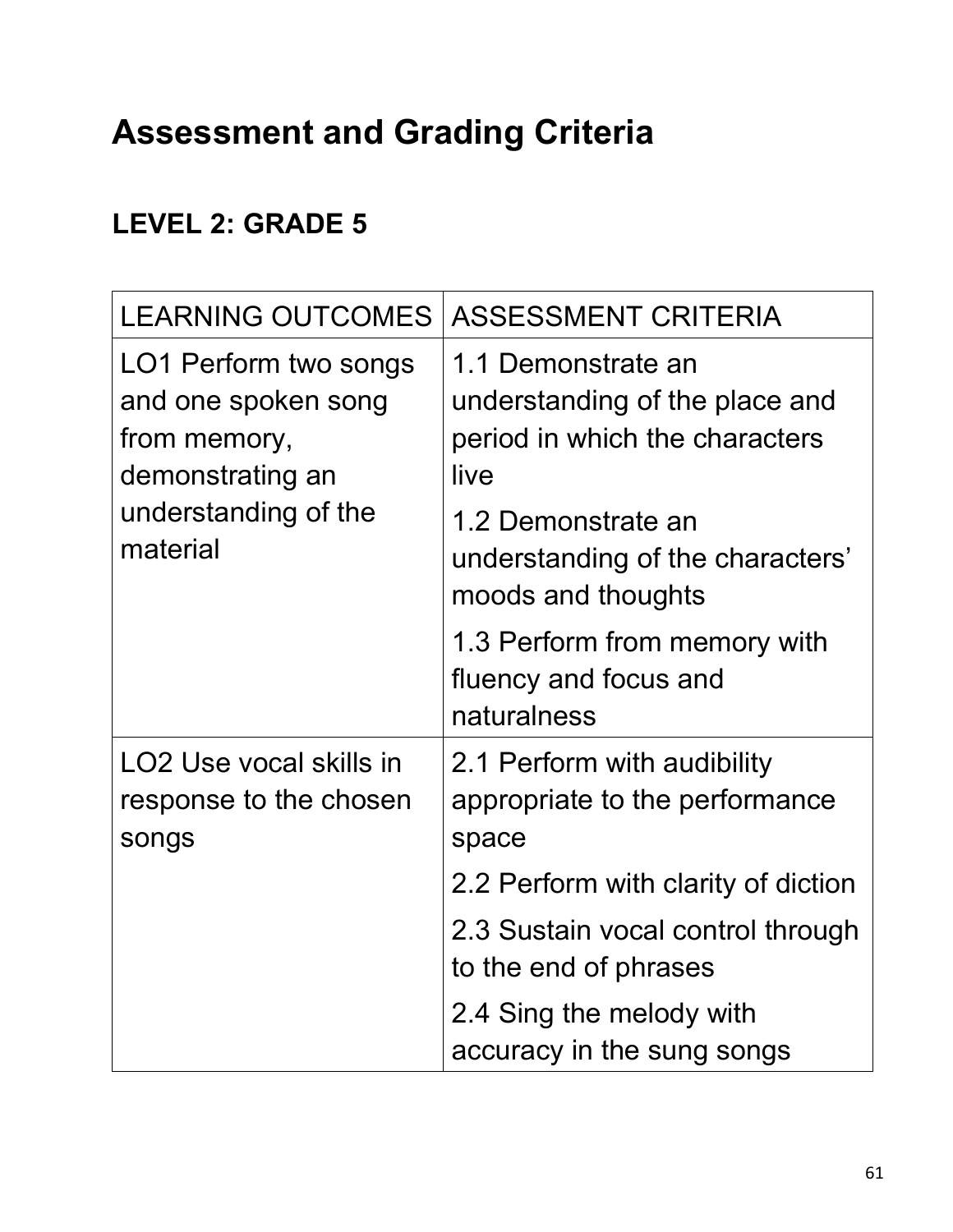# Assessment and Grading Criteria

## LEVEL 2: GRADE 5

| LEARNING OUTCOMES | ASSESSMENT CRITERIA |
|---|---|
| LO1 Perform two songs and one spoken song from memory, demonstrating an understanding of the material | 1.1 Demonstrate an understanding of the place and period in which the characters live<br>1.2 Demonstrate an understanding of the characters' moods and thoughts<br>1.3 Perform from memory with fluency and focus and naturalness |
| LO2 Use vocal skills in response to the chosen songs | 2.1 Perform with audibility appropriate to the performance space<br>2.2 Perform with clarity of diction<br>2.3 Sustain vocal control through to the end of phrases<br>2.4 Sing the melody with accuracy in the sung songs |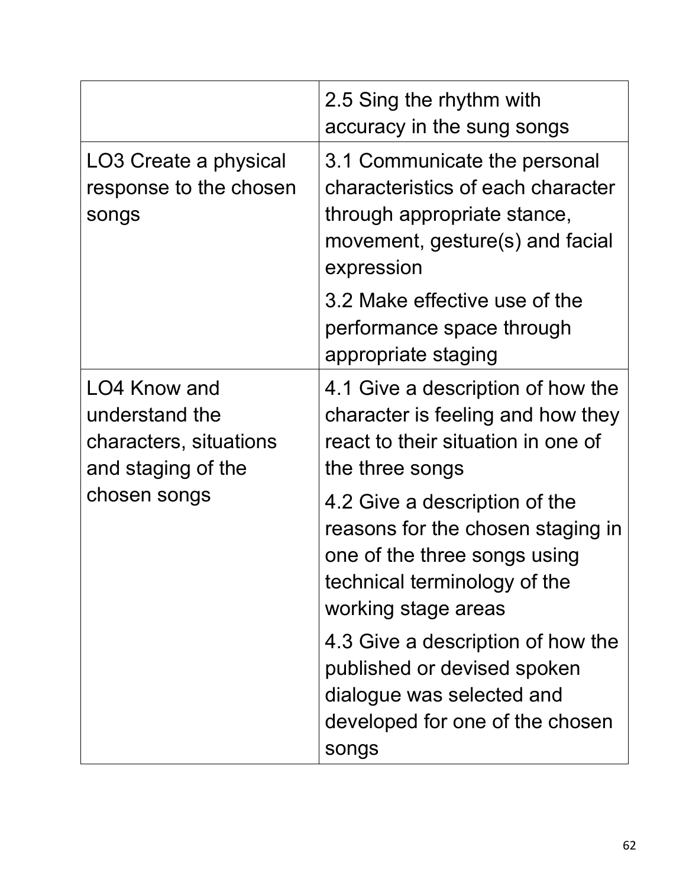| | |
|---|---|
| | 2.5 Sing the rhythm with accuracy in the sung songs |
| LO3 Create a physical response to the chosen songs | 3.1 Communicate the personal characteristics of each character through appropriate stance, movement, gesture(s) and facial expression |
| | 3.2 Make effective use of the performance space through appropriate staging |
| LO4 Know and understand the characters, situations and staging of the chosen songs | 4.1 Give a description of how the character is feeling and how they react to their situation in one of the three songs |
| | 4.2 Give a description of the reasons for the chosen staging in one of the three songs using technical terminology of the working stage areas |
| | 4.3 Give a description of how the published or devised spoken dialogue was selected and developed for one of the chosen songs |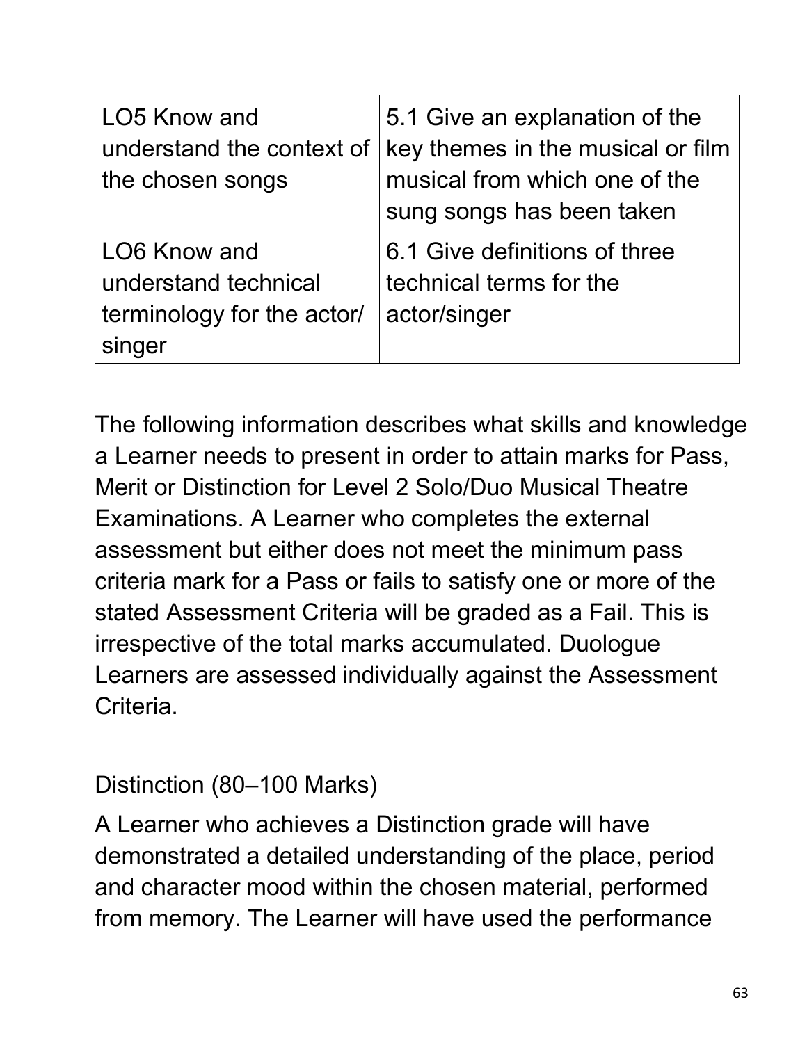| LO5 Know and understand the context of the chosen songs | 5.1 Give an explanation of the key themes in the musical or film musical from which one of the sung songs has been taken |
|---|---|
| LO6 Know and understand technical terminology for the actor/singer | 6.1 Give definitions of three technical terms for the actor/singer |

The following information describes what skills and knowledge a Learner needs to present in order to attain marks for Pass, Merit or Distinction for Level 2 Solo/Duo Musical Theatre Examinations. A Learner who completes the external assessment but either does not meet the minimum pass criteria mark for a Pass or fails to satisfy one or more of the stated Assessment Criteria will be graded as a Fail. This is irrespective of the total marks accumulated. Duologue Learners are assessed individually against the Assessment Criteria.

Distinction (80–100 Marks)

A Learner who achieves a Distinction grade will have demonstrated a detailed understanding of the place, period and character mood within the chosen material, performed from memory. The Learner will have used the performance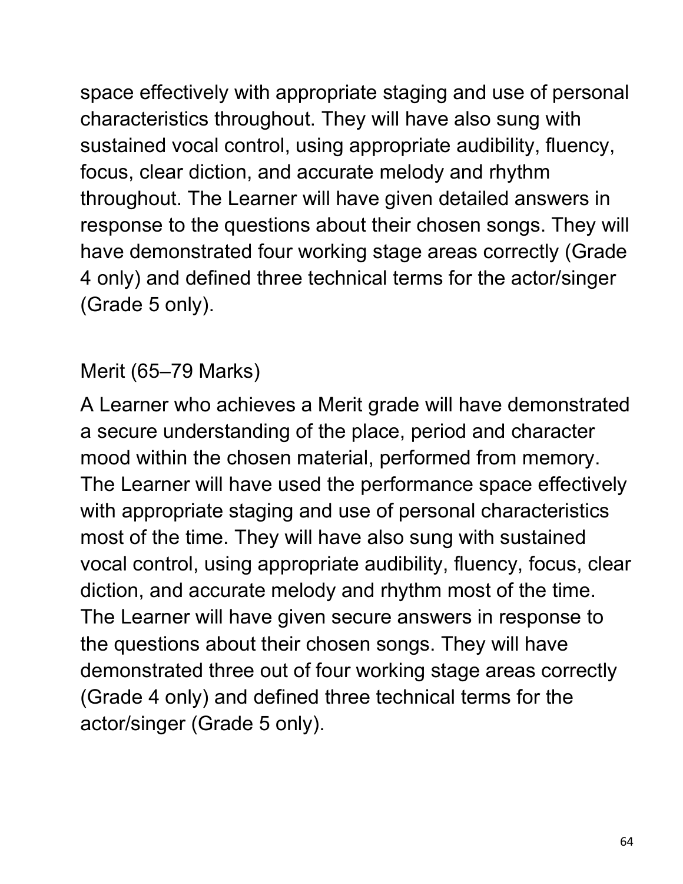space effectively with appropriate staging and use of personal characteristics throughout. They will have also sung with sustained vocal control, using appropriate audibility, fluency, focus, clear diction, and accurate melody and rhythm throughout. The Learner will have given detailed answers in response to the questions about their chosen songs. They will have demonstrated four working stage areas correctly (Grade 4 only) and defined three technical terms for the actor/singer (Grade 5 only).

Merit (65–79 Marks)

A Learner who achieves a Merit grade will have demonstrated a secure understanding of the place, period and character mood within the chosen material, performed from memory. The Learner will have used the performance space effectively with appropriate staging and use of personal characteristics most of the time. They will have also sung with sustained vocal control, using appropriate audibility, fluency, focus, clear diction, and accurate melody and rhythm most of the time. The Learner will have given secure answers in response to the questions about their chosen songs. They will have demonstrated three out of four working stage areas correctly (Grade 4 only) and defined three technical terms for the actor/singer (Grade 5 only).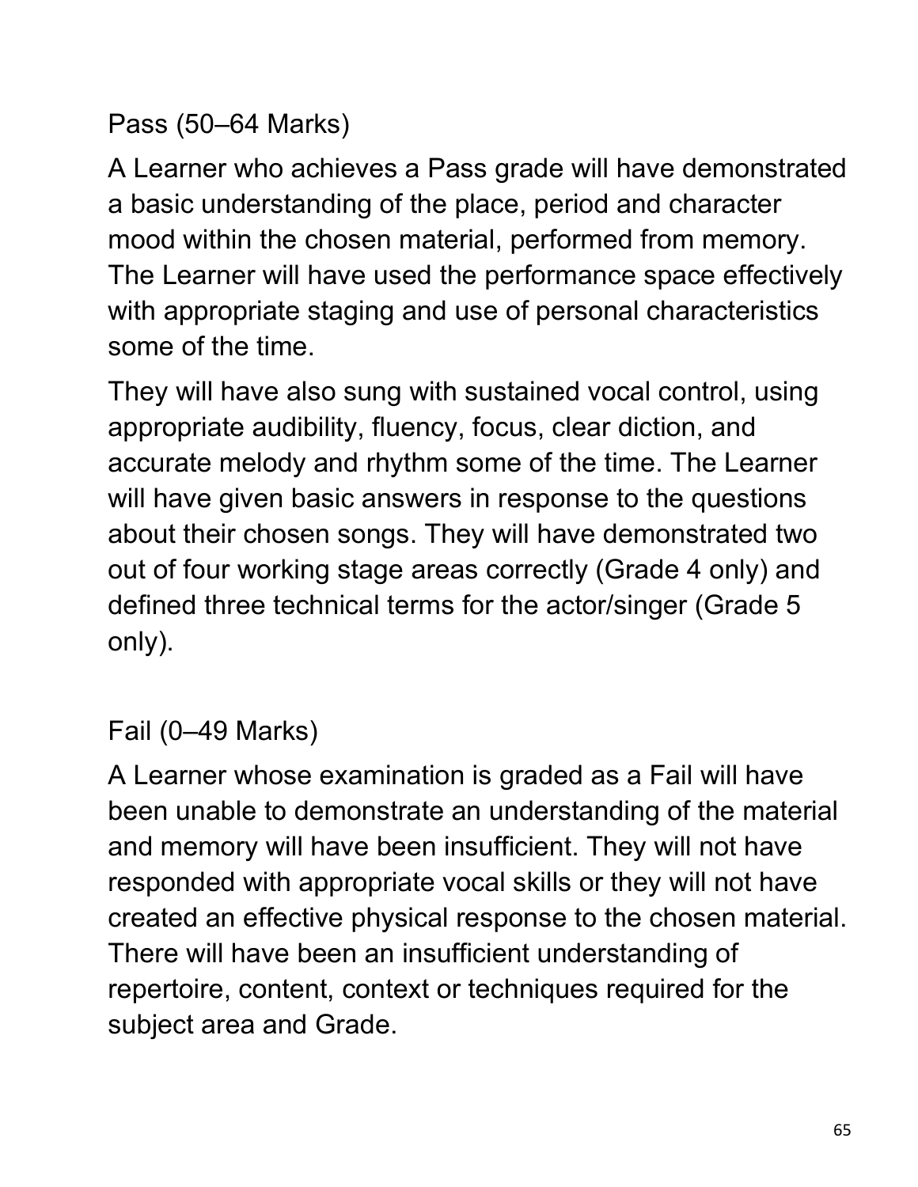### Pass (50–64 Marks)

A Learner who achieves a Pass grade will have demonstrated a basic understanding of the place, period and character mood within the chosen material, performed from memory. The Learner will have used the performance space effectively with appropriate staging and use of personal characteristics some of the time.

They will have also sung with sustained vocal control, using appropriate audibility, fluency, focus, clear diction, and accurate melody and rhythm some of the time. The Learner will have given basic answers in response to the questions about their chosen songs. They will have demonstrated two out of four working stage areas correctly (Grade 4 only) and defined three technical terms for the actor/singer (Grade 5 only).

### Fail (0–49 Marks)

A Learner whose examination is graded as a Fail will have been unable to demonstrate an understanding of the material and memory will have been insufficient. They will not have responded with appropriate vocal skills or they will not have created an effective physical response to the chosen material. There will have been an insufficient understanding of repertoire, content, context or techniques required for the subject area and Grade.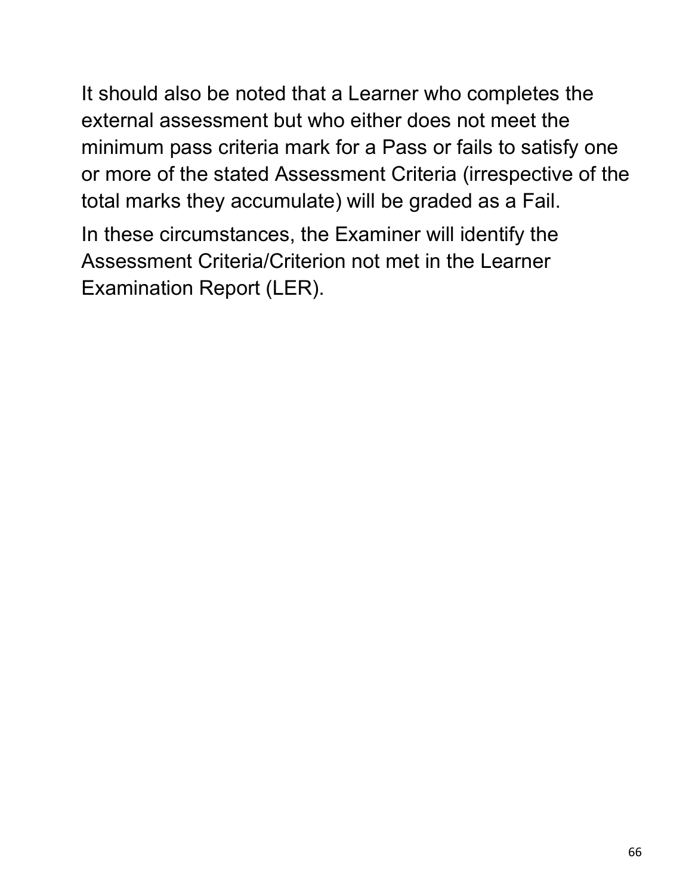It should also be noted that a Learner who completes the external assessment but who either does not meet the minimum pass criteria mark for a Pass or fails to satisfy one or more of the stated Assessment Criteria (irrespective of the total marks they accumulate) will be graded as a Fail.

In these circumstances, the Examiner will identify the Assessment Criteria/Criterion not met in the Learner Examination Report (LER).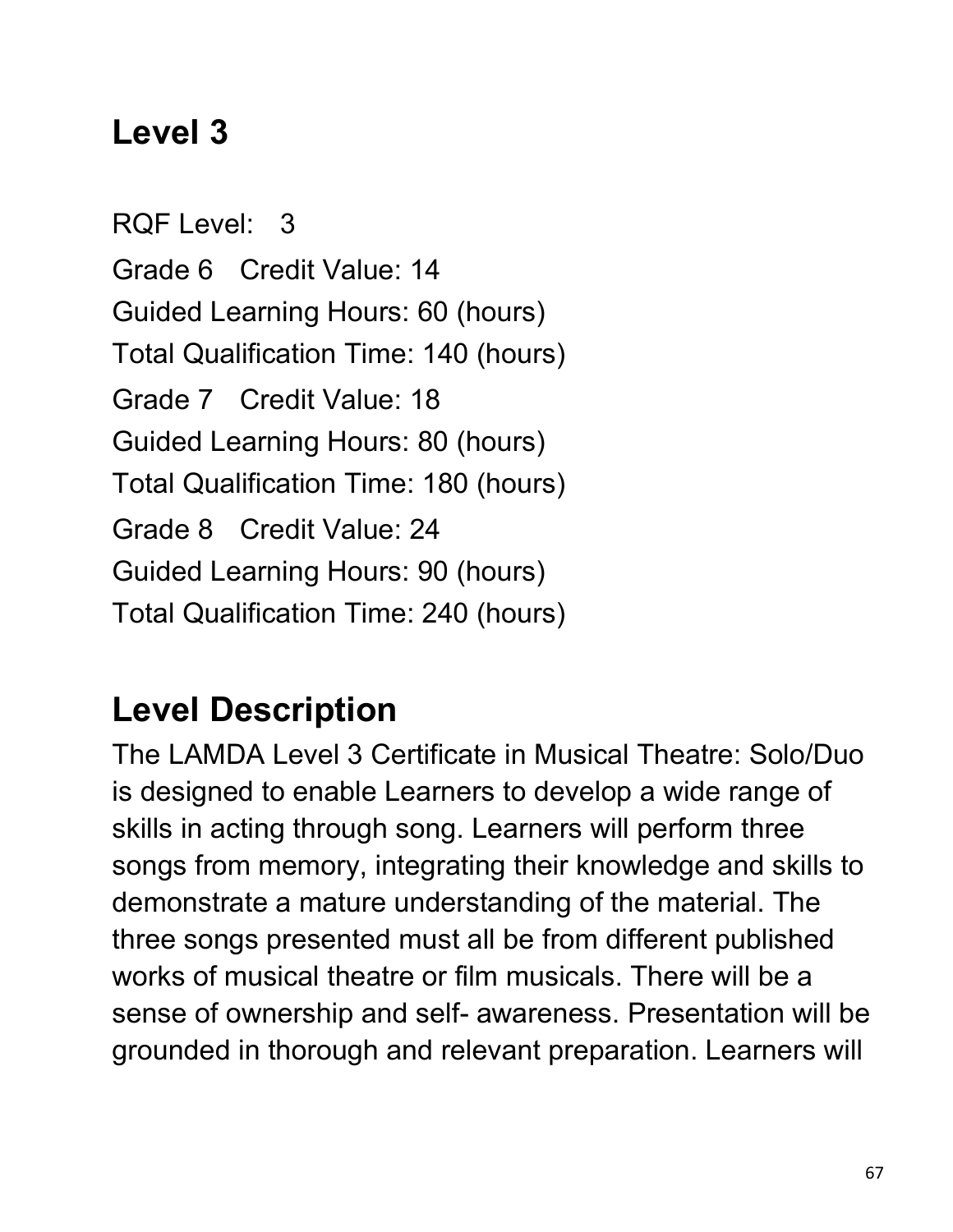## Level 3

RQF Level: 3

Grade 6 Credit Value: 14

Guided Learning Hours: 60 (hours)

Total Qualification Time: 140 (hours)

Grade 7 Credit Value: 18

Guided Learning Hours: 80 (hours)

Total Qualification Time: 180 (hours)

Grade 8 Credit Value: 24

Guided Learning Hours: 90 (hours)

Total Qualification Time: 240 (hours)

## Level Description

The LAMDA Level 3 Certificate in Musical Theatre: Solo/Duo is designed to enable Learners to develop a wide range of skills in acting through song. Learners will perform three songs from memory, integrating their knowledge and skills to demonstrate a mature understanding of the material. The three songs presented must all be from different published works of musical theatre or film musicals. There will be a sense of ownership and self- awareness. Presentation will be grounded in thorough and relevant preparation. Learners will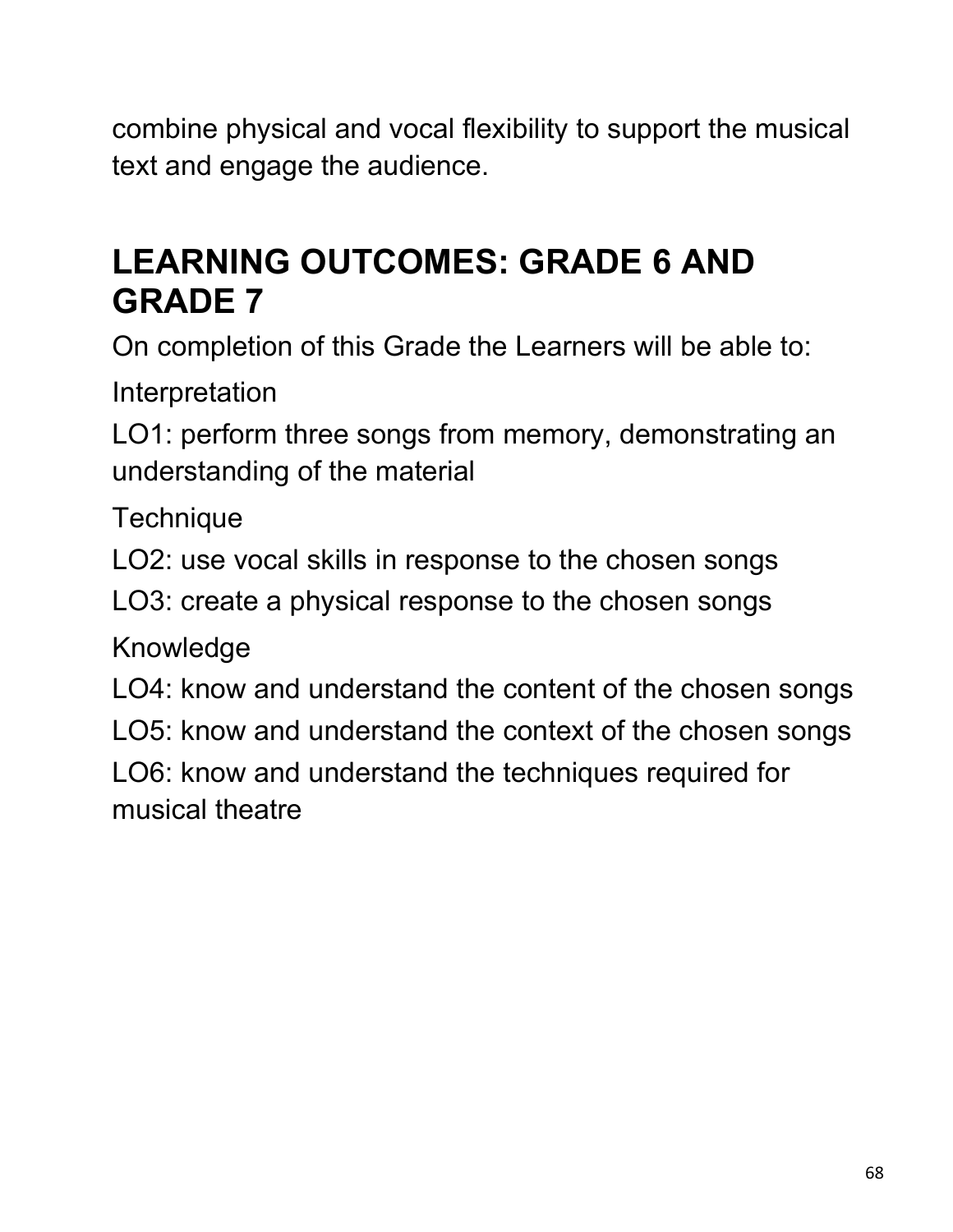combine physical and vocal flexibility to support the musical text and engage the audience.

## LEARNING OUTCOMES: GRADE 6 AND GRADE 7

On completion of this Grade the Learners will be able to:

Interpretation

LO1: perform three songs from memory, demonstrating an understanding of the material

Technique

LO2: use vocal skills in response to the chosen songs

LO3: create a physical response to the chosen songs

Knowledge

LO4: know and understand the content of the chosen songs

LO5: know and understand the context of the chosen songs

LO6: know and understand the techniques required for musical theatre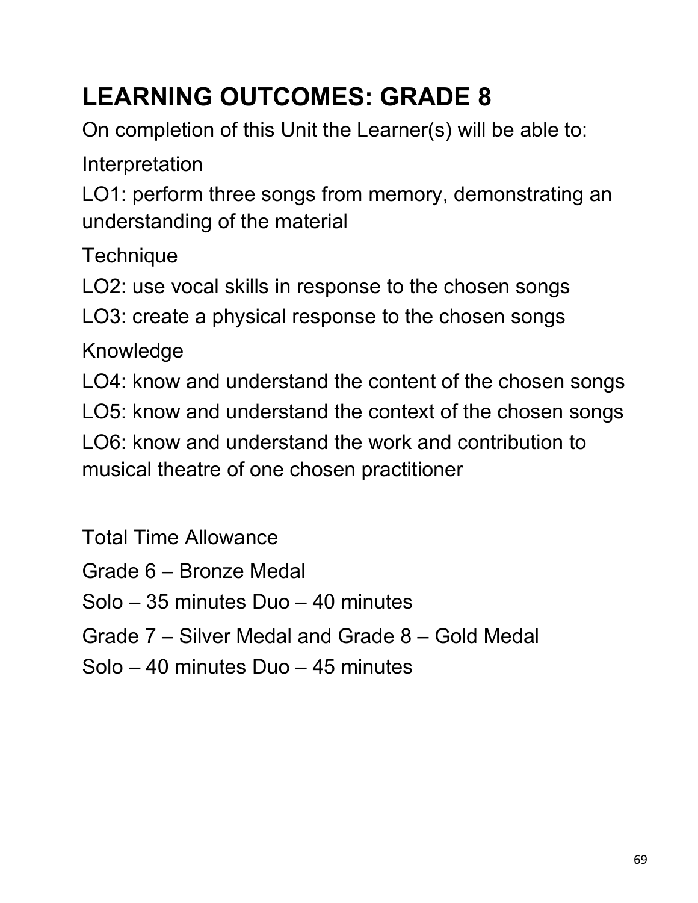# LEARNING OUTCOMES: GRADE 8

On completion of this Unit the Learner(s) will be able to:

Interpretation

LO1: perform three songs from memory, demonstrating an understanding of the material

Technique

LO2: use vocal skills in response to the chosen songs

LO3: create a physical response to the chosen songs

Knowledge

LO4: know and understand the content of the chosen songs

LO5: know and understand the context of the chosen songs

LO6: know and understand the work and contribution to musical theatre of one chosen practitioner

Total Time Allowance

Grade 6 – Bronze Medal

Solo – 35 minutes Duo – 40 minutes

Grade 7 – Silver Medal and Grade 8 – Gold Medal

Solo – 40 minutes Duo – 45 minutes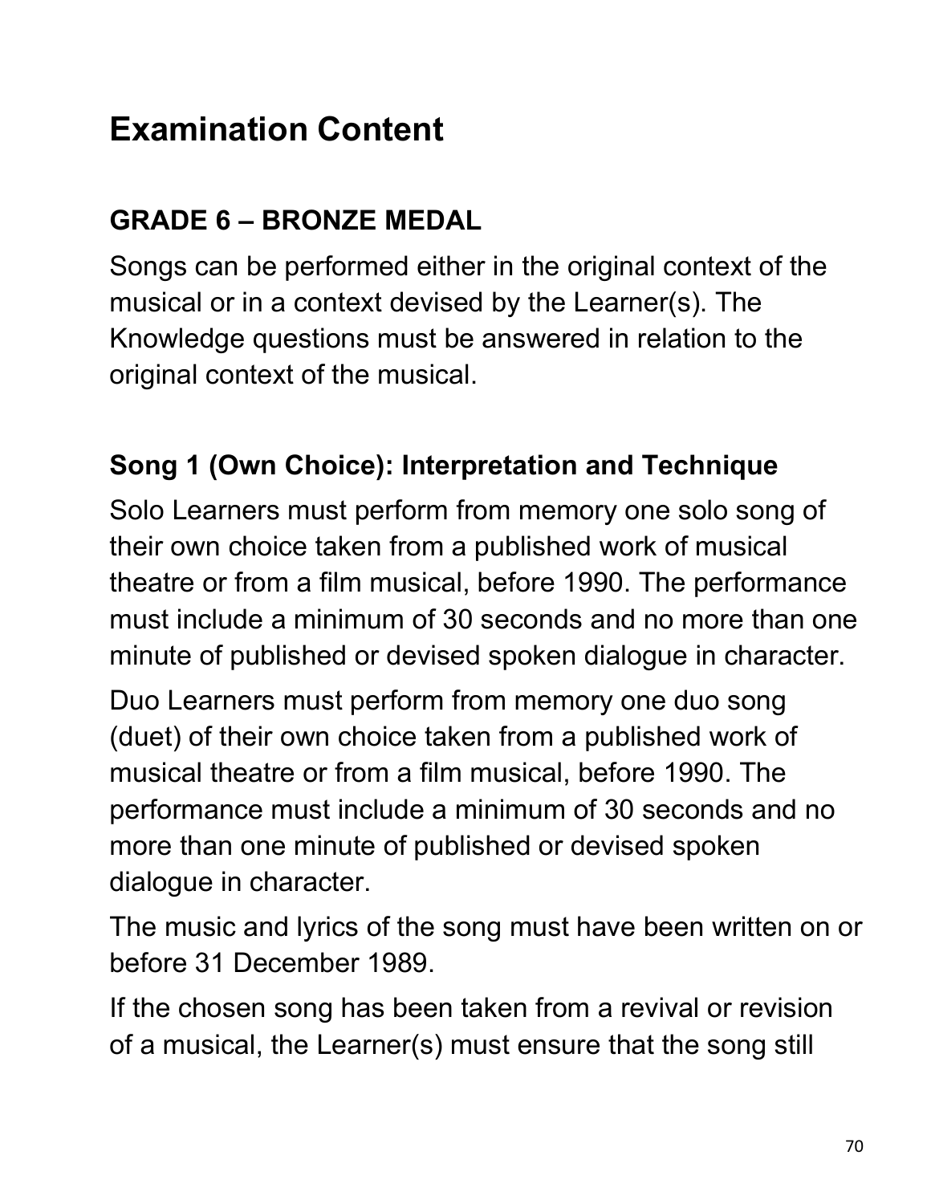# Examination Content

## GRADE 6 – BRONZE MEDAL

Songs can be performed either in the original context of the musical or in a context devised by the Learner(s). The Knowledge questions must be answered in relation to the original context of the musical.

### Song 1 (Own Choice): Interpretation and Technique

Solo Learners must perform from memory one solo song of their own choice taken from a published work of musical theatre or from a film musical, before 1990. The performance must include a minimum of 30 seconds and no more than one minute of published or devised spoken dialogue in character.

Duo Learners must perform from memory one duo song (duet) of their own choice taken from a published work of musical theatre or from a film musical, before 1990. The performance must include a minimum of 30 seconds and no more than one minute of published or devised spoken dialogue in character.

The music and lyrics of the song must have been written on or before 31 December 1989.

If the chosen song has been taken from a revival or revision of a musical, the Learner(s) must ensure that the song still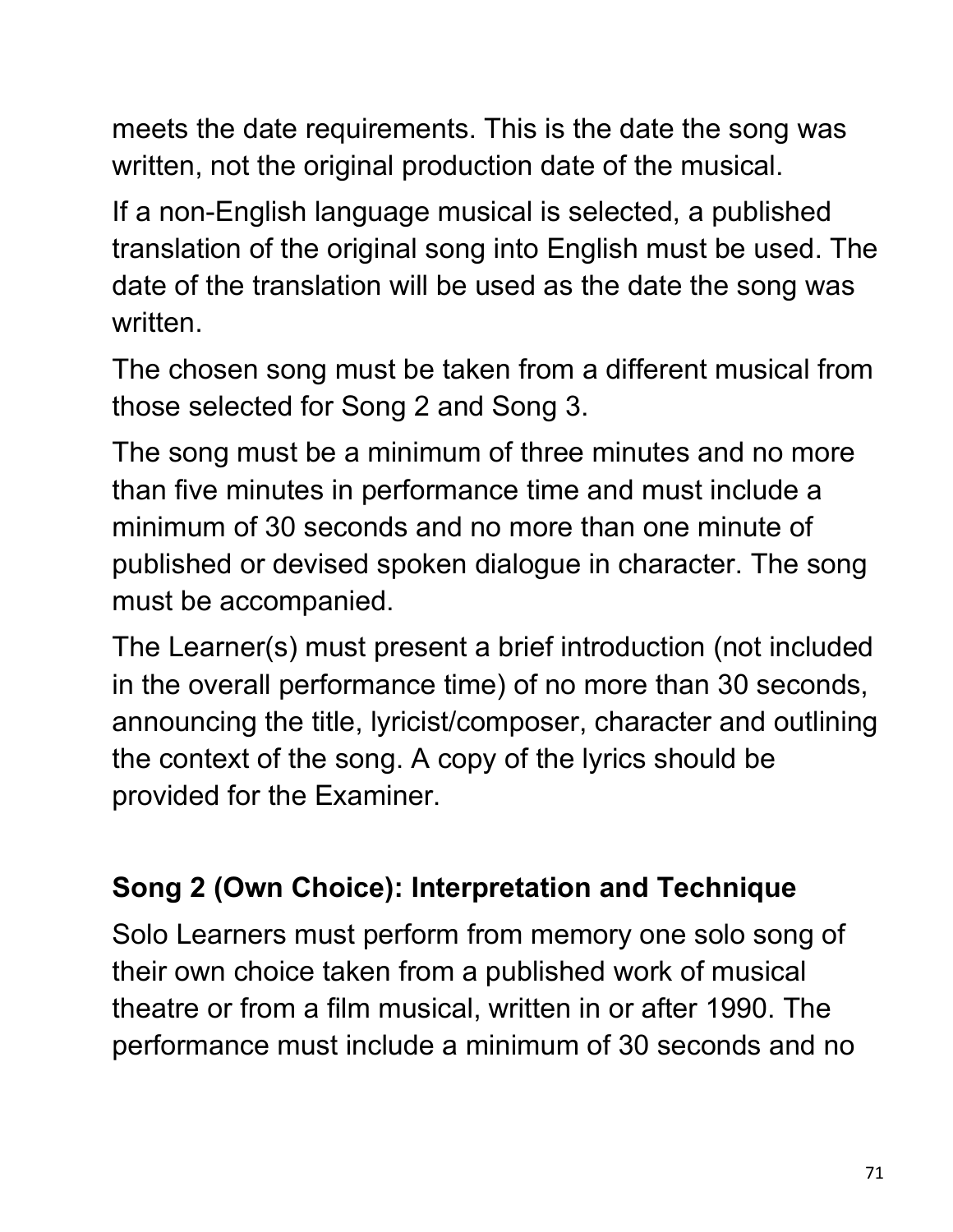meets the date requirements. This is the date the song was written, not the original production date of the musical.

If a non-English language musical is selected, a published translation of the original song into English must be used. The date of the translation will be used as the date the song was written.

The chosen song must be taken from a different musical from those selected for Song 2 and Song 3.

The song must be a minimum of three minutes and no more than five minutes in performance time and must include a minimum of 30 seconds and no more than one minute of published or devised spoken dialogue in character. The song must be accompanied.

The Learner(s) must present a brief introduction (not included in the overall performance time) of no more than 30 seconds, announcing the title, lyricist/composer, character and outlining the context of the song. A copy of the lyrics should be provided for the Examiner.

### Song 2 (Own Choice): Interpretation and Technique

Solo Learners must perform from memory one solo song of their own choice taken from a published work of musical theatre or from a film musical, written in or after 1990. The performance must include a minimum of 30 seconds and no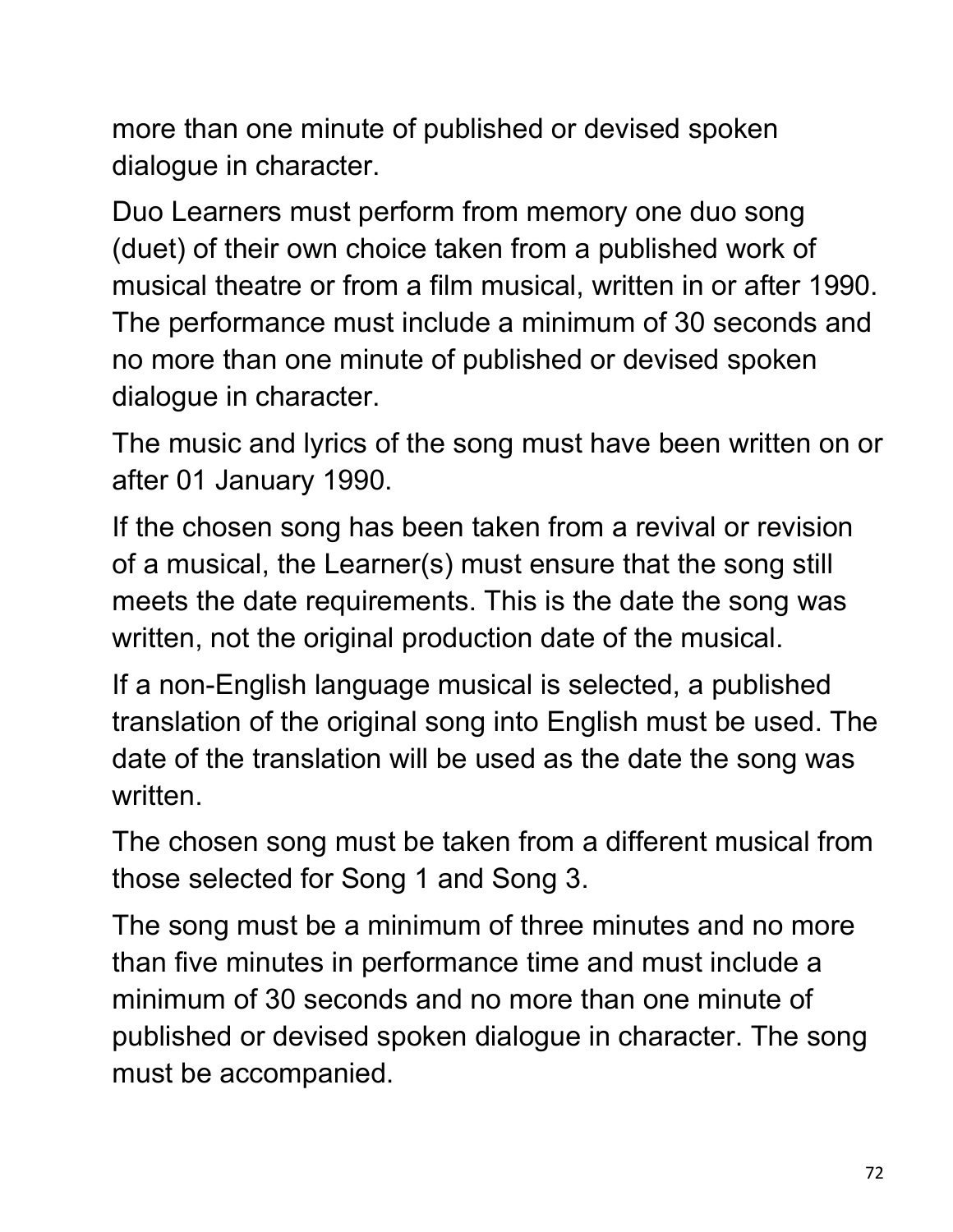more than one minute of published or devised spoken dialogue in character.

Duo Learners must perform from memory one duo song (duet) of their own choice taken from a published work of musical theatre or from a film musical, written in or after 1990. The performance must include a minimum of 30 seconds and no more than one minute of published or devised spoken dialogue in character.

The music and lyrics of the song must have been written on or after 01 January 1990.

If the chosen song has been taken from a revival or revision of a musical, the Learner(s) must ensure that the song still meets the date requirements. This is the date the song was written, not the original production date of the musical.

If a non-English language musical is selected, a published translation of the original song into English must be used. The date of the translation will be used as the date the song was written.

The chosen song must be taken from a different musical from those selected for Song 1 and Song 3.

The song must be a minimum of three minutes and no more than five minutes in performance time and must include a minimum of 30 seconds and no more than one minute of published or devised spoken dialogue in character. The song must be accompanied.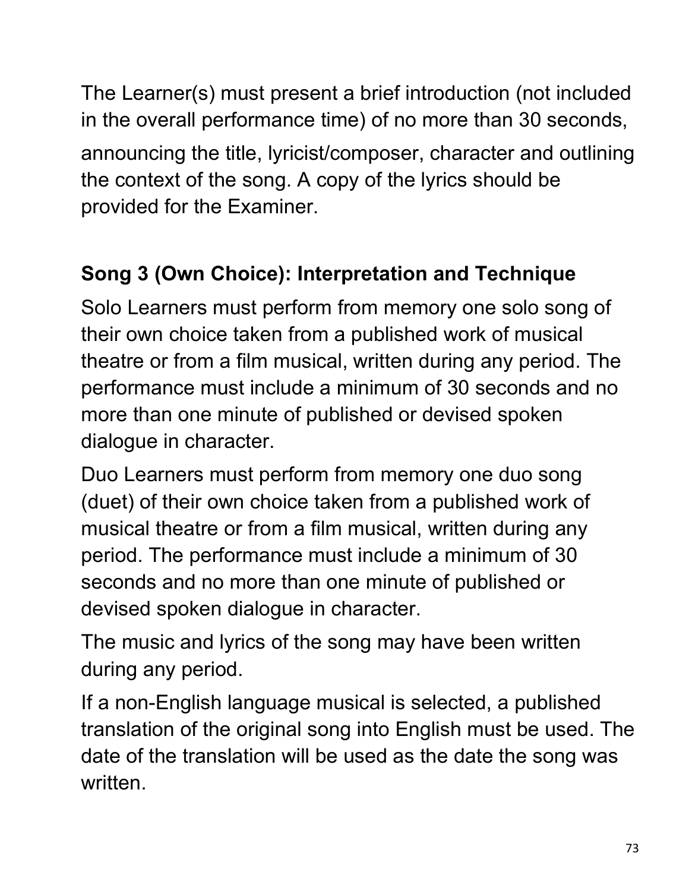The Learner(s) must present a brief introduction (not included in the overall performance time) of no more than 30 seconds, announcing the title, lyricist/composer, character and outlining the context of the song. A copy of the lyrics should be provided for the Examiner.

### Song 3 (Own Choice): Interpretation and Technique

Solo Learners must perform from memory one solo song of their own choice taken from a published work of musical theatre or from a film musical, written during any period. The performance must include a minimum of 30 seconds and no more than one minute of published or devised spoken dialogue in character.

Duo Learners must perform from memory one duo song (duet) of their own choice taken from a published work of musical theatre or from a film musical, written during any period. The performance must include a minimum of 30 seconds and no more than one minute of published or devised spoken dialogue in character.

The music and lyrics of the song may have been written during any period.

If a non-English language musical is selected, a published translation of the original song into English must be used. The date of the translation will be used as the date the song was written.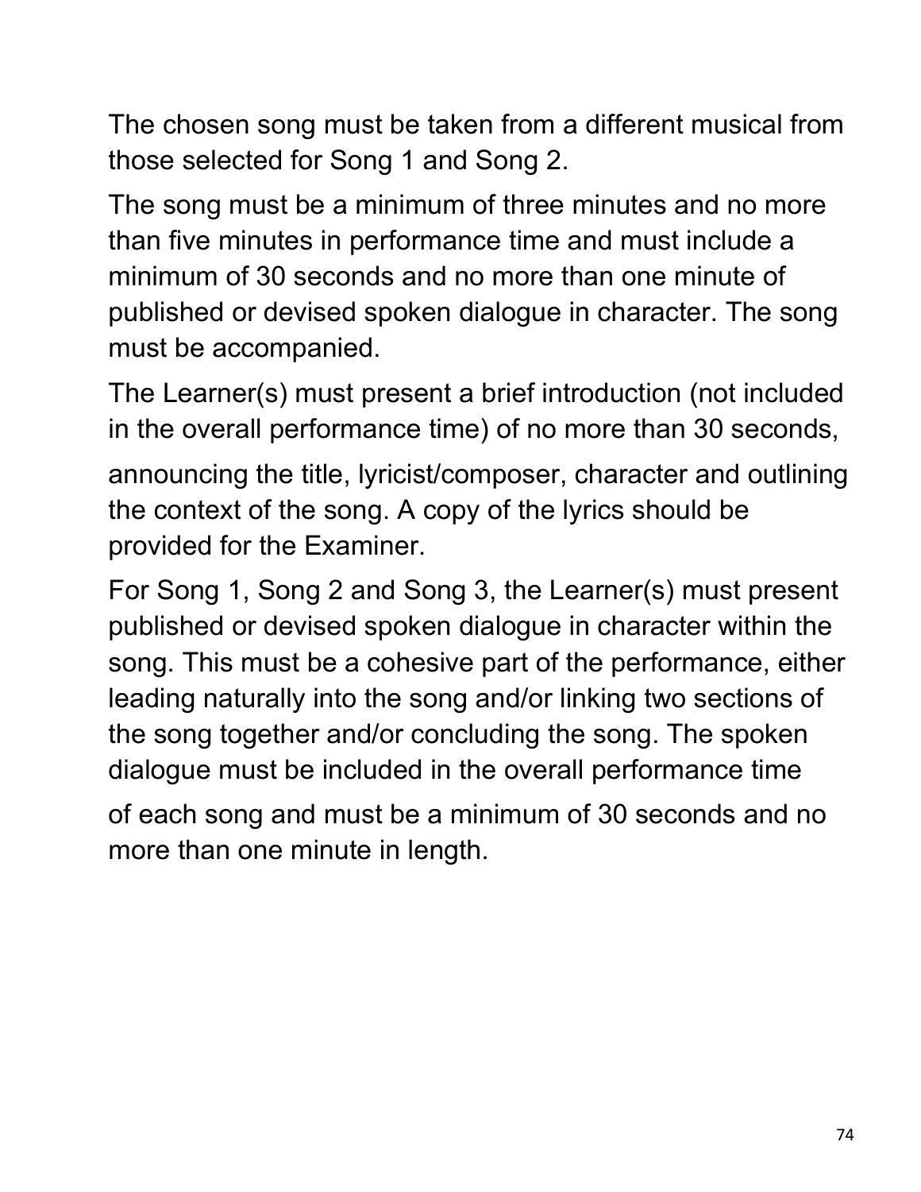The chosen song must be taken from a different musical from those selected for Song 1 and Song 2.

The song must be a minimum of three minutes and no more than five minutes in performance time and must include a minimum of 30 seconds and no more than one minute of published or devised spoken dialogue in character. The song must be accompanied.

The Learner(s) must present a brief introduction (not included in the overall performance time) of no more than 30 seconds, announcing the title, lyricist/composer, character and outlining the context of the song. A copy of the lyrics should be provided for the Examiner.

For Song 1, Song 2 and Song 3, the Learner(s) must present published or devised spoken dialogue in character within the song. This must be a cohesive part of the performance, either leading naturally into the song and/or linking two sections of the song together and/or concluding the song. The spoken dialogue must be included in the overall performance time of each song and must be a minimum of 30 seconds and no more than one minute in length.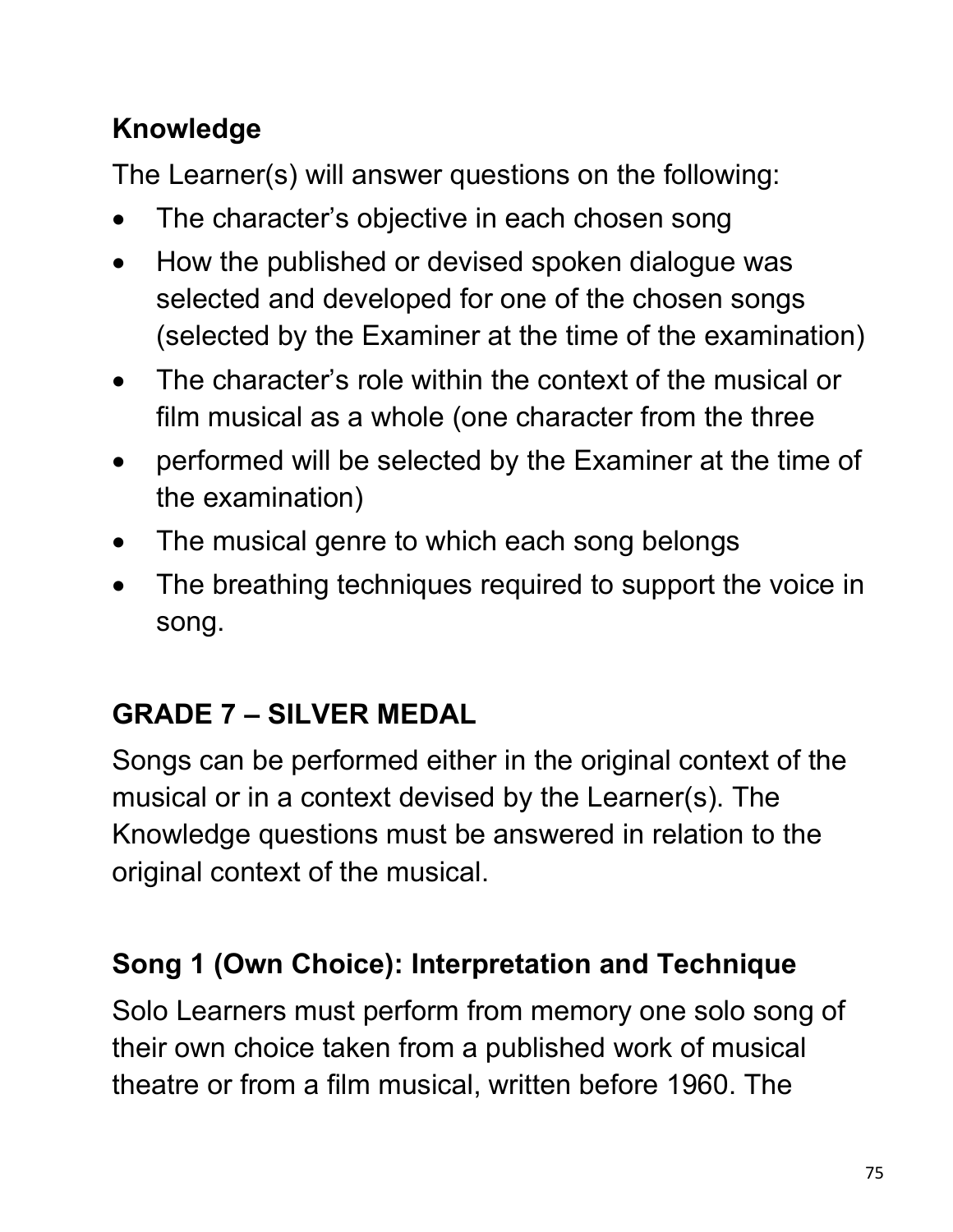### Knowledge

The Learner(s) will answer questions on the following:

- The character's objective in each chosen song
- How the published or devised spoken dialogue was selected and developed for one of the chosen songs (selected by the Examiner at the time of the examination)
- The character's role within the context of the musical or film musical as a whole (one character from the three
- performed will be selected by the Examiner at the time of the examination)
- The musical genre to which each song belongs
- The breathing techniques required to support the voice in song.

## GRADE 7 – SILVER MEDAL

Songs can be performed either in the original context of the musical or in a context devised by the Learner(s). The Knowledge questions must be answered in relation to the original context of the musical.

### Song 1 (Own Choice): Interpretation and Technique

Solo Learners must perform from memory one solo song of their own choice taken from a published work of musical theatre or from a film musical, written before 1960. The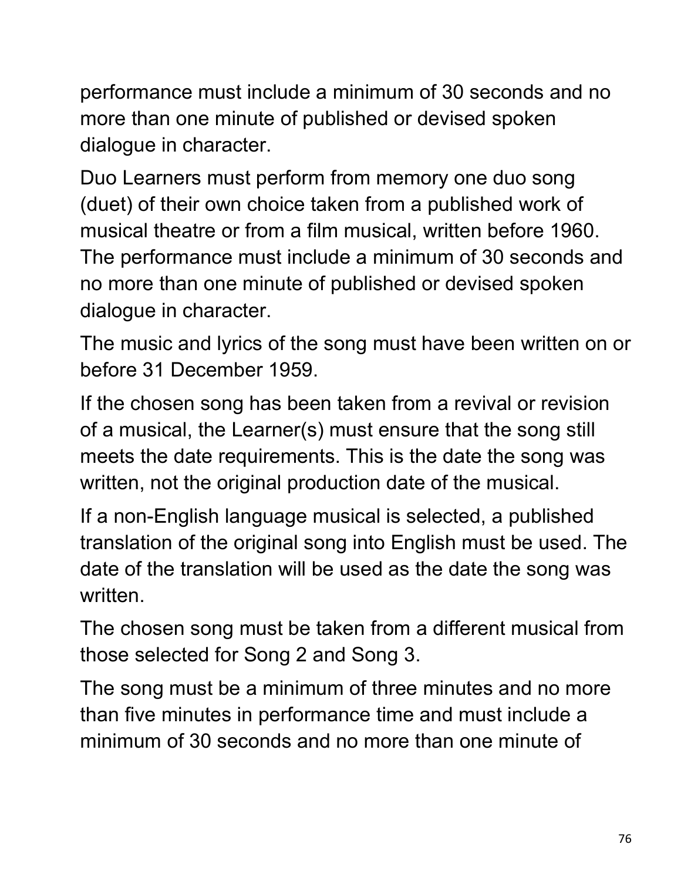performance must include a minimum of 30 seconds and no more than one minute of published or devised spoken dialogue in character.

Duo Learners must perform from memory one duo song (duet) of their own choice taken from a published work of musical theatre or from a film musical, written before 1960. The performance must include a minimum of 30 seconds and no more than one minute of published or devised spoken dialogue in character.

The music and lyrics of the song must have been written on or before 31 December 1959.

If the chosen song has been taken from a revival or revision of a musical, the Learner(s) must ensure that the song still meets the date requirements. This is the date the song was written, not the original production date of the musical.

If a non-English language musical is selected, a published translation of the original song into English must be used. The date of the translation will be used as the date the song was written.

The chosen song must be taken from a different musical from those selected for Song 2 and Song 3.

The song must be a minimum of three minutes and no more than five minutes in performance time and must include a minimum of 30 seconds and no more than one minute of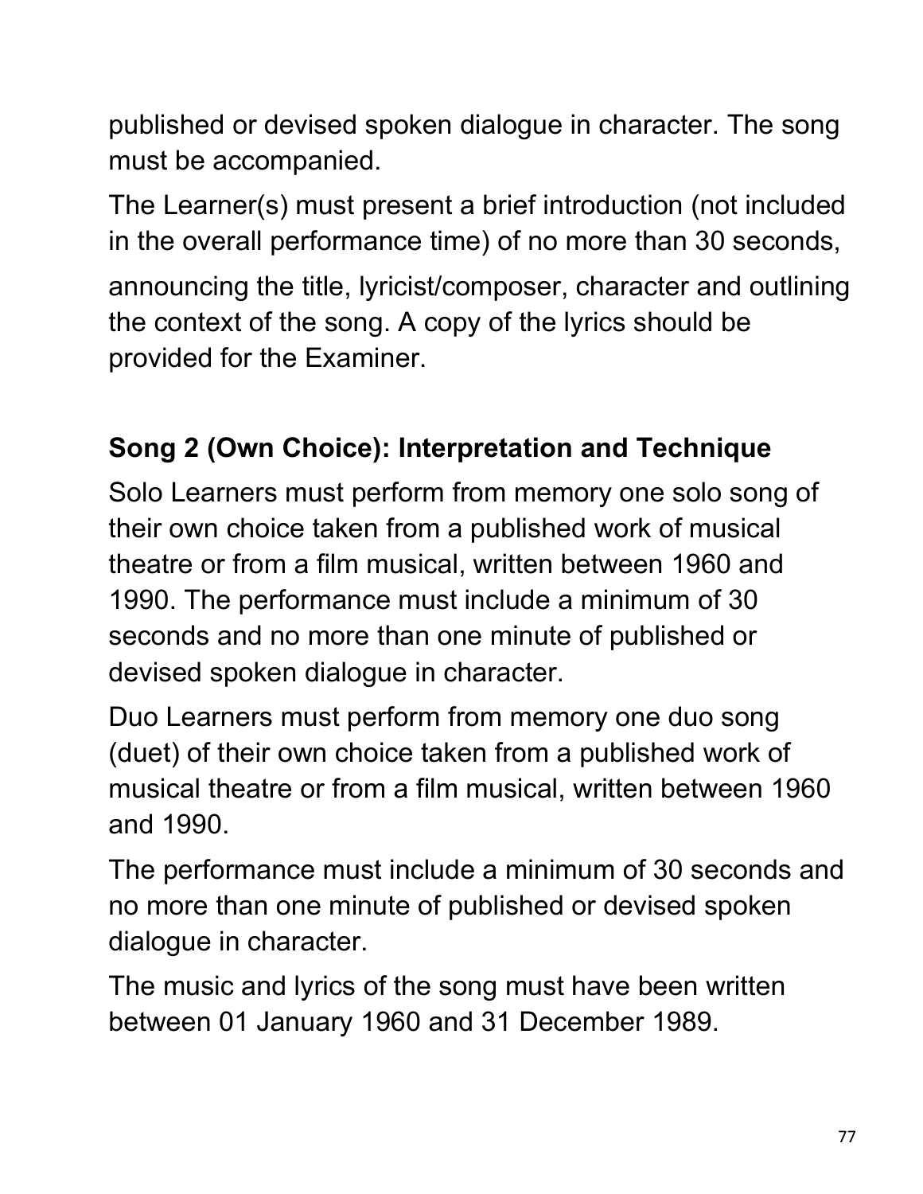published or devised spoken dialogue in character. The song must be accompanied.

The Learner(s) must present a brief introduction (not included in the overall performance time) of no more than 30 seconds, announcing the title, lyricist/composer, character and outlining the context of the song. A copy of the lyrics should be provided for the Examiner.

## Song 2 (Own Choice): Interpretation and Technique

Solo Learners must perform from memory one solo song of their own choice taken from a published work of musical theatre or from a film musical, written between 1960 and 1990. The performance must include a minimum of 30 seconds and no more than one minute of published or devised spoken dialogue in character.

Duo Learners must perform from memory one duo song (duet) of their own choice taken from a published work of musical theatre or from a film musical, written between 1960 and 1990.

The performance must include a minimum of 30 seconds and no more than one minute of published or devised spoken dialogue in character.

The music and lyrics of the song must have been written between 01 January 1960 and 31 December 1989.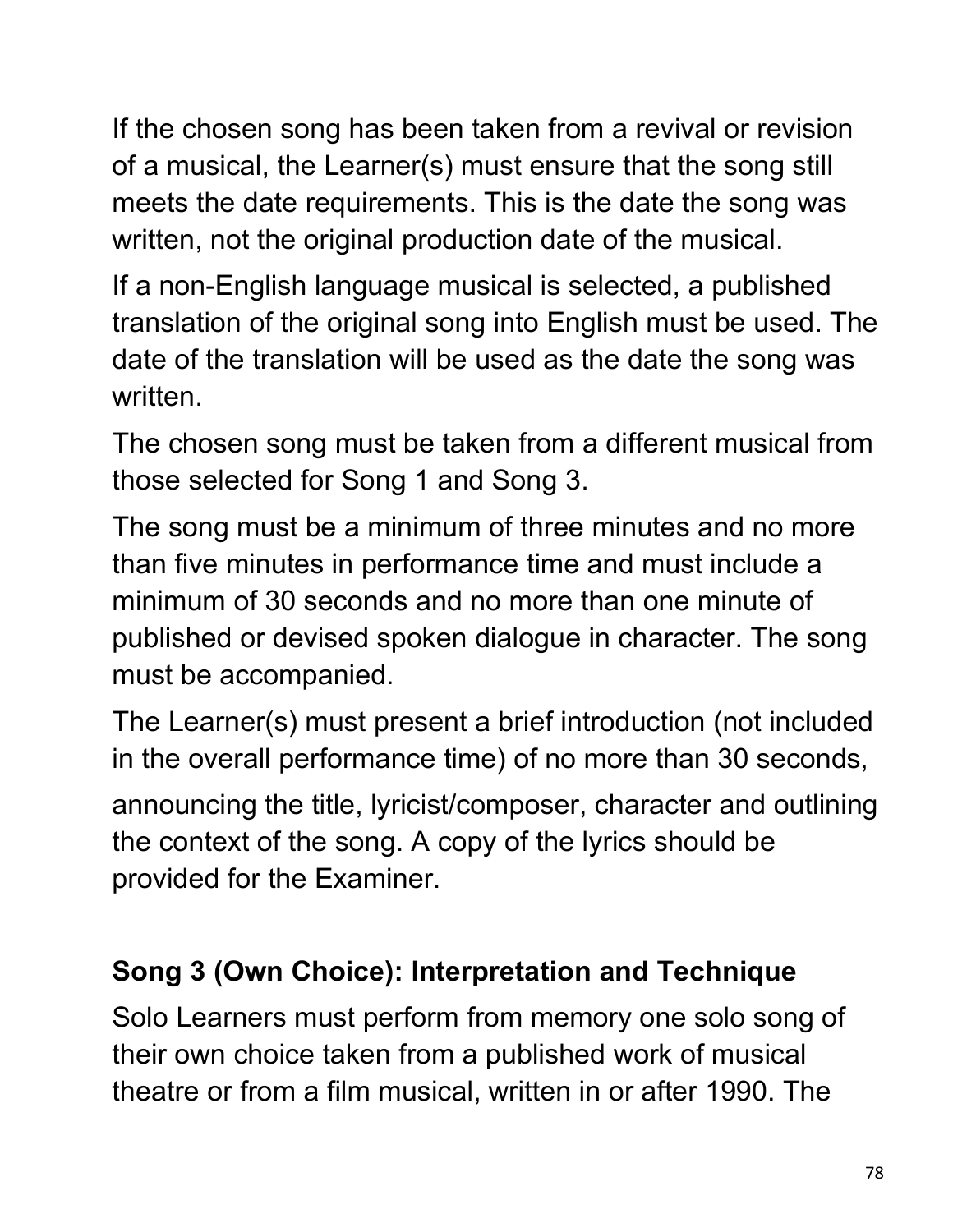If the chosen song has been taken from a revival or revision of a musical, the Learner(s) must ensure that the song still meets the date requirements. This is the date the song was written, not the original production date of the musical.

If a non-English language musical is selected, a published translation of the original song into English must be used. The date of the translation will be used as the date the song was written.

The chosen song must be taken from a different musical from those selected for Song 1 and Song 3.

The song must be a minimum of three minutes and no more than five minutes in performance time and must include a minimum of 30 seconds and no more than one minute of published or devised spoken dialogue in character. The song must be accompanied.

The Learner(s) must present a brief introduction (not included in the overall performance time) of no more than 30 seconds, announcing the title, lyricist/composer, character and outlining the context of the song. A copy of the lyrics should be provided for the Examiner.

## Song 3 (Own Choice): Interpretation and Technique

Solo Learners must perform from memory one solo song of their own choice taken from a published work of musical theatre or from a film musical, written in or after 1990. The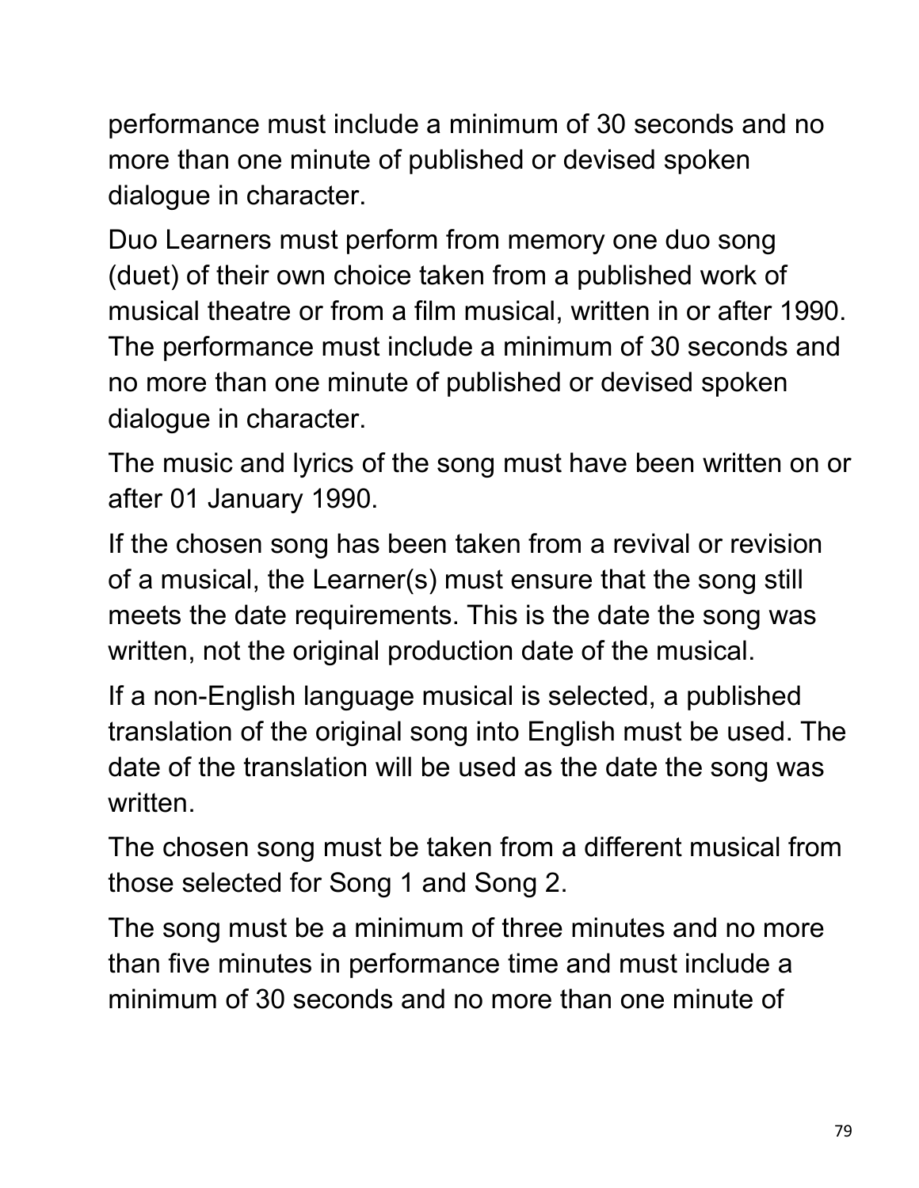performance must include a minimum of 30 seconds and no more than one minute of published or devised spoken dialogue in character.

Duo Learners must perform from memory one duo song (duet) of their own choice taken from a published work of musical theatre or from a film musical, written in or after 1990. The performance must include a minimum of 30 seconds and no more than one minute of published or devised spoken dialogue in character.

The music and lyrics of the song must have been written on or after 01 January 1990.

If the chosen song has been taken from a revival or revision of a musical, the Learner(s) must ensure that the song still meets the date requirements. This is the date the song was written, not the original production date of the musical.

If a non-English language musical is selected, a published translation of the original song into English must be used. The date of the translation will be used as the date the song was written.

The chosen song must be taken from a different musical from those selected for Song 1 and Song 2.

The song must be a minimum of three minutes and no more than five minutes in performance time and must include a minimum of 30 seconds and no more than one minute of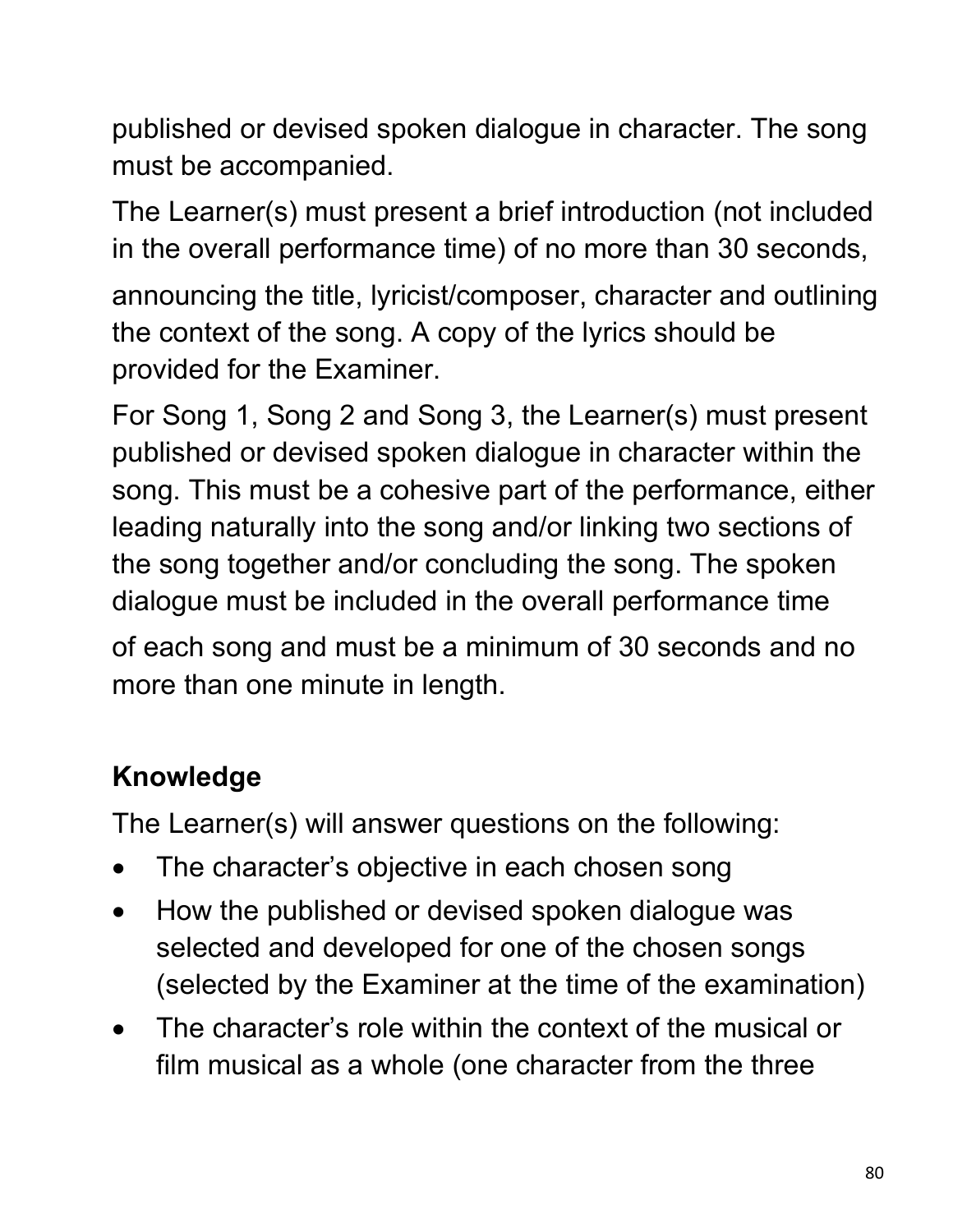published or devised spoken dialogue in character. The song must be accompanied.

The Learner(s) must present a brief introduction (not included in the overall performance time) of no more than 30 seconds, announcing the title, lyricist/composer, character and outlining the context of the song. A copy of the lyrics should be provided for the Examiner.

For Song 1, Song 2 and Song 3, the Learner(s) must present published or devised spoken dialogue in character within the song. This must be a cohesive part of the performance, either leading naturally into the song and/or linking two sections of the song together and/or concluding the song. The spoken dialogue must be included in the overall performance time of each song and must be a minimum of 30 seconds and no more than one minute in length.

**Knowledge**

The Learner(s) will answer questions on the following:

- The character's objective in each chosen song
- How the published or devised spoken dialogue was selected and developed for one of the chosen songs (selected by the Examiner at the time of the examination)
- The character's role within the context of the musical or film musical as a whole (one character from the three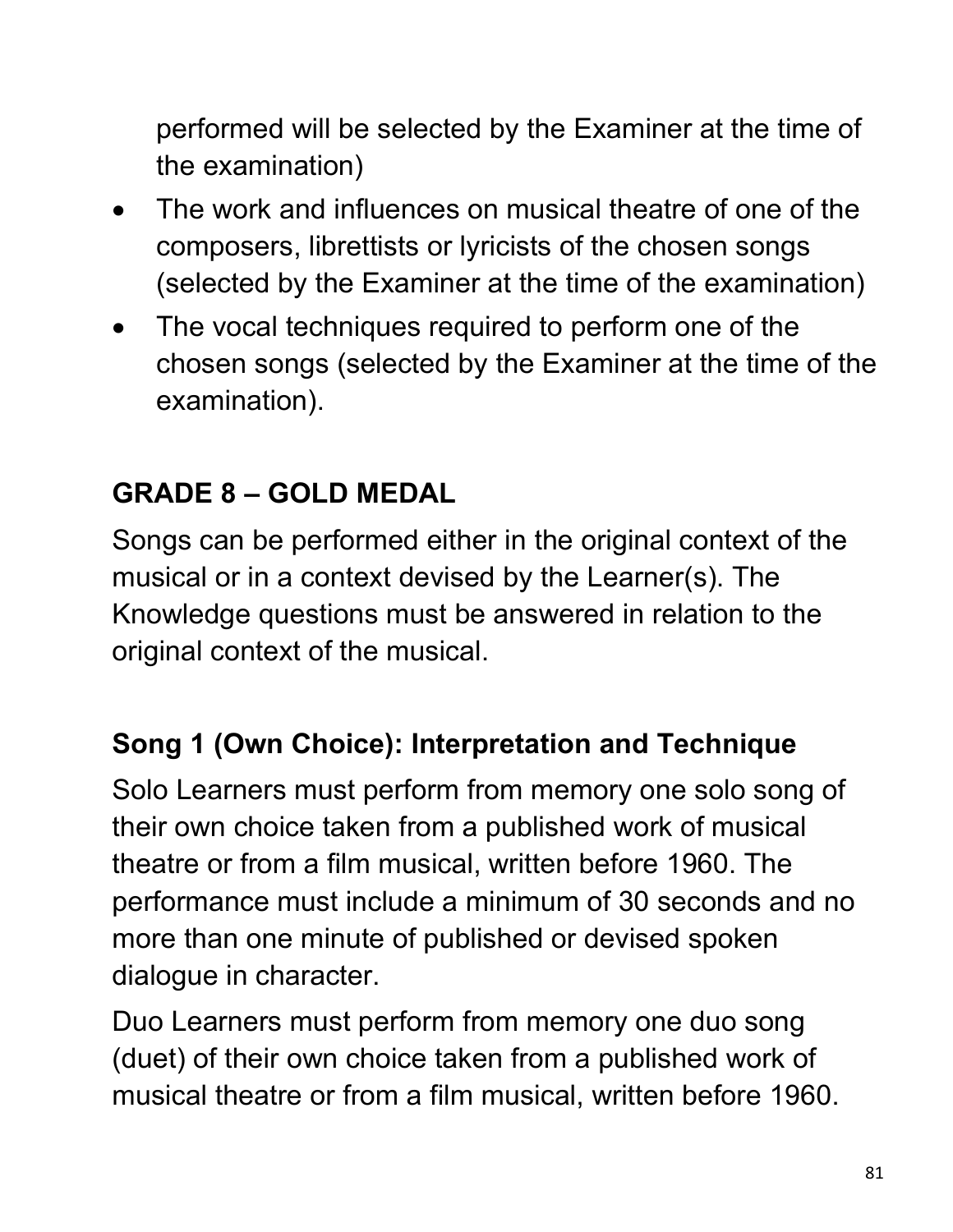performed will be selected by the Examiner at the time of the examination)

- The work and influences on musical theatre of one of the composers, librettists or lyricists of the chosen songs (selected by the Examiner at the time of the examination)
- The vocal techniques required to perform one of the chosen songs (selected by the Examiner at the time of the examination).

## GRADE 8 – GOLD MEDAL

Songs can be performed either in the original context of the musical or in a context devised by the Learner(s). The Knowledge questions must be answered in relation to the original context of the musical.

### Song 1 (Own Choice): Interpretation and Technique

Solo Learners must perform from memory one solo song of their own choice taken from a published work of musical theatre or from a film musical, written before 1960. The performance must include a minimum of 30 seconds and no more than one minute of published or devised spoken dialogue in character.

Duo Learners must perform from memory one duo song (duet) of their own choice taken from a published work of musical theatre or from a film musical, written before 1960.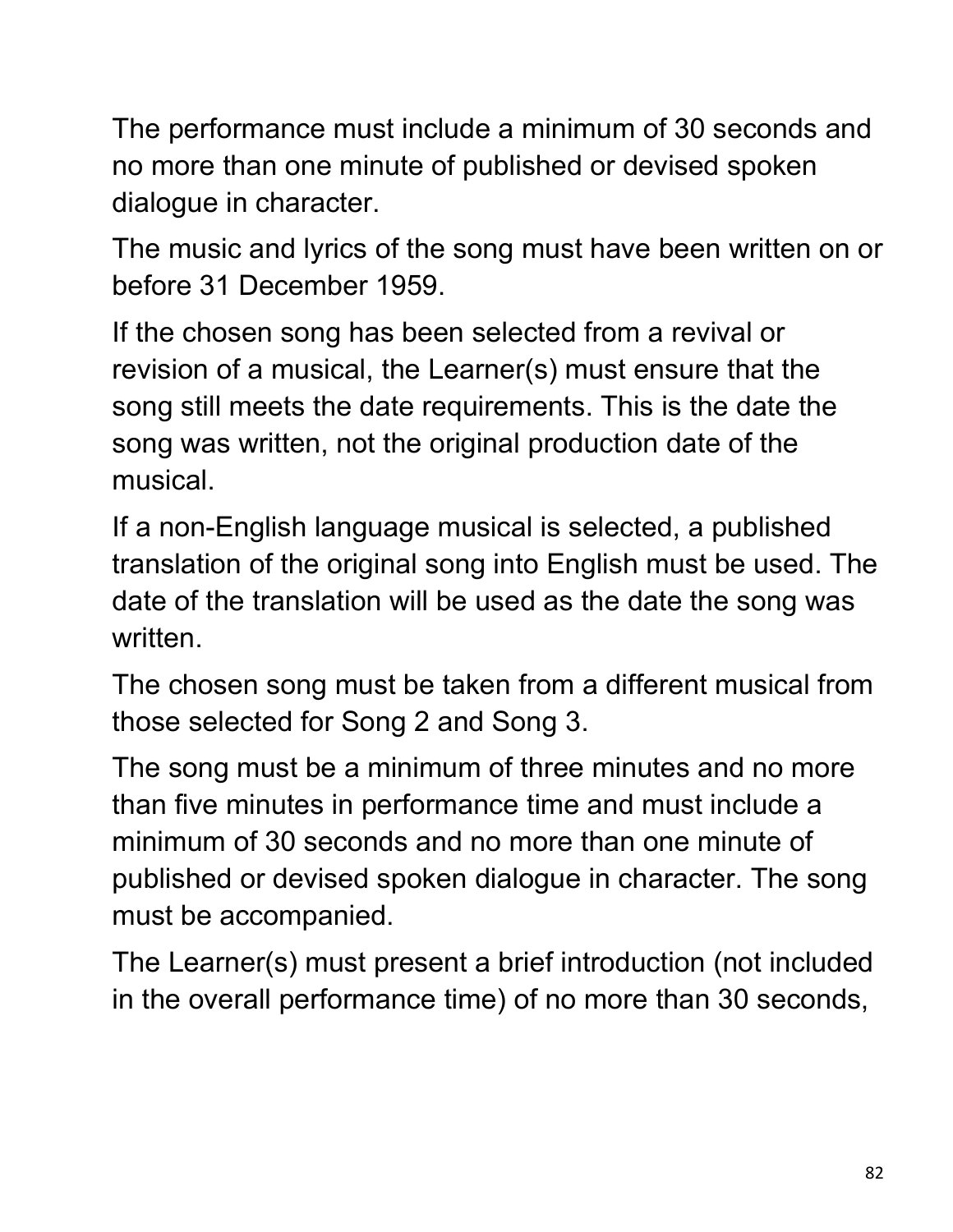The performance must include a minimum of 30 seconds and no more than one minute of published or devised spoken dialogue in character.

The music and lyrics of the song must have been written on or before 31 December 1959.

If the chosen song has been selected from a revival or revision of a musical, the Learner(s) must ensure that the song still meets the date requirements. This is the date the song was written, not the original production date of the musical.

If a non-English language musical is selected, a published translation of the original song into English must be used. The date of the translation will be used as the date the song was written.

The chosen song must be taken from a different musical from those selected for Song 2 and Song 3.

The song must be a minimum of three minutes and no more than five minutes in performance time and must include a minimum of 30 seconds and no more than one minute of published or devised spoken dialogue in character. The song must be accompanied.

The Learner(s) must present a brief introduction (not included in the overall performance time) of no more than 30 seconds,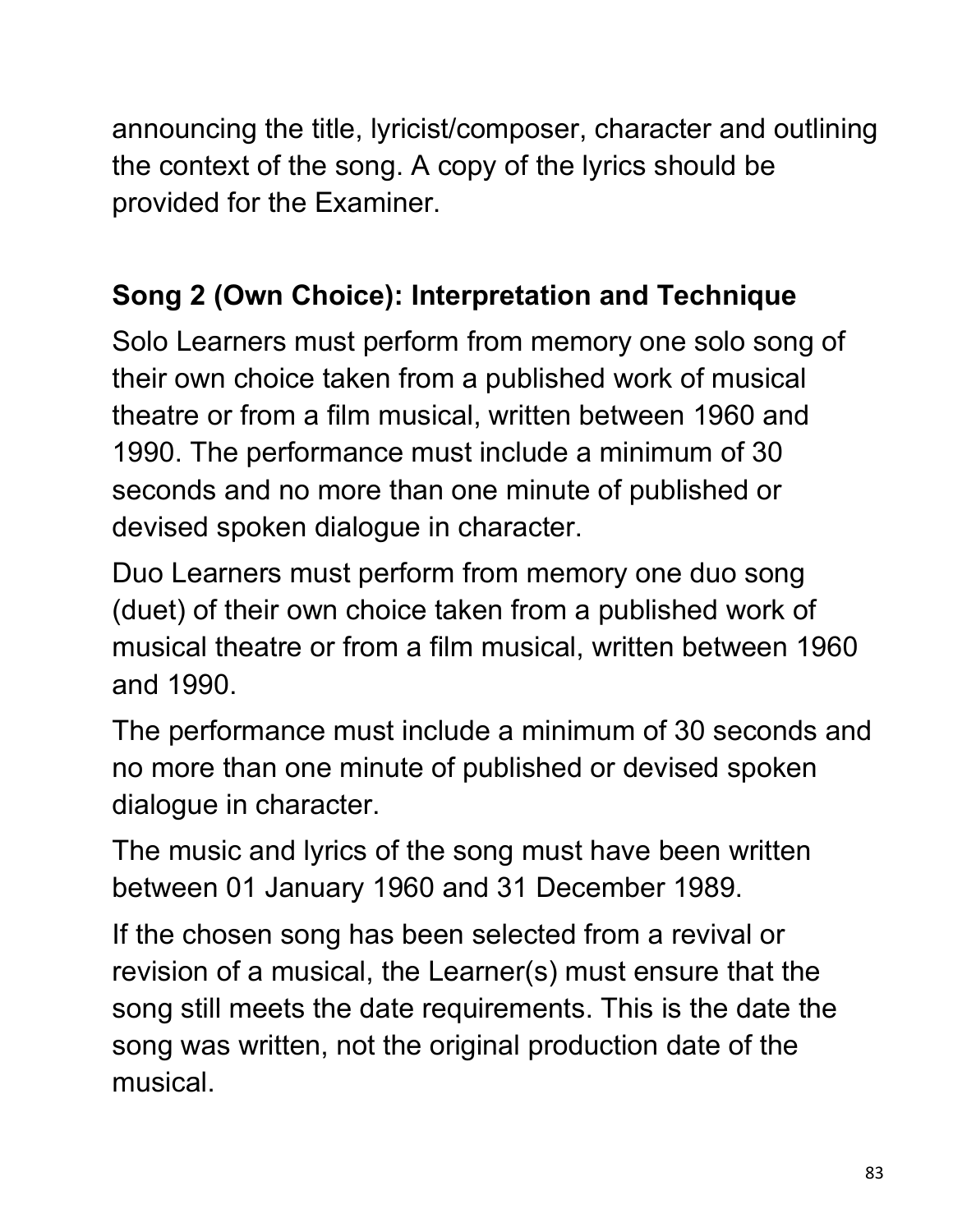announcing the title, lyricist/composer, character and outlining the context of the song. A copy of the lyrics should be provided for the Examiner.

**Song 2 (Own Choice): Interpretation and Technique**

Solo Learners must perform from memory one solo song of their own choice taken from a published work of musical theatre or from a film musical, written between 1960 and 1990. The performance must include a minimum of 30 seconds and no more than one minute of published or devised spoken dialogue in character.

Duo Learners must perform from memory one duo song (duet) of their own choice taken from a published work of musical theatre or from a film musical, written between 1960 and 1990.

The performance must include a minimum of 30 seconds and no more than one minute of published or devised spoken dialogue in character.

The music and lyrics of the song must have been written between 01 January 1960 and 31 December 1989.

If the chosen song has been selected from a revival or revision of a musical, the Learner(s) must ensure that the song still meets the date requirements. This is the date the song was written, not the original production date of the musical.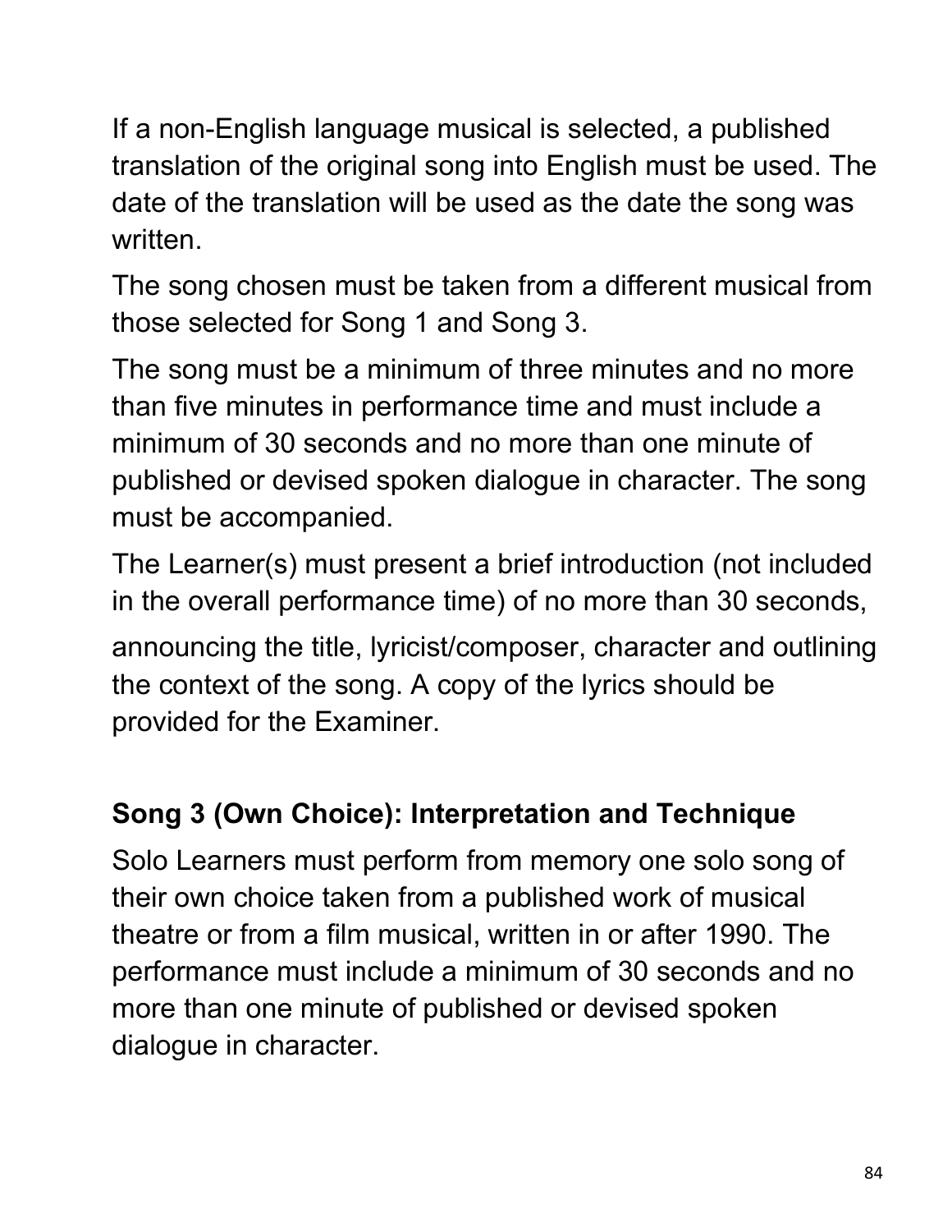If a non-English language musical is selected, a published translation of the original song into English must be used. The date of the translation will be used as the date the song was written.

The song chosen must be taken from a different musical from those selected for Song 1 and Song 3.

The song must be a minimum of three minutes and no more than five minutes in performance time and must include a minimum of 30 seconds and no more than one minute of published or devised spoken dialogue in character. The song must be accompanied.

The Learner(s) must present a brief introduction (not included in the overall performance time) of no more than 30 seconds, announcing the title, lyricist/composer, character and outlining the context of the song. A copy of the lyrics should be provided for the Examiner.

### Song 3 (Own Choice): Interpretation and Technique

Solo Learners must perform from memory one solo song of their own choice taken from a published work of musical theatre or from a film musical, written in or after 1990. The performance must include a minimum of 30 seconds and no more than one minute of published or devised spoken dialogue in character.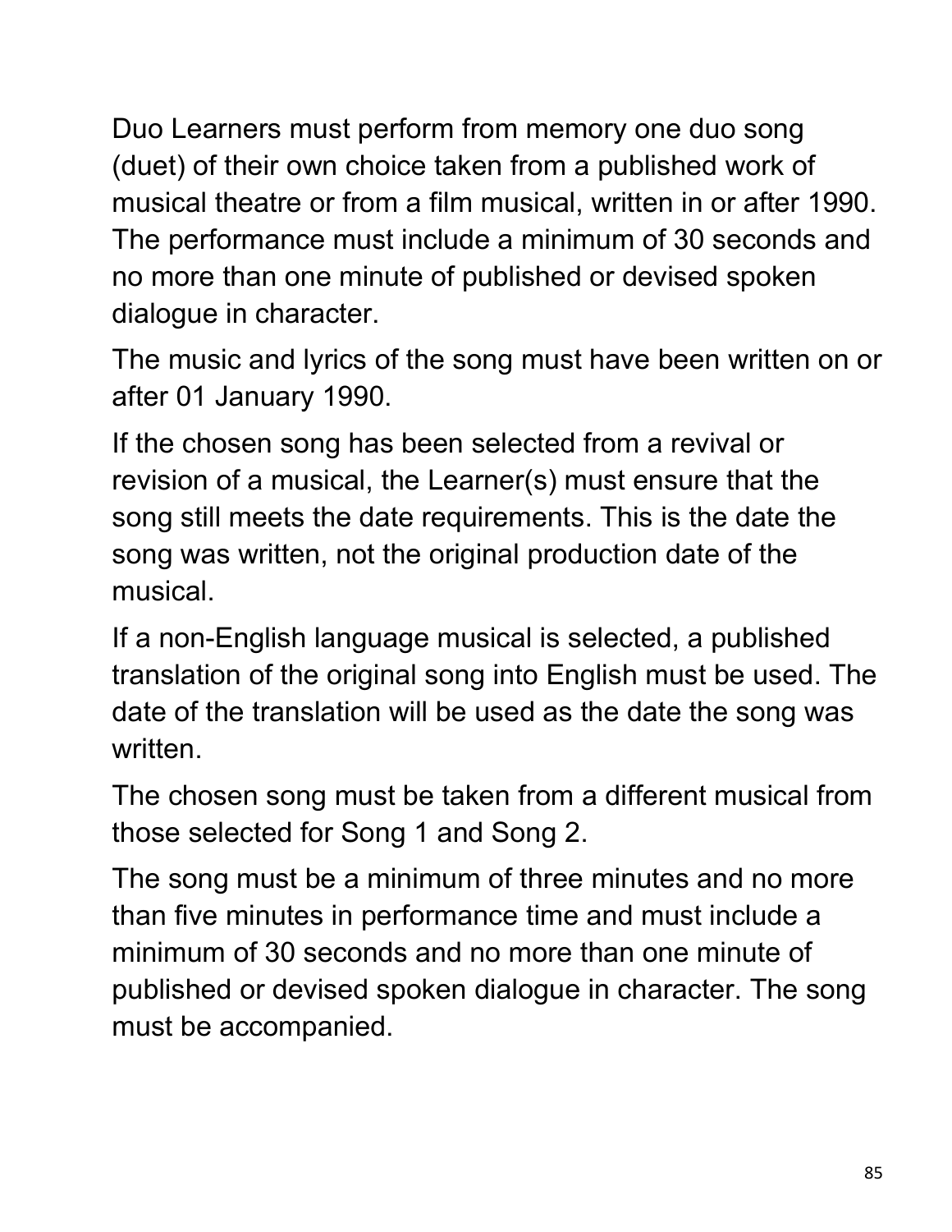Duo Learners must perform from memory one duo song (duet) of their own choice taken from a published work of musical theatre or from a film musical, written in or after 1990. The performance must include a minimum of 30 seconds and no more than one minute of published or devised spoken dialogue in character.

The music and lyrics of the song must have been written on or after 01 January 1990.

If the chosen song has been selected from a revival or revision of a musical, the Learner(s) must ensure that the song still meets the date requirements. This is the date the song was written, not the original production date of the musical.

If a non-English language musical is selected, a published translation of the original song into English must be used. The date of the translation will be used as the date the song was written.

The chosen song must be taken from a different musical from those selected for Song 1 and Song 2.

The song must be a minimum of three minutes and no more than five minutes in performance time and must include a minimum of 30 seconds and no more than one minute of published or devised spoken dialogue in character. The song must be accompanied.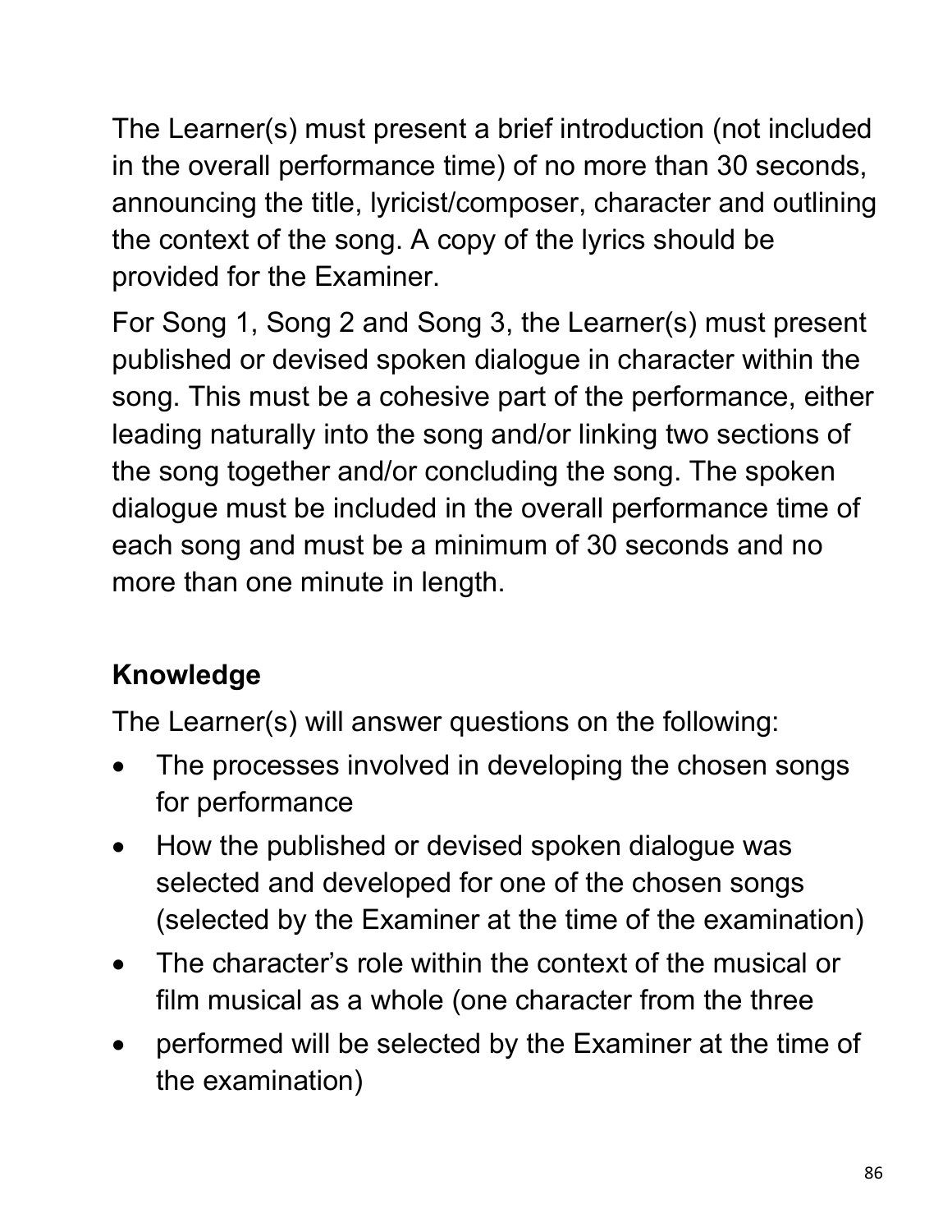The Learner(s) must present a brief introduction (not included in the overall performance time) of no more than 30 seconds, announcing the title, lyricist/composer, character and outlining the context of the song. A copy of the lyrics should be provided for the Examiner.

For Song 1, Song 2 and Song 3, the Learner(s) must present published or devised spoken dialogue in character within the song. This must be a cohesive part of the performance, either leading naturally into the song and/or linking two sections of the song together and/or concluding the song. The spoken dialogue must be included in the overall performance time of each song and must be a minimum of 30 seconds and no more than one minute in length.

## Knowledge

The Learner(s) will answer questions on the following:

- The processes involved in developing the chosen songs for performance
- How the published or devised spoken dialogue was selected and developed for one of the chosen songs (selected by the Examiner at the time of the examination)
- The character's role within the context of the musical or film musical as a whole (one character from the three
- performed will be selected by the Examiner at the time of the examination)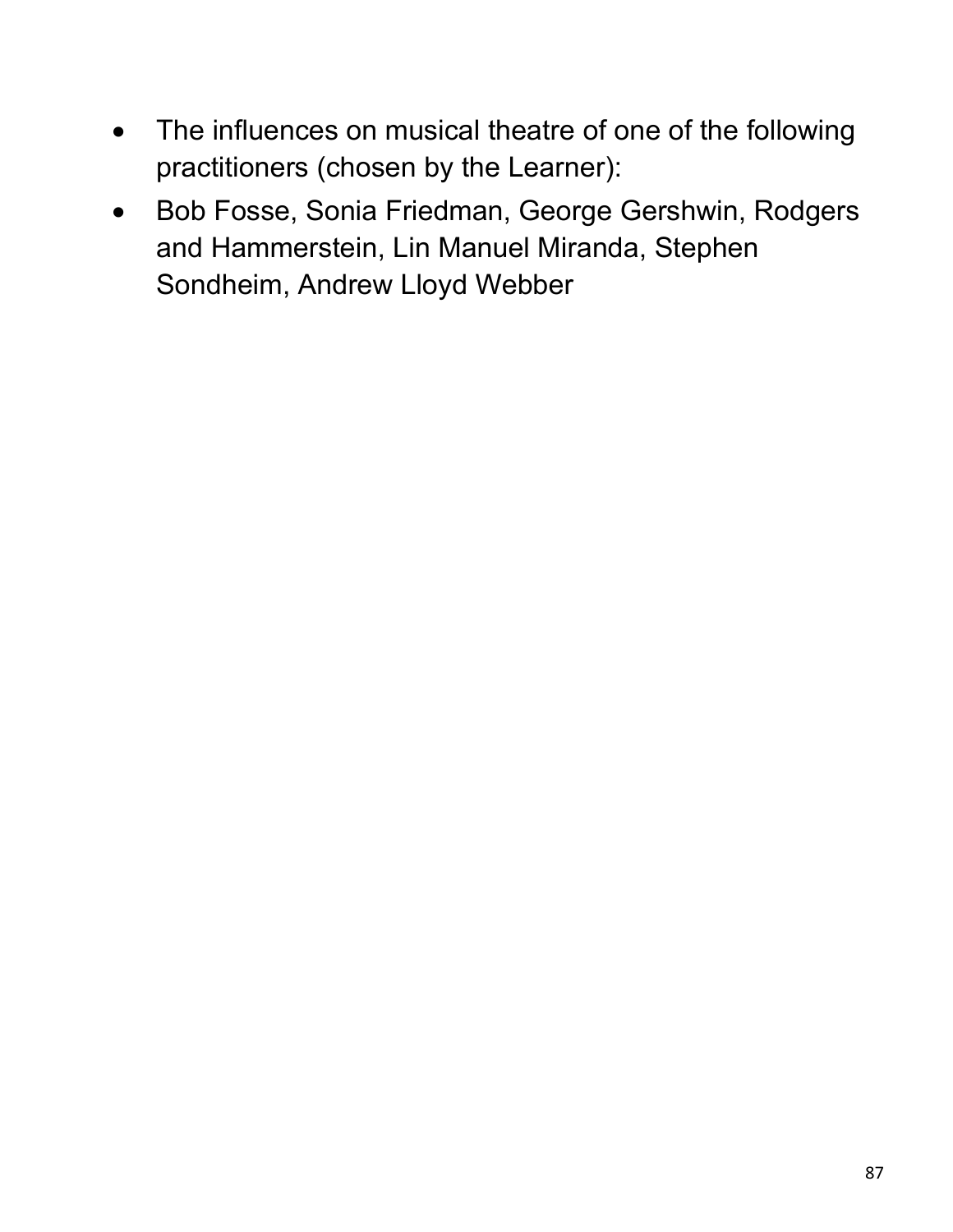- The influences on musical theatre of one of the following practitioners (chosen by the Learner):
- Bob Fosse, Sonia Friedman, George Gershwin, Rodgers and Hammerstein, Lin Manuel Miranda, Stephen Sondheim, Andrew Lloyd Webber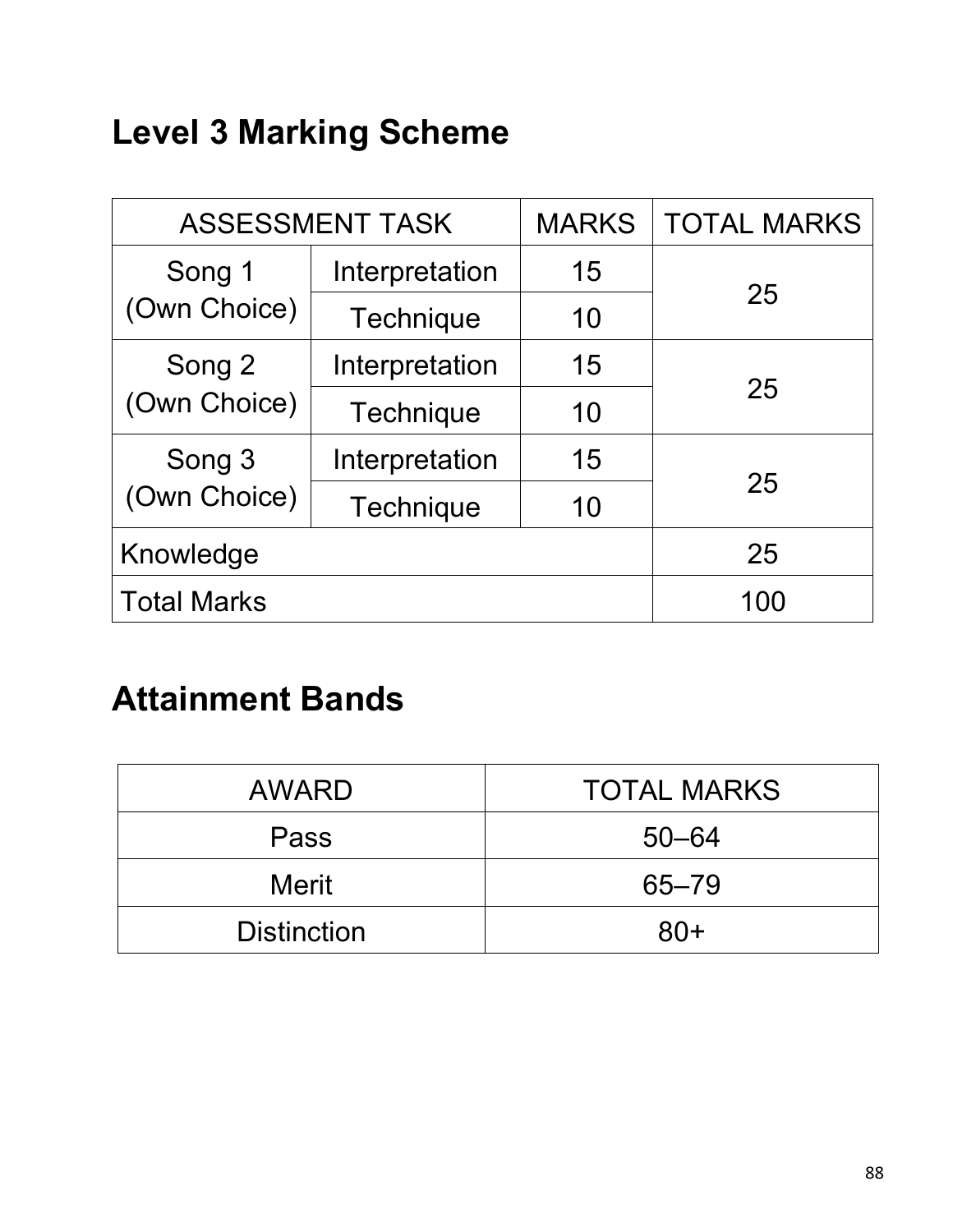## Level 3 Marking Scheme

| ASSESSMENT TASK | | MARKS | TOTAL MARKS |
|---|---|---|---|
| Song 1 (Own Choice) | Interpretation | 15 | 25 |
| | Technique | 10 | |
| Song 2 (Own Choice) | Interpretation | 15 | 25 |
| | Technique | 10 | |
| Song 3 (Own Choice) | Interpretation | 15 | 25 |
| | Technique | 10 | |
| Knowledge | | | 25 |
| Total Marks | | | 100 |

## Attainment Bands

| AWARD | TOTAL MARKS |
|---|---|
| Pass | 50–64 |
| Merit | 65–79 |
| Distinction | 80+ |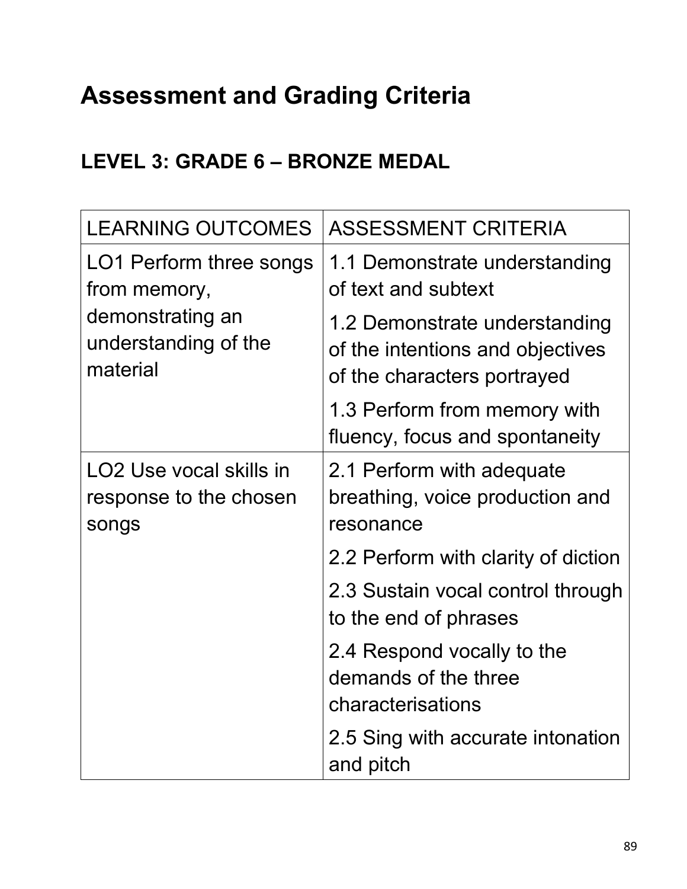# Assessment and Grading Criteria

## LEVEL 3: GRADE 6 – BRONZE MEDAL

| LEARNING OUTCOMES | ASSESSMENT CRITERIA |
|---|---|
| LO1 Perform three songs from memory, demonstrating an understanding of the material | 1.1 Demonstrate understanding of text and subtext |
| | 1.2 Demonstrate understanding of the intentions and objectives of the characters portrayed |
| | 1.3 Perform from memory with fluency, focus and spontaneity |
| LO2 Use vocal skills in response to the chosen songs | 2.1 Perform with adequate breathing, voice production and resonance |
| | 2.2 Perform with clarity of diction |
| | 2.3 Sustain vocal control through to the end of phrases |
| | 2.4 Respond vocally to the demands of the three characterisations |
| | 2.5 Sing with accurate intonation and pitch |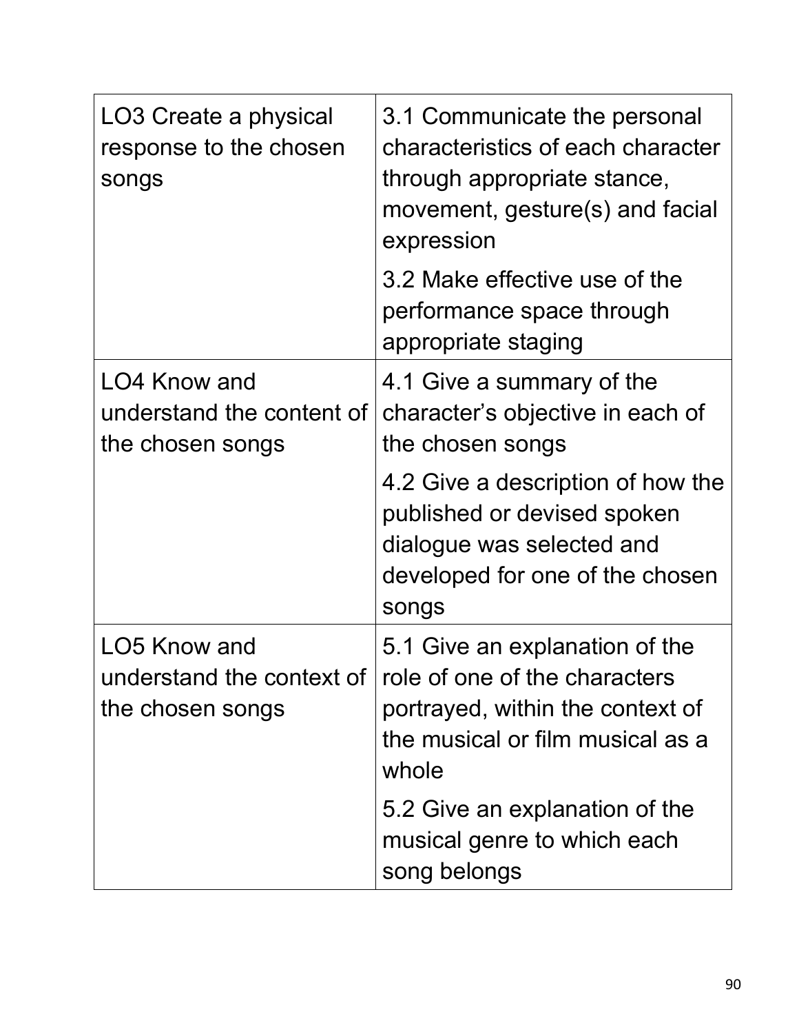| | |
|---|---|
| LO3 Create a physical response to the chosen songs | 3.1 Communicate the personal characteristics of each character through appropriate stance, movement, gesture(s) and facial expression |
| | 3.2 Make effective use of the performance space through appropriate staging |
| LO4 Know and understand the content of the chosen songs | 4.1 Give a summary of the character's objective in each of the chosen songs |
| | 4.2 Give a description of how the published or devised spoken dialogue was selected and developed for one of the chosen songs |
| LO5 Know and understand the context of the chosen songs | 5.1 Give an explanation of the role of one of the characters portrayed, within the context of the musical or film musical as a whole |
| | 5.2 Give an explanation of the musical genre to which each song belongs |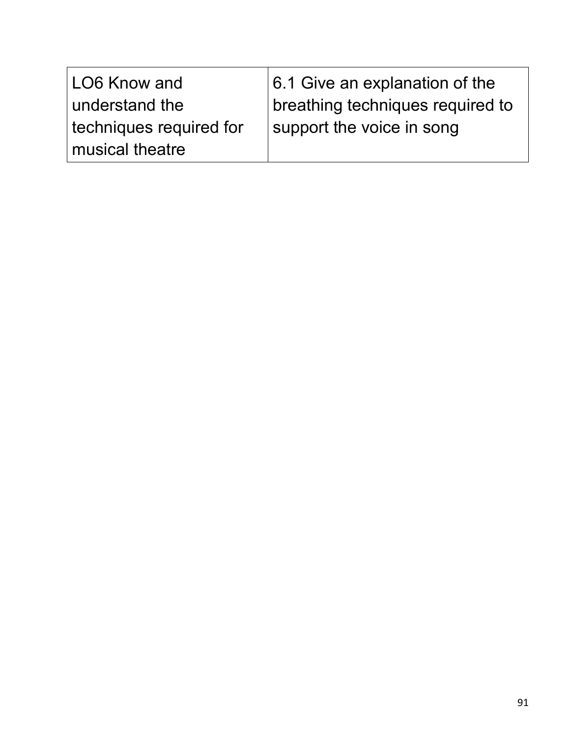| LO6 Know and understand the techniques required for musical theatre | 6.1 Give an explanation of the breathing techniques required to support the voice in song |
| --- | --- |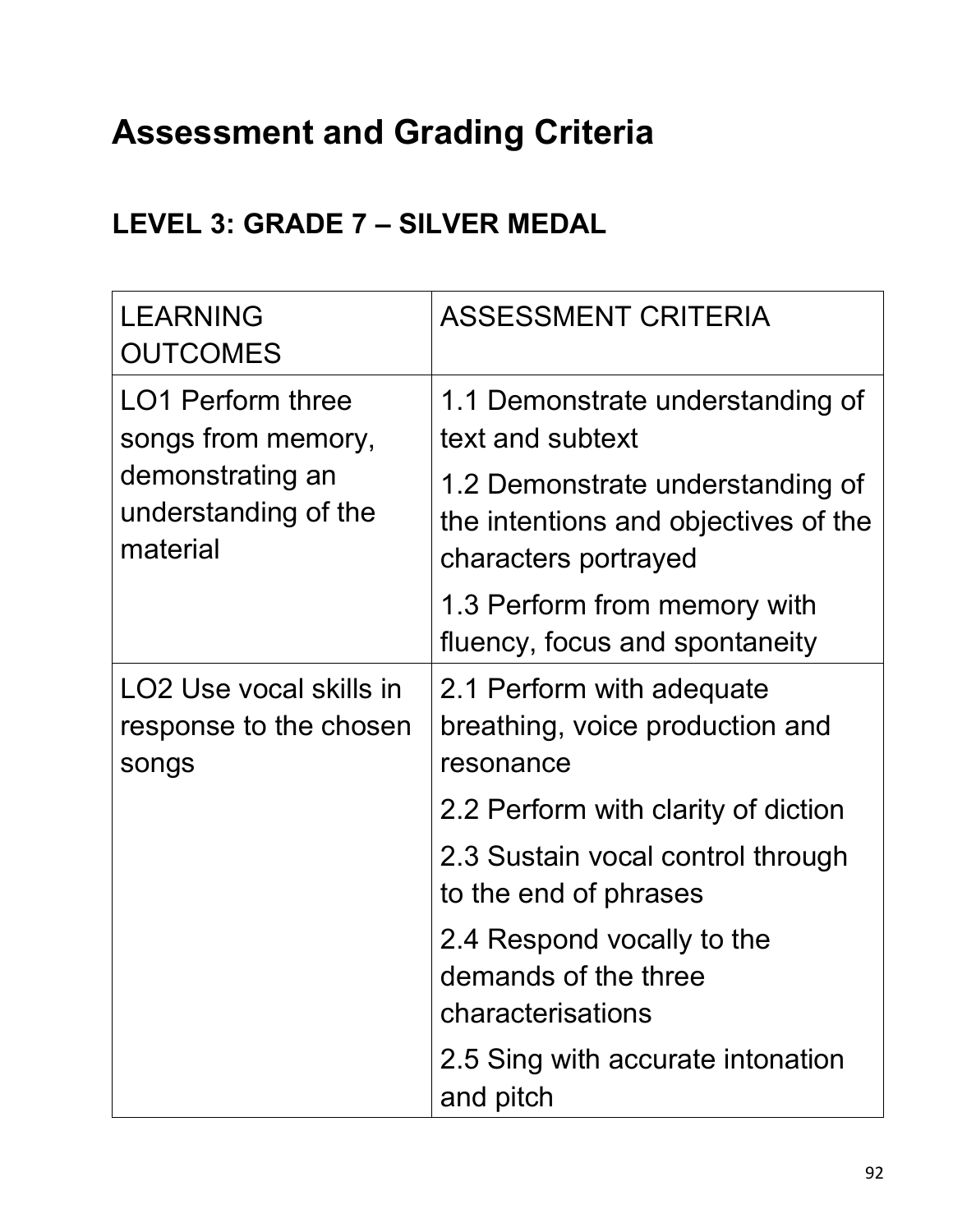# Assessment and Grading Criteria

## LEVEL 3: GRADE 7 – SILVER MEDAL

| LEARNING OUTCOMES | ASSESSMENT CRITERIA |
| --- | --- |
| LO1 Perform three songs from memory, demonstrating an understanding of the material | 1.1 Demonstrate understanding of text and subtext |
| | 1.2 Demonstrate understanding of the intentions and objectives of the characters portrayed |
| | 1.3 Perform from memory with fluency, focus and spontaneity |
| LO2 Use vocal skills in response to the chosen songs | 2.1 Perform with adequate breathing, voice production and resonance |
| | 2.2 Perform with clarity of diction |
| | 2.3 Sustain vocal control through to the end of phrases |
| | 2.4 Respond vocally to the demands of the three characterisations |
| | 2.5 Sing with accurate intonation and pitch |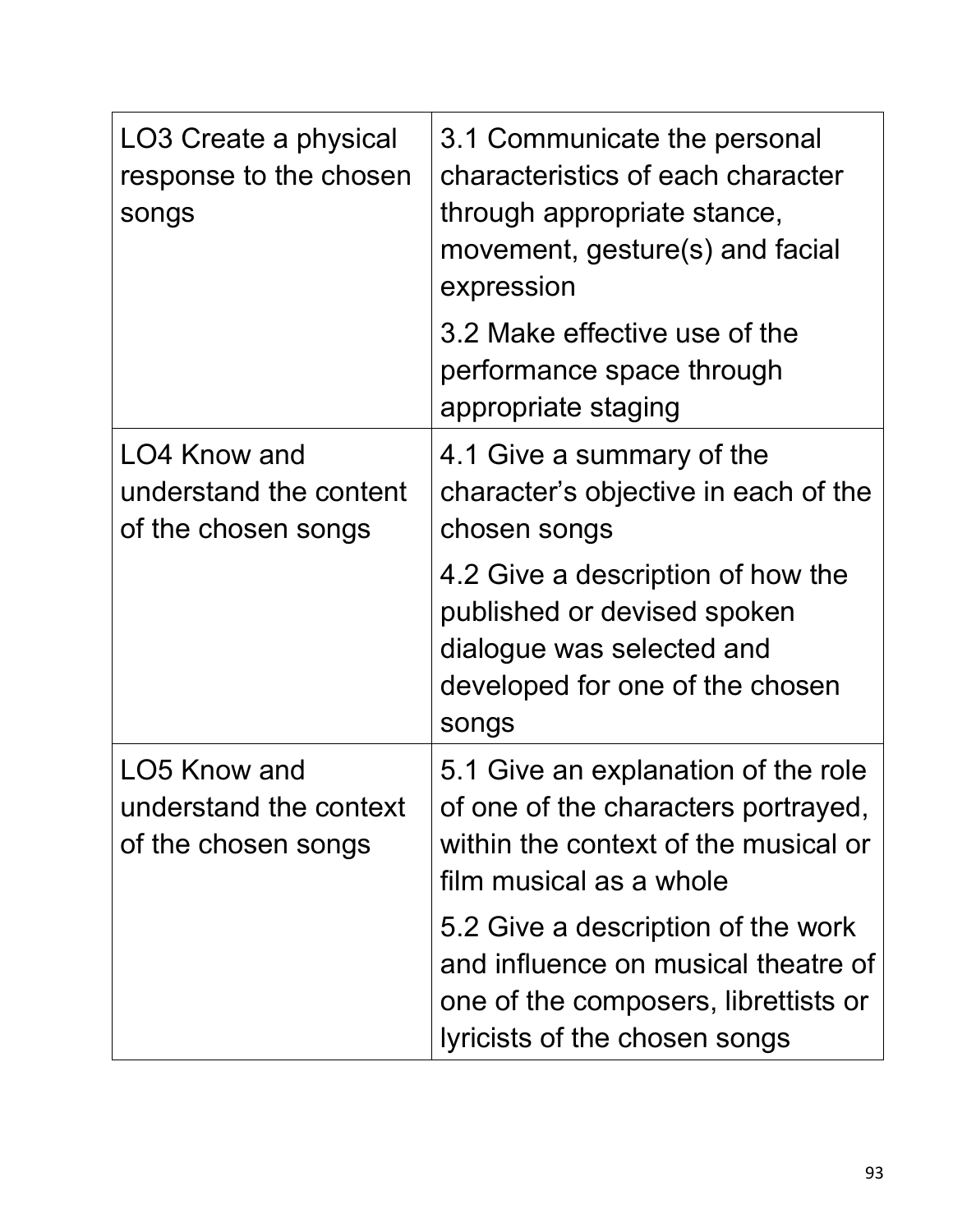| | |
|---|---|
| LO3 Create a physical response to the chosen songs | 3.1 Communicate the personal characteristics of each character through appropriate stance, movement, gesture(s) and facial expression |
| | 3.2 Make effective use of the performance space through appropriate staging |
| LO4 Know and understand the content of the chosen songs | 4.1 Give a summary of the character's objective in each of the chosen songs |
| | 4.2 Give a description of how the published or devised spoken dialogue was selected and developed for one of the chosen songs |
| LO5 Know and understand the context of the chosen songs | 5.1 Give an explanation of the role of one of the characters portrayed, within the context of the musical or film musical as a whole |
| | 5.2 Give a description of the work and influence on musical theatre of one of the composers, librettists or lyricists of the chosen songs |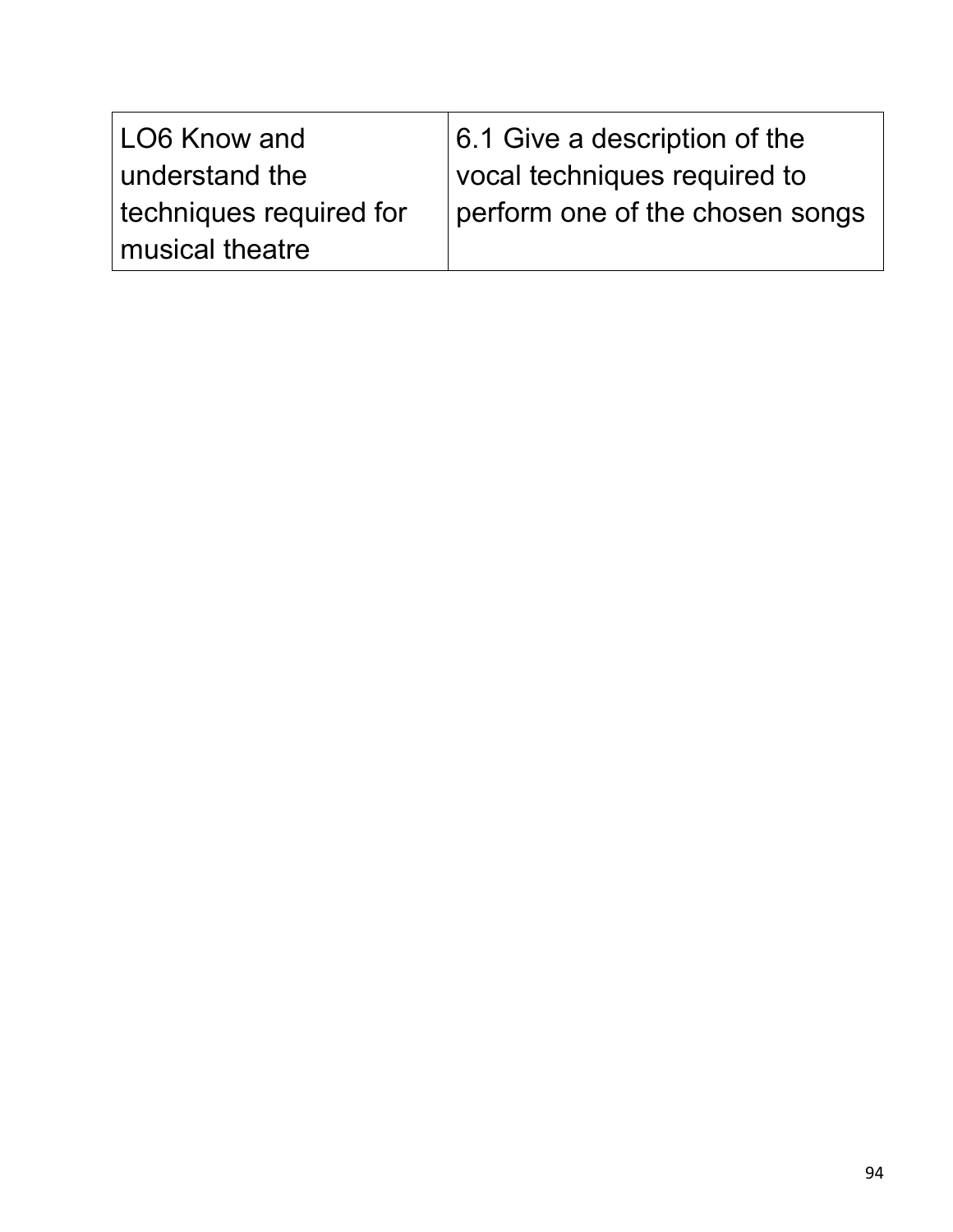| LO6 Know and understand the techniques required for musical theatre | 6.1 Give a description of the vocal techniques required to perform one of the chosen songs |
|---|---|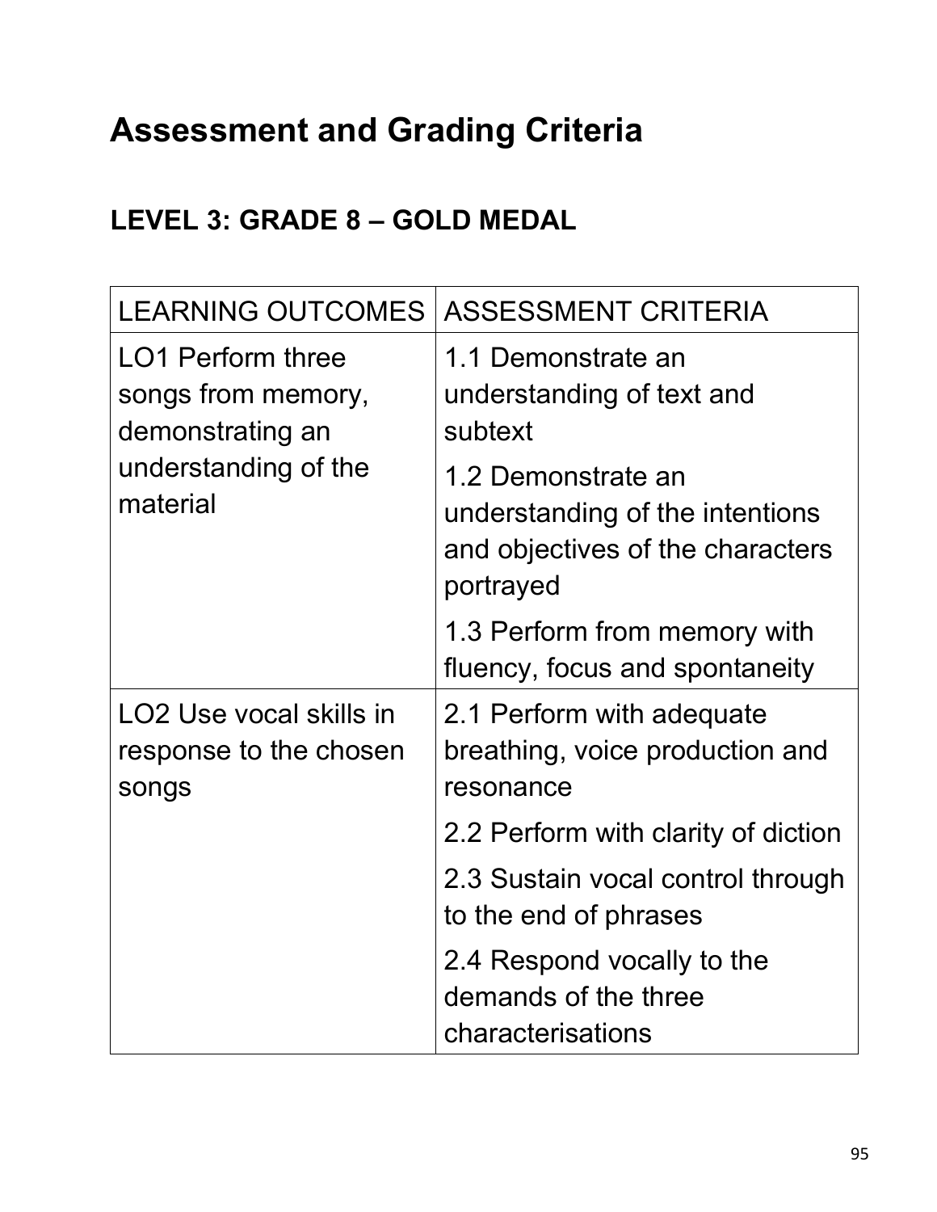# Assessment and Grading Criteria

## LEVEL 3: GRADE 8 – GOLD MEDAL

| LEARNING OUTCOMES | ASSESSMENT CRITERIA |
|---|---|
| LO1 Perform three songs from memory, demonstrating an understanding of the material | 1.1 Demonstrate an understanding of text and subtext |
| | 1.2 Demonstrate an understanding of the intentions and objectives of the characters portrayed |
| | 1.3 Perform from memory with fluency, focus and spontaneity |
| LO2 Use vocal skills in response to the chosen songs | 2.1 Perform with adequate breathing, voice production and resonance |
| | 2.2 Perform with clarity of diction |
| | 2.3 Sustain vocal control through to the end of phrases |
| | 2.4 Respond vocally to the demands of the three characterisations |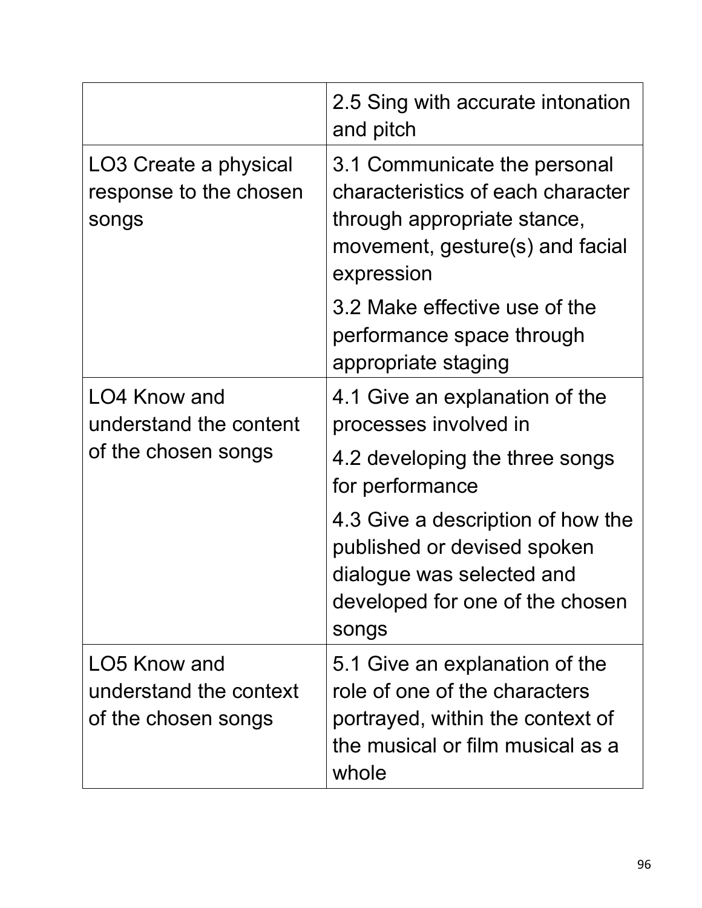| | |
|---|---|
| | 2.5 Sing with accurate intonation and pitch |
| LO3 Create a physical response to the chosen songs | 3.1 Communicate the personal characteristics of each character through appropriate stance, movement, gesture(s) and facial expression<br><br>3.2 Make effective use of the performance space through appropriate staging |
| LO4 Know and understand the content of the chosen songs | 4.1 Give an explanation of the processes involved in<br><br>4.2 developing the three songs for performance<br><br>4.3 Give a description of how the published or devised spoken dialogue was selected and developed for one of the chosen songs |
| LO5 Know and understand the context of the chosen songs | 5.1 Give an explanation of the role of one of the characters portrayed, within the context of the musical or film musical as a whole |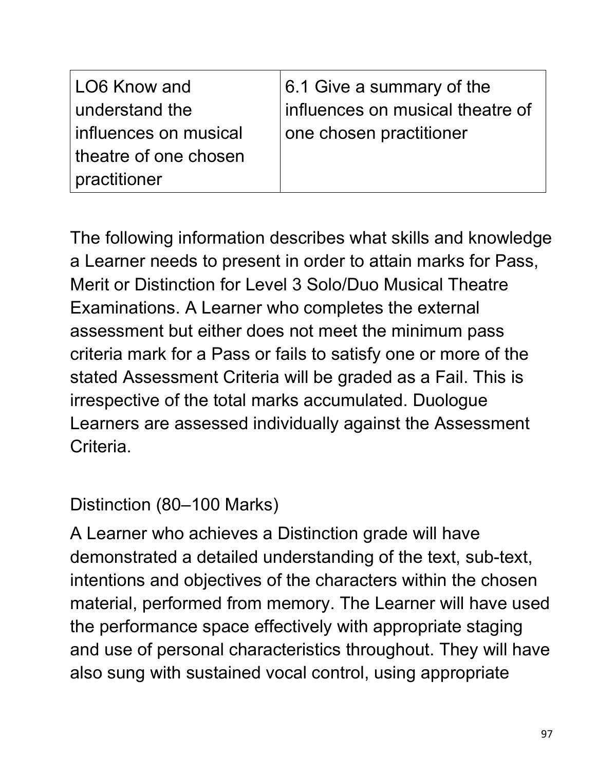| LO6 Know and understand the influences on musical theatre of one chosen practitioner | 6.1 Give a summary of the influences on musical theatre of one chosen practitioner |
|---|---|

The following information describes what skills and knowledge a Learner needs to present in order to attain marks for Pass, Merit or Distinction for Level 3 Solo/Duo Musical Theatre Examinations. A Learner who completes the external assessment but either does not meet the minimum pass criteria mark for a Pass or fails to satisfy one or more of the stated Assessment Criteria will be graded as a Fail. This is irrespective of the total marks accumulated. Duologue Learners are assessed individually against the Assessment Criteria.

Distinction (80–100 Marks)

A Learner who achieves a Distinction grade will have demonstrated a detailed understanding of the text, sub-text, intentions and objectives of the characters within the chosen material, performed from memory. The Learner will have used the performance space effectively with appropriate staging and use of personal characteristics throughout. They will have also sung with sustained vocal control, using appropriate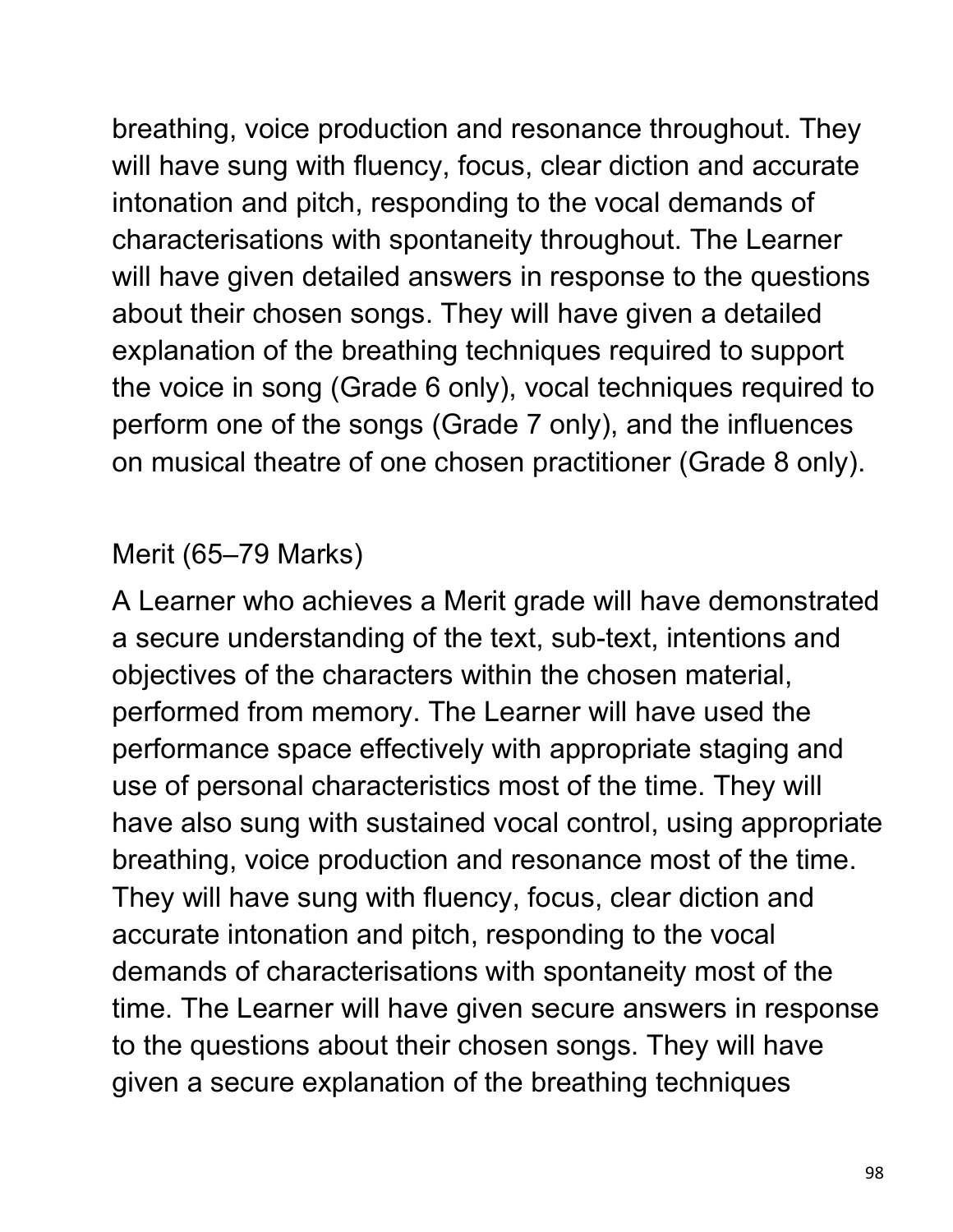breathing, voice production and resonance throughout. They will have sung with fluency, focus, clear diction and accurate intonation and pitch, responding to the vocal demands of characterisations with spontaneity throughout. The Learner will have given detailed answers in response to the questions about their chosen songs. They will have given a detailed explanation of the breathing techniques required to support the voice in song (Grade 6 only), vocal techniques required to perform one of the songs (Grade 7 only), and the influences on musical theatre of one chosen practitioner (Grade 8 only).

Merit (65–79 Marks)

A Learner who achieves a Merit grade will have demonstrated a secure understanding of the text, sub-text, intentions and objectives of the characters within the chosen material, performed from memory. The Learner will have used the performance space effectively with appropriate staging and use of personal characteristics most of the time. They will have also sung with sustained vocal control, using appropriate breathing, voice production and resonance most of the time. They will have sung with fluency, focus, clear diction and accurate intonation and pitch, responding to the vocal demands of characterisations with spontaneity most of the time. The Learner will have given secure answers in response to the questions about their chosen songs. They will have given a secure explanation of the breathing techniques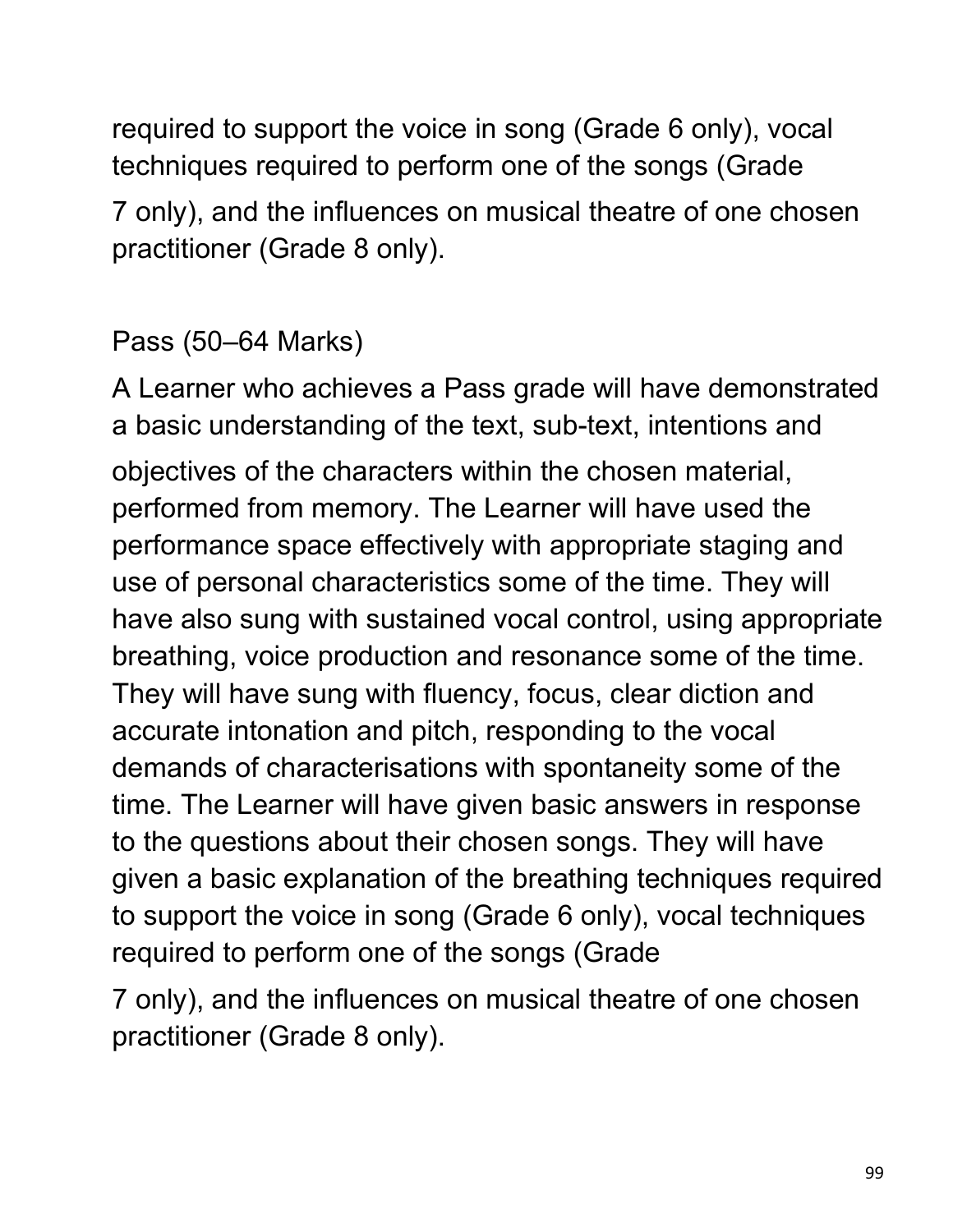required to support the voice in song (Grade 6 only), vocal techniques required to perform one of the songs (Grade 7 only), and the influences on musical theatre of one chosen practitioner (Grade 8 only).

Pass (50–64 Marks)

A Learner who achieves a Pass grade will have demonstrated a basic understanding of the text, sub-text, intentions and objectives of the characters within the chosen material, performed from memory. The Learner will have used the performance space effectively with appropriate staging and use of personal characteristics some of the time. They will have also sung with sustained vocal control, using appropriate breathing, voice production and resonance some of the time. They will have sung with fluency, focus, clear diction and accurate intonation and pitch, responding to the vocal demands of characterisations with spontaneity some of the time. The Learner will have given basic answers in response to the questions about their chosen songs. They will have given a basic explanation of the breathing techniques required to support the voice in song (Grade 6 only), vocal techniques required to perform one of the songs (Grade 7 only), and the influences on musical theatre of one chosen practitioner (Grade 8 only).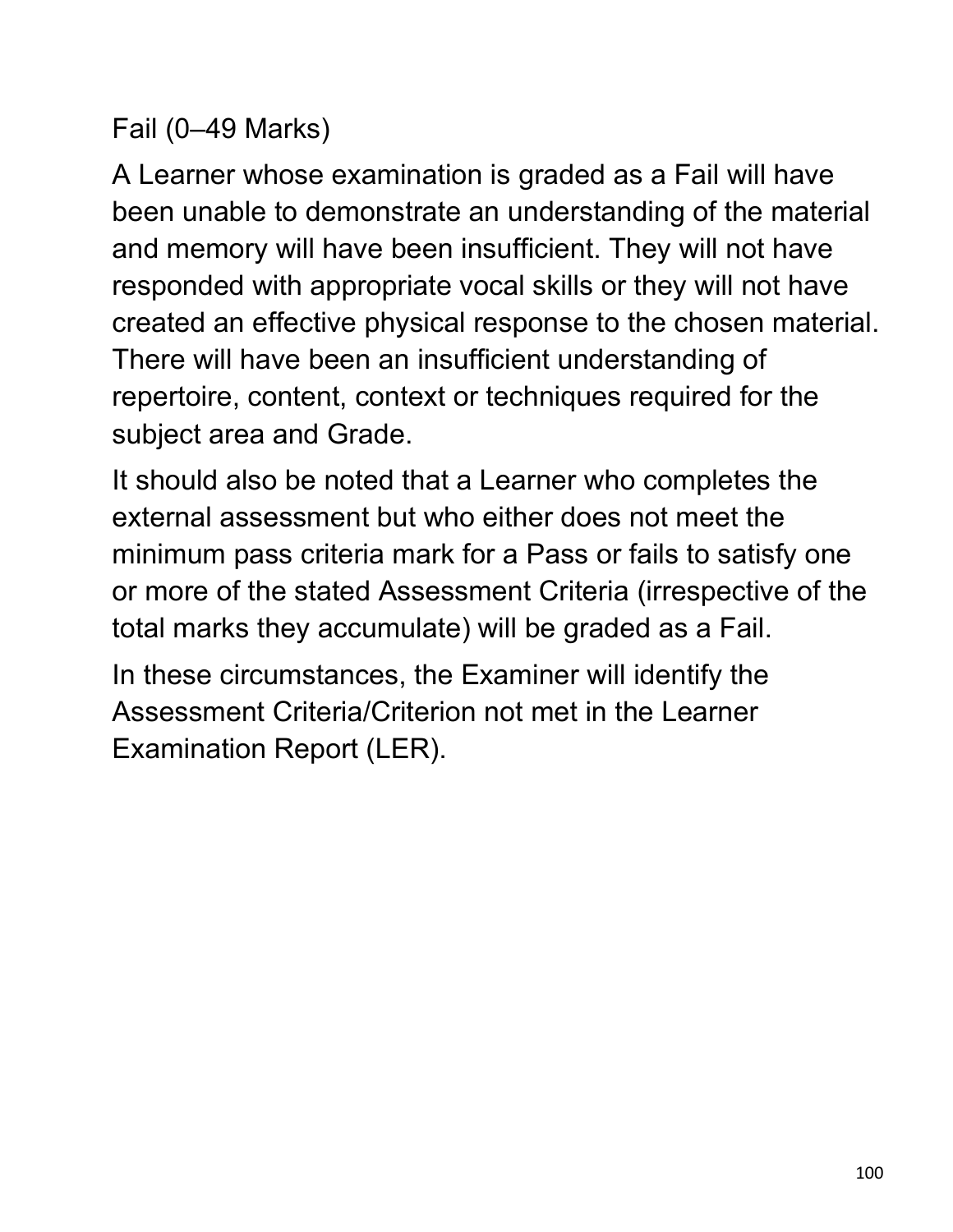### Fail (0–49 Marks)

A Learner whose examination is graded as a Fail will have been unable to demonstrate an understanding of the material and memory will have been insufficient. They will not have responded with appropriate vocal skills or they will not have created an effective physical response to the chosen material. There will have been an insufficient understanding of repertoire, content, context or techniques required for the subject area and Grade.

It should also be noted that a Learner who completes the external assessment but who either does not meet the minimum pass criteria mark for a Pass or fails to satisfy one or more of the stated Assessment Criteria (irrespective of the total marks they accumulate) will be graded as a Fail.

In these circumstances, the Examiner will identify the Assessment Criteria/Criterion not met in the Learner Examination Report (LER).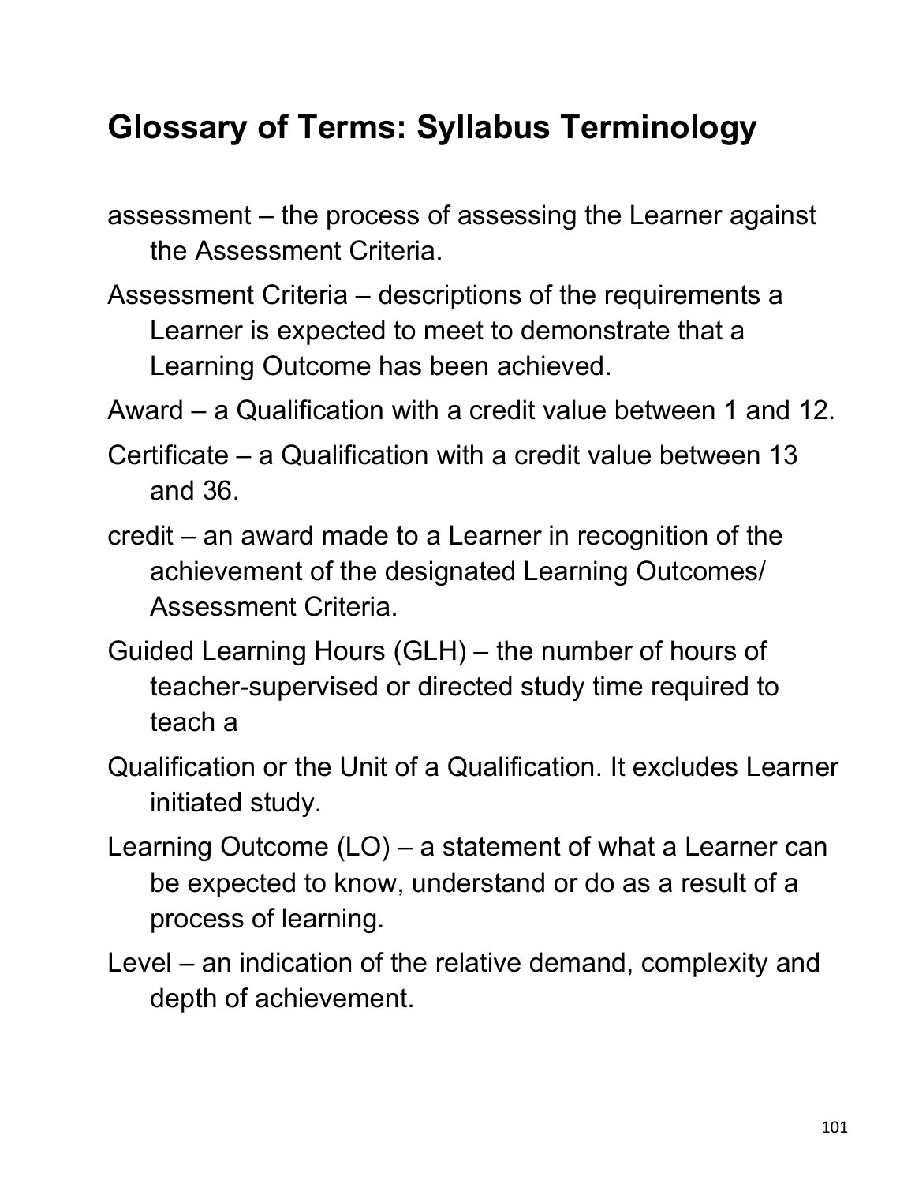## Glossary of Terms: Syllabus Terminology

assessment – the process of assessing the Learner against the Assessment Criteria.

Assessment Criteria – descriptions of the requirements a Learner is expected to meet to demonstrate that a Learning Outcome has been achieved.

Award – a Qualification with a credit value between 1 and 12.

Certificate – a Qualification with a credit value between 13 and 36.

credit – an award made to a Learner in recognition of the achievement of the designated Learning Outcomes/ Assessment Criteria.

Guided Learning Hours (GLH) – the number of hours of teacher-supervised or directed study time required to teach a

Qualification or the Unit of a Qualification. It excludes Learner initiated study.

Learning Outcome (LO) – a statement of what a Learner can be expected to know, understand or do as a result of a process of learning.

Level – an indication of the relative demand, complexity and depth of achievement.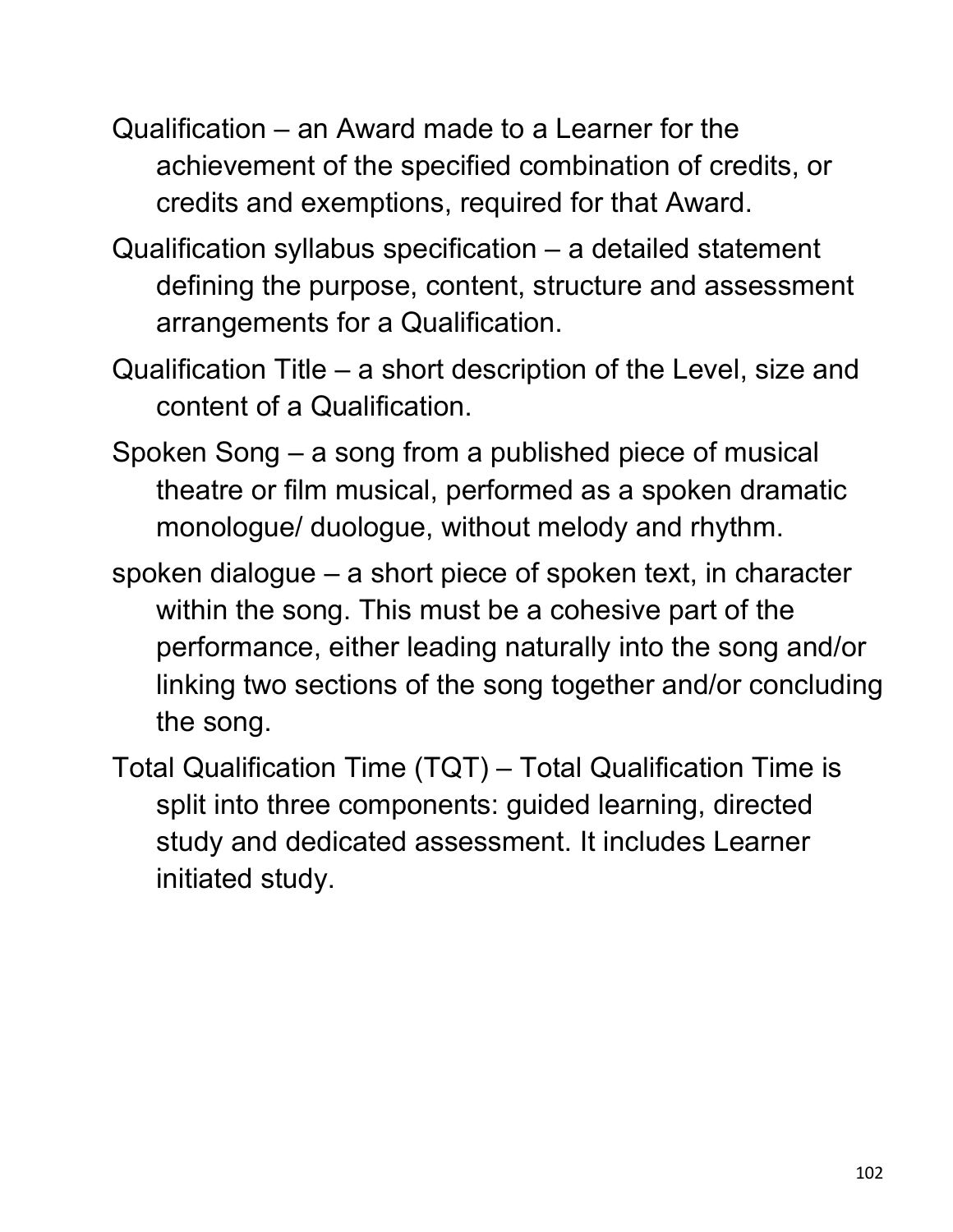Qualification – an Award made to a Learner for the achievement of the specified combination of credits, or credits and exemptions, required for that Award.

Qualification syllabus specification – a detailed statement defining the purpose, content, structure and assessment arrangements for a Qualification.

Qualification Title – a short description of the Level, size and content of a Qualification.

Spoken Song – a song from a published piece of musical theatre or film musical, performed as a spoken dramatic monologue/ duologue, without melody and rhythm.

spoken dialogue – a short piece of spoken text, in character within the song. This must be a cohesive part of the performance, either leading naturally into the song and/or linking two sections of the song together and/or concluding the song.

Total Qualification Time (TQT) – Total Qualification Time is split into three components: guided learning, directed study and dedicated assessment. It includes Learner initiated study.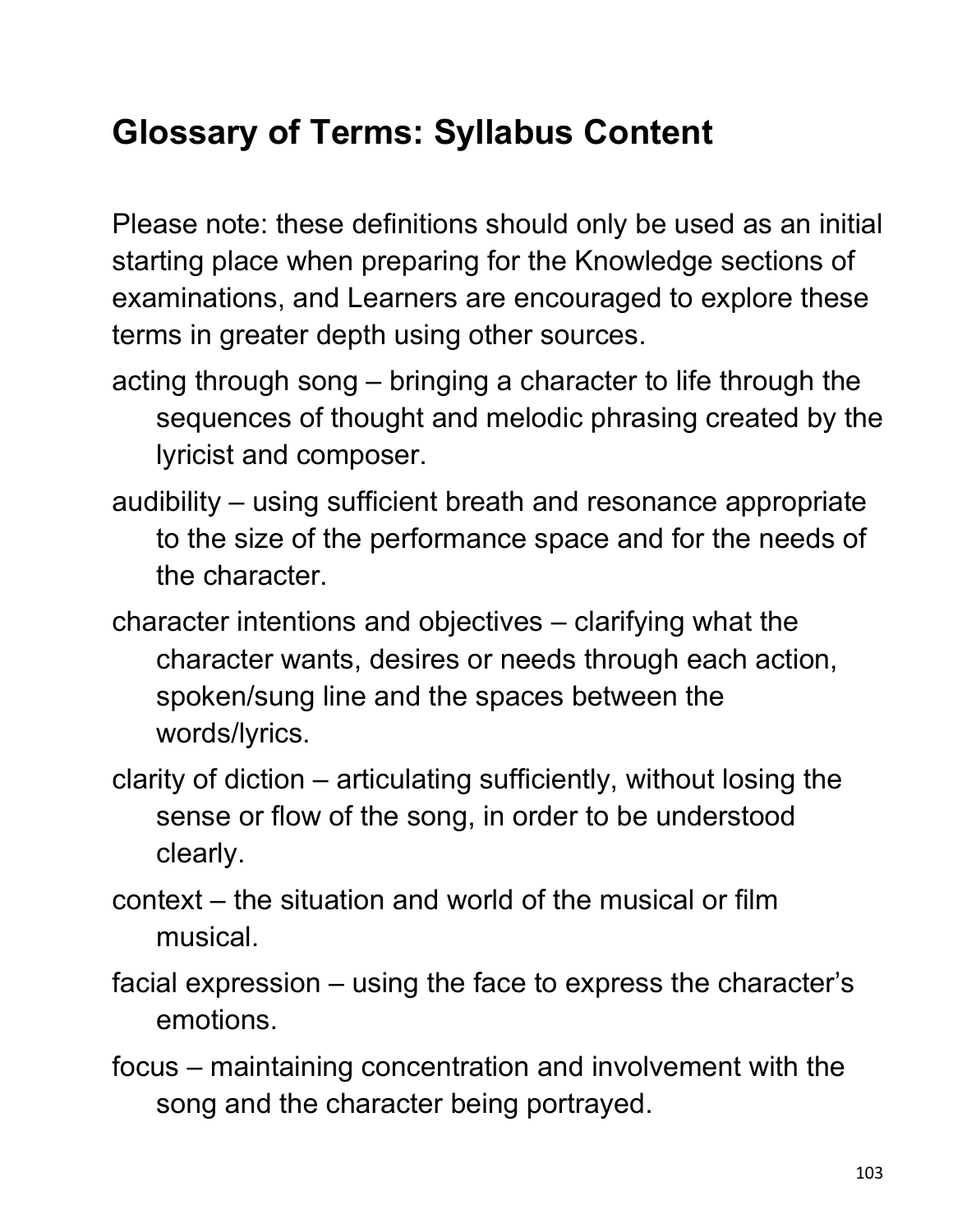## Glossary of Terms: Syllabus Content

Please note: these definitions should only be used as an initial starting place when preparing for the Knowledge sections of examinations, and Learners are encouraged to explore these terms in greater depth using other sources.

acting through song – bringing a character to life through the sequences of thought and melodic phrasing created by the lyricist and composer.

audibility – using sufficient breath and resonance appropriate to the size of the performance space and for the needs of the character.

character intentions and objectives – clarifying what the character wants, desires or needs through each action, spoken/sung line and the spaces between the words/lyrics.

clarity of diction – articulating sufficiently, without losing the sense or flow of the song, in order to be understood clearly.

context – the situation and world of the musical or film musical.

facial expression – using the face to express the character's emotions.

focus – maintaining concentration and involvement with the song and the character being portrayed.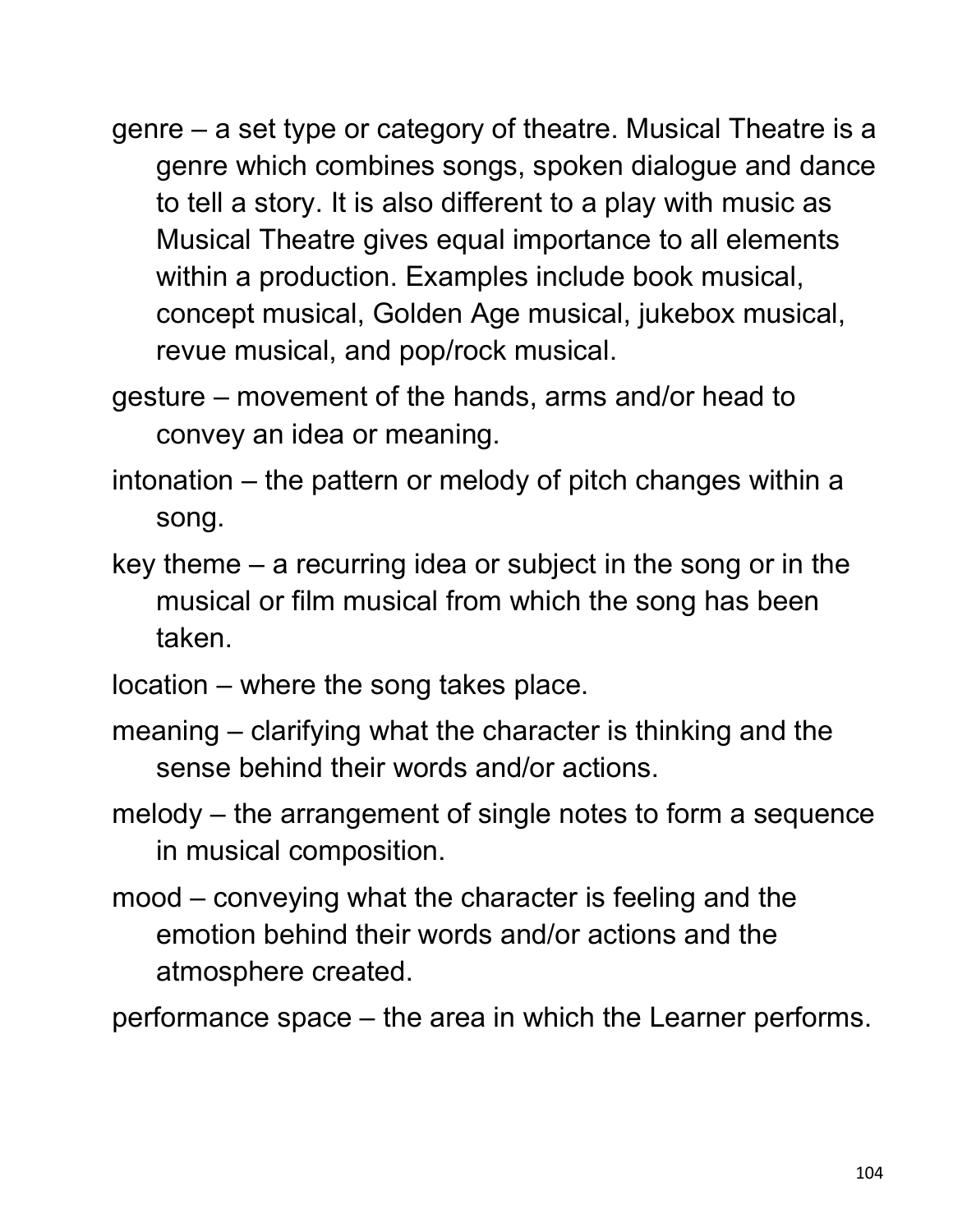genre – a set type or category of theatre. Musical Theatre is a genre which combines songs, spoken dialogue and dance to tell a story. It is also different to a play with music as Musical Theatre gives equal importance to all elements within a production. Examples include book musical, concept musical, Golden Age musical, jukebox musical, revue musical, and pop/rock musical.

gesture – movement of the hands, arms and/or head to convey an idea or meaning.

intonation – the pattern or melody of pitch changes within a song.

key theme – a recurring idea or subject in the song or in the musical or film musical from which the song has been taken.

location – where the song takes place.

meaning – clarifying what the character is thinking and the sense behind their words and/or actions.

melody – the arrangement of single notes to form a sequence in musical composition.

mood – conveying what the character is feeling and the emotion behind their words and/or actions and the atmosphere created.

performance space – the area in which the Learner performs.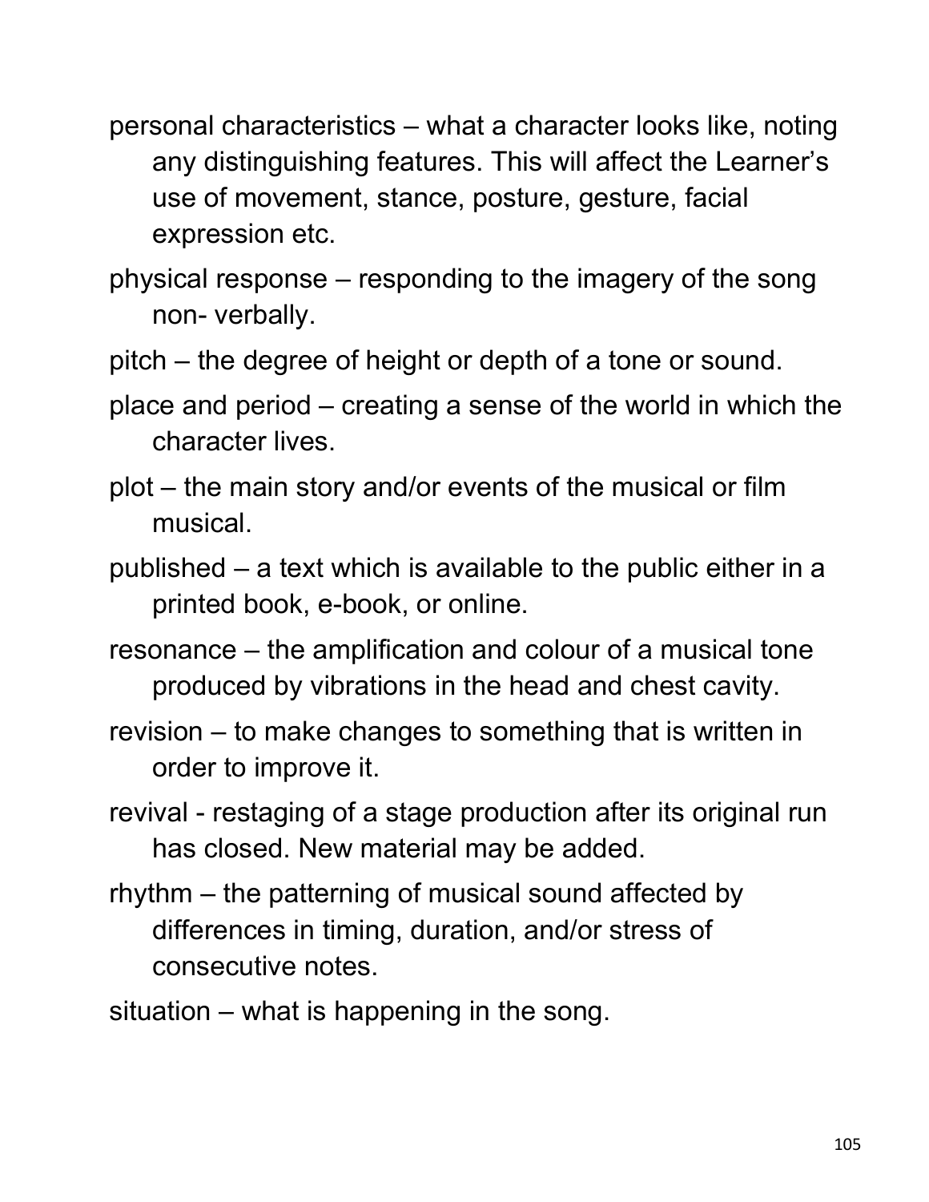personal characteristics – what a character looks like, noting any distinguishing features. This will affect the Learner's use of movement, stance, posture, gesture, facial expression etc.

physical response – responding to the imagery of the song non- verbally.

pitch – the degree of height or depth of a tone or sound.

place and period – creating a sense of the world in which the character lives.

plot – the main story and/or events of the musical or film musical.

published – a text which is available to the public either in a printed book, e-book, or online.

resonance – the amplification and colour of a musical tone produced by vibrations in the head and chest cavity.

revision – to make changes to something that is written in order to improve it.

revival - restaging of a stage production after its original run has closed. New material may be added.

rhythm – the patterning of musical sound affected by differences in timing, duration, and/or stress of consecutive notes.

situation – what is happening in the song.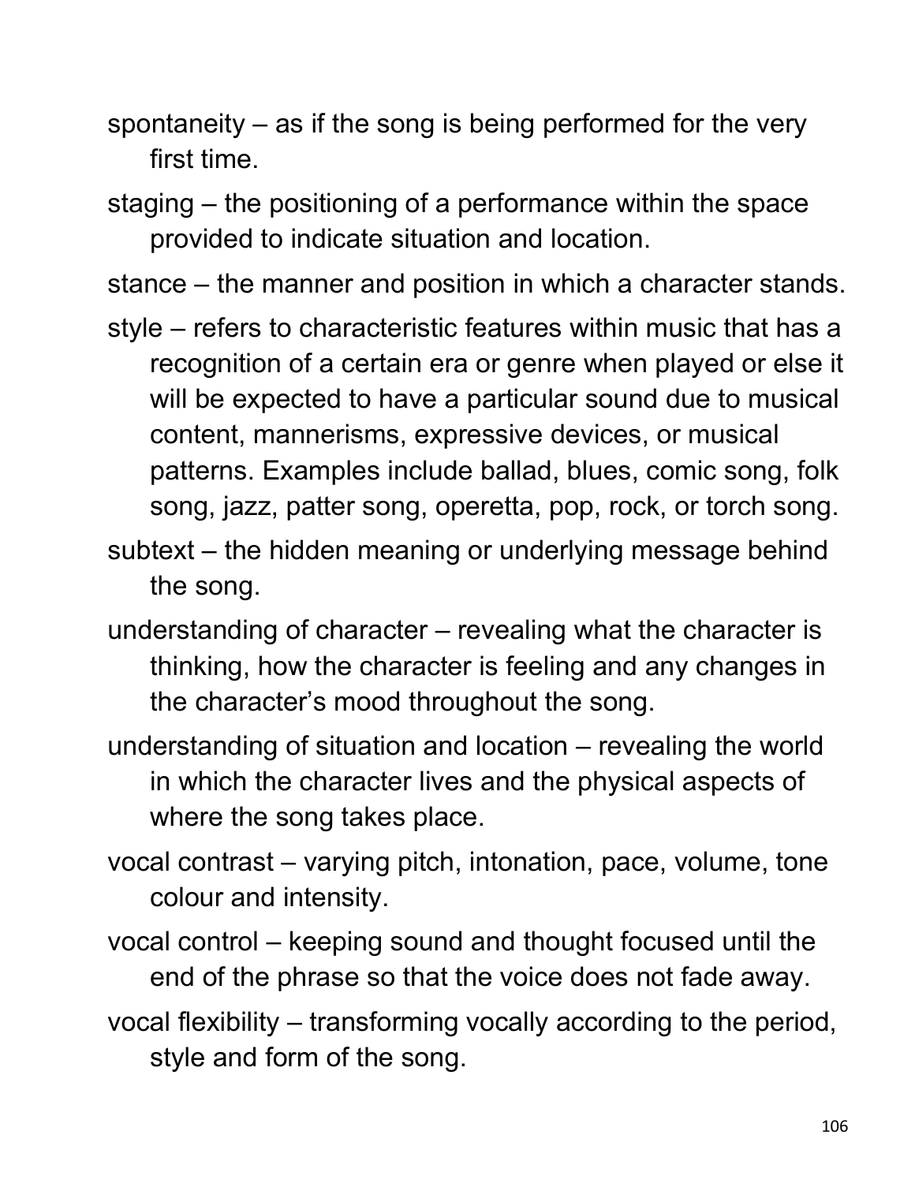spontaneity – as if the song is being performed for the very first time.

staging – the positioning of a performance within the space provided to indicate situation and location.

stance – the manner and position in which a character stands.

style – refers to characteristic features within music that has a recognition of a certain era or genre when played or else it will be expected to have a particular sound due to musical content, mannerisms, expressive devices, or musical patterns. Examples include ballad, blues, comic song, folk song, jazz, patter song, operetta, pop, rock, or torch song.

subtext – the hidden meaning or underlying message behind the song.

understanding of character – revealing what the character is thinking, how the character is feeling and any changes in the character's mood throughout the song.

understanding of situation and location – revealing the world in which the character lives and the physical aspects of where the song takes place.

vocal contrast – varying pitch, intonation, pace, volume, tone colour and intensity.

vocal control – keeping sound and thought focused until the end of the phrase so that the voice does not fade away.

vocal flexibility – transforming vocally according to the period, style and form of the song.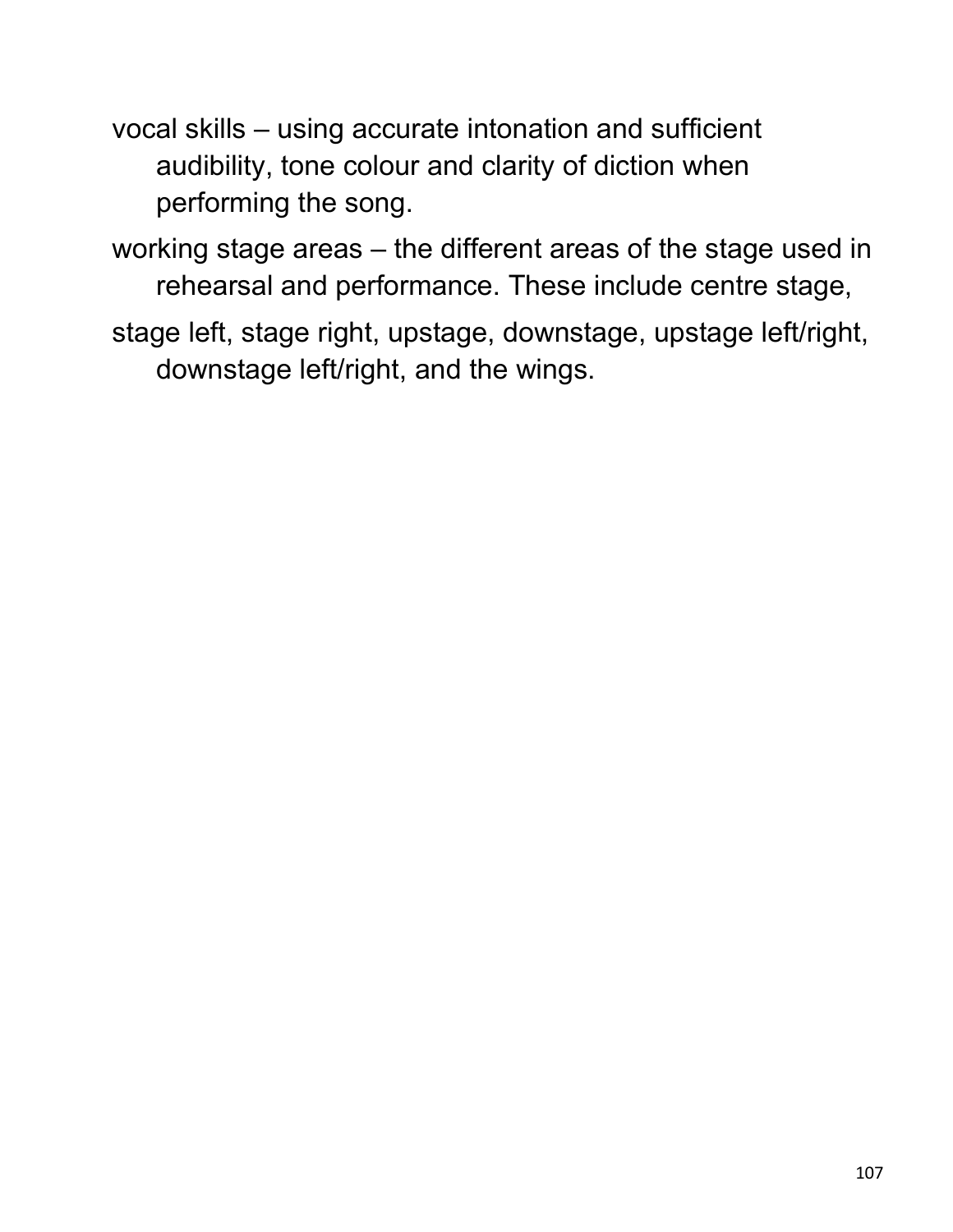vocal skills – using accurate intonation and sufficient audibility, tone colour and clarity of diction when performing the song.

working stage areas – the different areas of the stage used in rehearsal and performance. These include centre stage, stage left, stage right, upstage, downstage, upstage left/right, downstage left/right, and the wings.